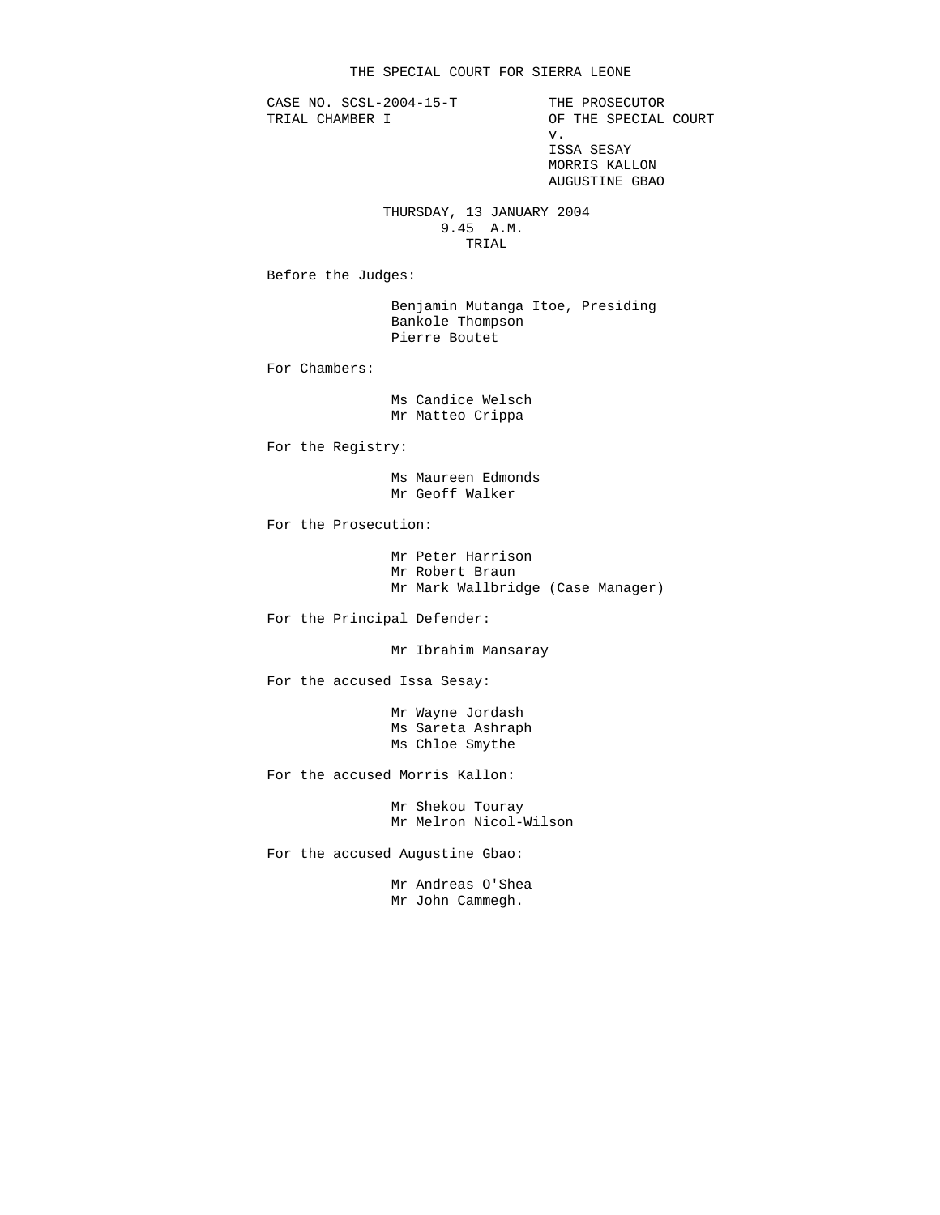THE SPECIAL COURT FOR SIERRA LEONE

CASE NO. SCSL-2004-15-T
TRIAL CHAMBER I

THE PROSECUTOR
OF THE SPECIAL COURT
v.
ISSA SESAY
MORRIS KALLON
AUGUSTINE GBAO

THURSDAY, 13 JANUARY 2004
9.45 A.M.
TRIAL

Before the Judges:

Benjamin Mutanga Itoe, Presiding
Bankole Thompson
Pierre Boutet

For Chambers:

Ms Candice Welsch
Mr Matteo Crippa

For the Registry:

Ms Maureen Edmonds
Mr Geoff Walker

For the Prosecution:

Mr Peter Harrison
Mr Robert Braun
Mr Mark Wallbridge (Case Manager)

For the Principal Defender:

Mr Ibrahim Mansaray

For the accused Issa Sesay:

Mr Wayne Jordash
Ms Sareta Ashraph
Ms Chloe Smythe

For the accused Morris Kallon:

Mr Shekou Touray
Mr Melron Nicol-Wilson

For the accused Augustine Gbao:

Mr Andreas O'Shea
Mr John Cammegh.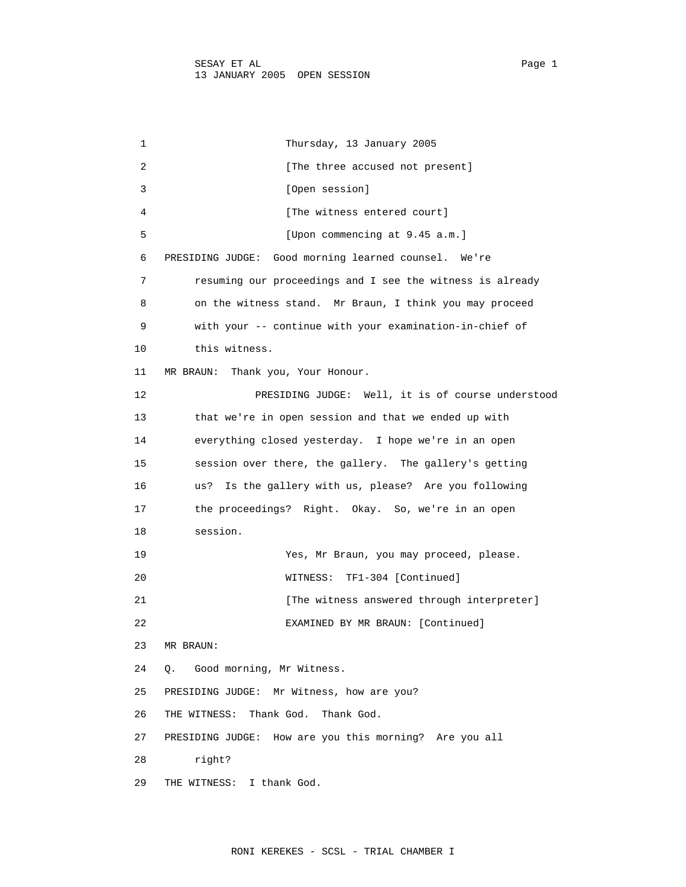Thursday, 13 January 2005

[The three accused not present]

[Open session]

[The witness entered court]

[Upon commencing at 9.45 a.m.]

PRESIDING JUDGE: Good morning learned counsel. We're resuming our proceedings and I see the witness is already on the witness stand. Mr Braun, I think you may proceed with your -- continue with your examination-in-chief of this witness.

MR BRAUN: Thank you, Your Honour.

PRESIDING JUDGE: Well, it is of course understood that we're in open session and that we ended up with everything closed yesterday. I hope we're in an open session over there, the gallery. The gallery's getting us? Is the gallery with us, please? Are you following the proceedings? Right. Okay. So, we're in an open session.

Yes, Mr Braun, you may proceed, please.

WITNESS: TF1-304 [Continued]

[The witness answered through interpreter]

EXAMINED BY MR BRAUN: [Continued]

MR BRAUN:

Q. Good morning, Mr Witness.

PRESIDING JUDGE: Mr Witness, how are you?

THE WITNESS: Thank God. Thank God.

PRESIDING JUDGE: How are you this morning? Are you all right?

THE WITNESS: I thank God.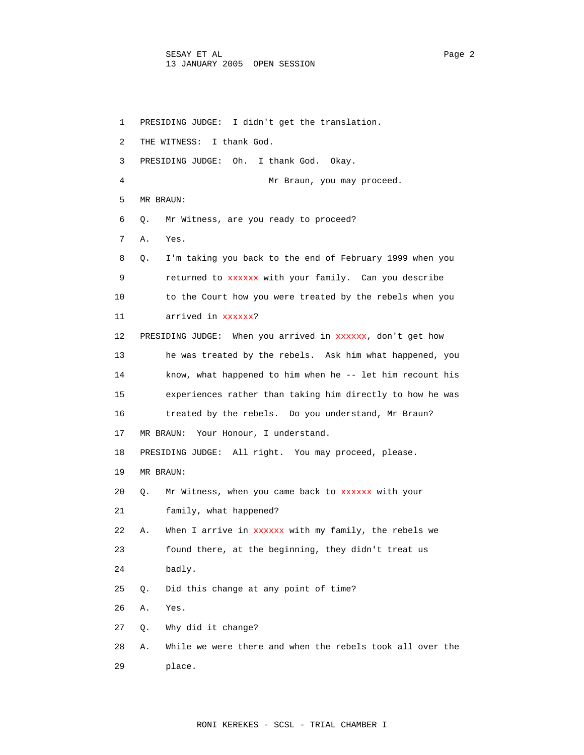PRESIDING JUDGE: I didn't get the translation.

THE WITNESS: I thank God.

PRESIDING JUDGE: Oh. I thank God. Okay.

Mr Braun, you may proceed.

MR BRAUN:

Q. Mr Witness, are you ready to proceed?

A. Yes.

Q. I'm taking you back to the end of February 1999 when you returned to xxxxxx with your family. Can you describe to the Court how you were treated by the rebels when you arrived in xxxxxx?

PRESIDING JUDGE: When you arrived in xxxxxx, don't get how he was treated by the rebels. Ask him what happened, you know, what happened to him when he -- let him recount his experiences rather than taking him directly to how he was treated by the rebels. Do you understand, Mr Braun?

MR BRAUN: Your Honour, I understand.

PRESIDING JUDGE: All right. You may proceed, please.

MR BRAUN:

Q. Mr Witness, when you came back to xxxxxx with your family, what happened?

A. When I arrive in xxxxxx with my family, the rebels we found there, at the beginning, they didn't treat us badly.

Q. Did this change at any point of time?

A. Yes.

Q. Why did it change?

A. While we were there and when the rebels took all over the place.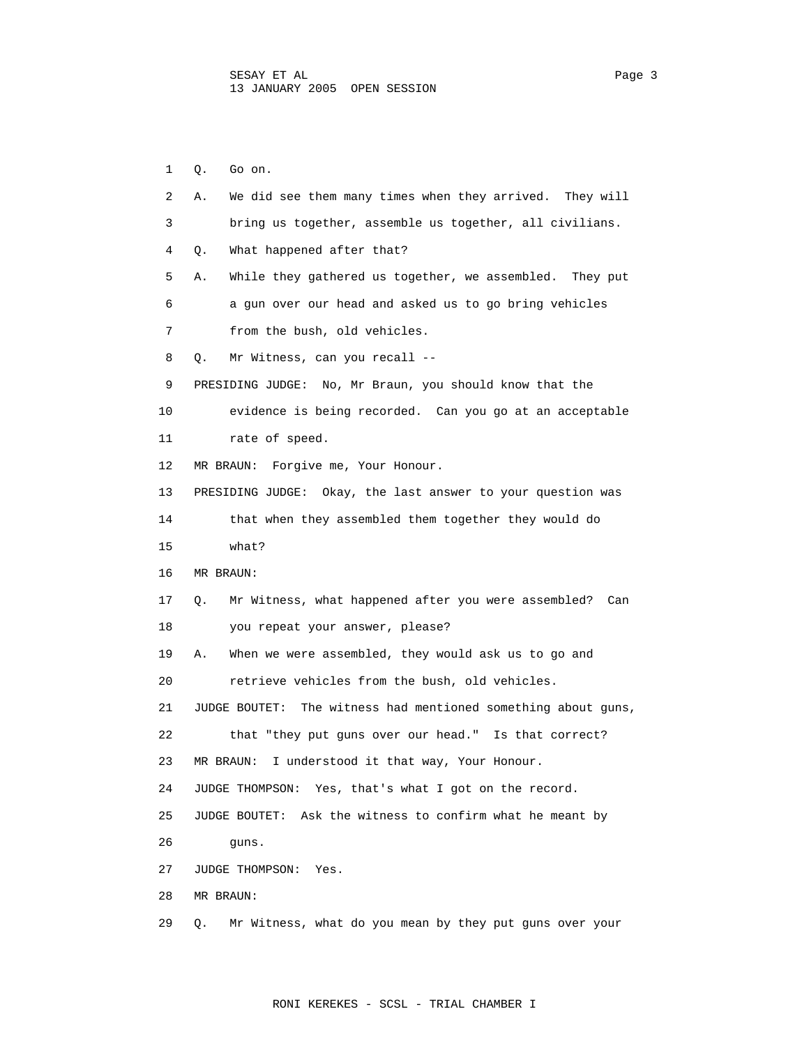1 Q. Go on.

2 A. We did see them many times when they arrived. They will

3 bring us together, assemble us together, all civilians.

4 Q. What happened after that?

5 A. While they gathered us together, we assembled. They put

6 a gun over our head and asked us to go bring vehicles

7 from the bush, old vehicles.

8 Q. Mr Witness, can you recall --

9 PRESIDING JUDGE: No, Mr Braun, you should know that the

10 evidence is being recorded. Can you go at an acceptable

11 rate of speed.

12 MR BRAUN: Forgive me, Your Honour.

13 PRESIDING JUDGE: Okay, the last answer to your question was

14 that when they assembled them together they would do

15 what?

16 MR BRAUN:

17 Q. Mr Witness, what happened after you were assembled? Can

18 you repeat your answer, please?

19 A. When we were assembled, they would ask us to go and

20 retrieve vehicles from the bush, old vehicles.

21 JUDGE BOUTET: The witness had mentioned something about guns,

22 that "they put guns over our head." Is that correct?

23 MR BRAUN: I understood it that way, Your Honour.

24 JUDGE THOMPSON: Yes, that's what I got on the record.

25 JUDGE BOUTET: Ask the witness to confirm what he meant by

26 guns.

27 JUDGE THOMPSON: Yes.

28 MR BRAUN:

29 Q. Mr Witness, what do you mean by they put guns over your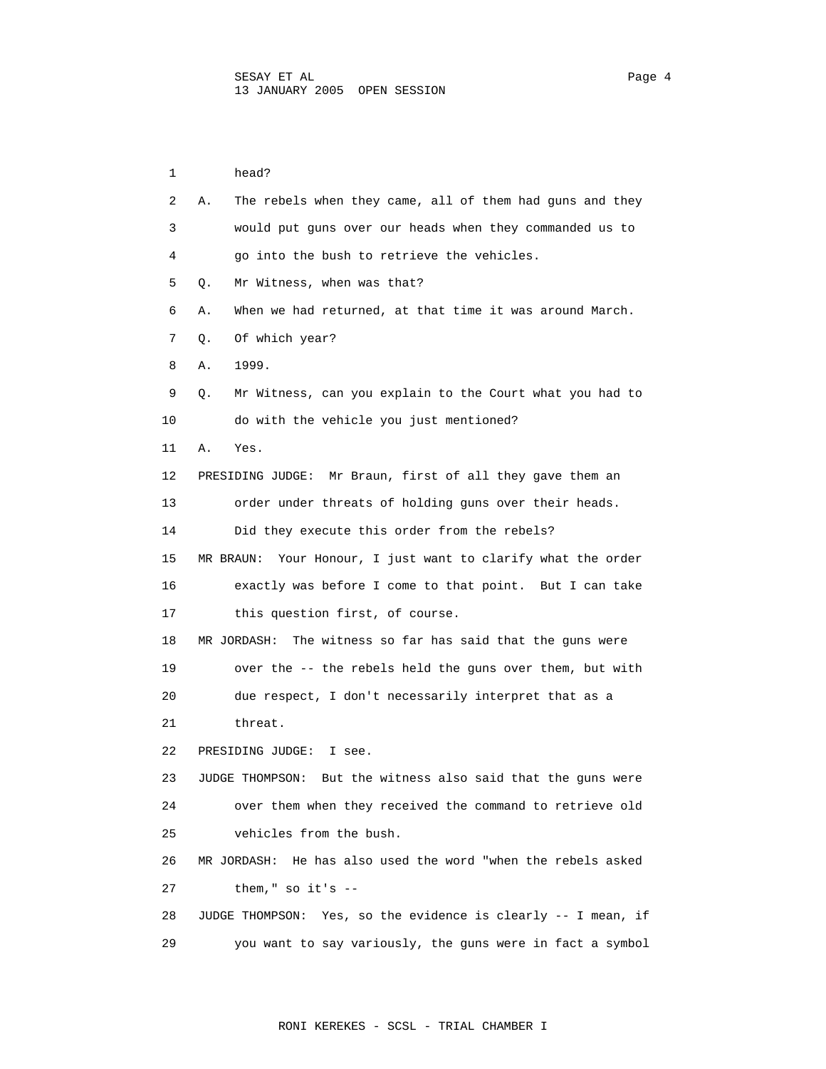1 head?

2 A. The rebels when they came, all of them had guns and they

3 would put guns over our heads when they commanded us to

4 go into the bush to retrieve the vehicles.

5 Q. Mr Witness, when was that?

6 A. When we had returned, at that time it was around March.

7 Q. Of which year?

8 A. 1999.

9 Q. Mr Witness, can you explain to the Court what you had to

10 do with the vehicle you just mentioned?

11 A. Yes.

12 PRESIDING JUDGE: Mr Braun, first of all they gave them an

13 order under threats of holding guns over their heads.

14 Did they execute this order from the rebels?

15 MR BRAUN: Your Honour, I just want to clarify what the order

16 exactly was before I come to that point. But I can take

17 this question first, of course.

18 MR JORDASH: The witness so far has said that the guns were

19 over the -- the rebels held the guns over them, but with

20 due respect, I don't necessarily interpret that as a

21 threat.

22 PRESIDING JUDGE: I see.

23 JUDGE THOMPSON: But the witness also said that the guns were

24 over them when they received the command to retrieve old

25 vehicles from the bush.

26 MR JORDASH: He has also used the word "when the rebels asked

27 them," so it's --

28 JUDGE THOMPSON: Yes, so the evidence is clearly -- I mean, if

29 you want to say variously, the guns were in fact a symbol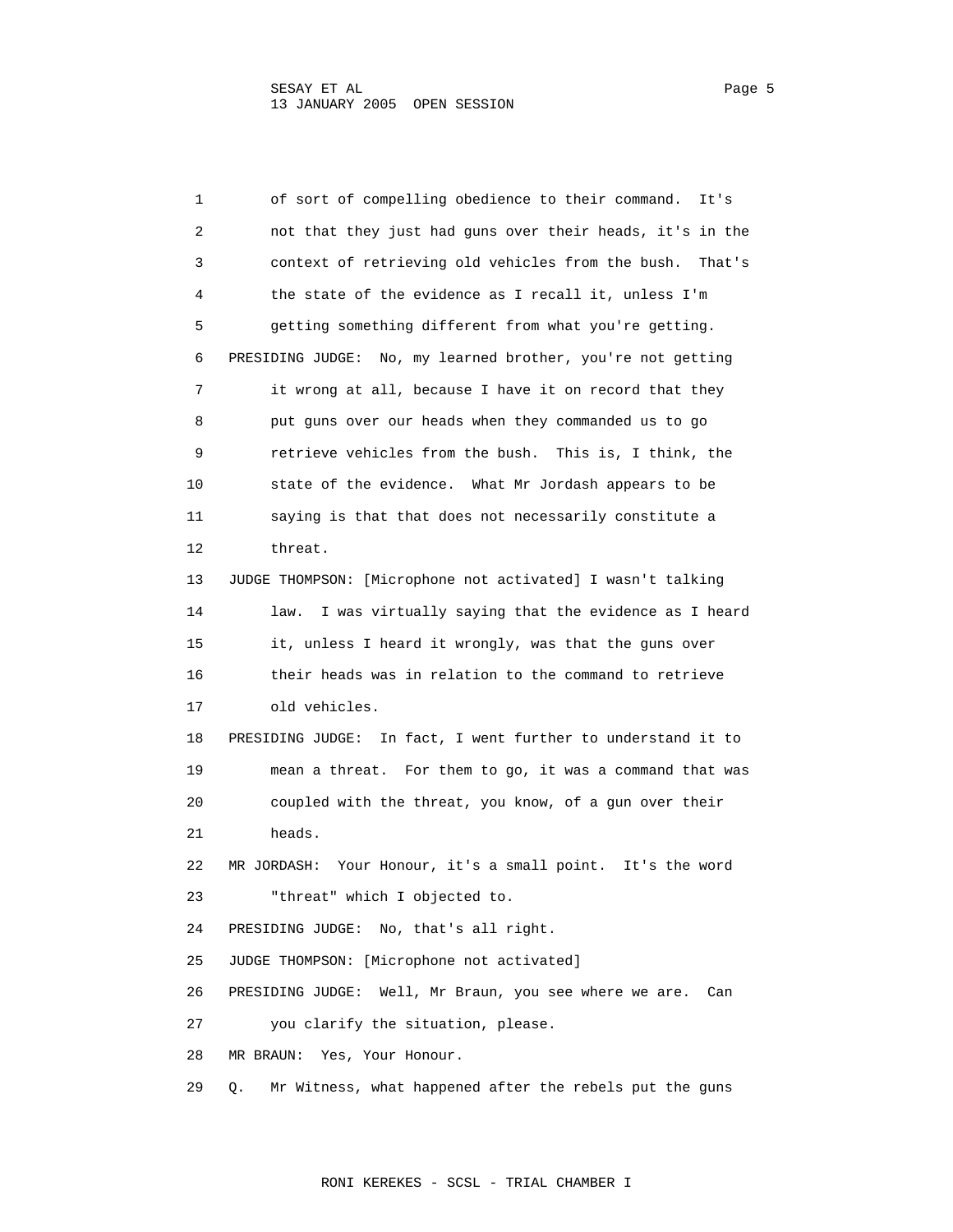1 of sort of compelling obedience to their command. It's
2 not that they just had guns over their heads, it's in the
3 context of retrieving old vehicles from the bush. That's
4 the state of the evidence as I recall it, unless I'm
5 getting something different from what you're getting.
6 PRESIDING JUDGE: No, my learned brother, you're not getting
7 it wrong at all, because I have it on record that they
8 put guns over our heads when they commanded us to go
9 retrieve vehicles from the bush. This is, I think, the
10 state of the evidence. What Mr Jordash appears to be
11 saying is that that does not necessarily constitute a
12 threat.
13 JUDGE THOMPSON: [Microphone not activated] I wasn't talking
14 law. I was virtually saying that the evidence as I heard
15 it, unless I heard it wrongly, was that the guns over
16 their heads was in relation to the command to retrieve
17 old vehicles.
18 PRESIDING JUDGE: In fact, I went further to understand it to
19 mean a threat. For them to go, it was a command that was
20 coupled with the threat, you know, of a gun over their
21 heads.
22 MR JORDASH: Your Honour, it's a small point. It's the word
23 "threat" which I objected to.
24 PRESIDING JUDGE: No, that's all right.
25 JUDGE THOMPSON: [Microphone not activated]
26 PRESIDING JUDGE: Well, Mr Braun, you see where we are. Can
27 you clarify the situation, please.
28 MR BRAUN: Yes, Your Honour.
29 Q. Mr Witness, what happened after the rebels put the guns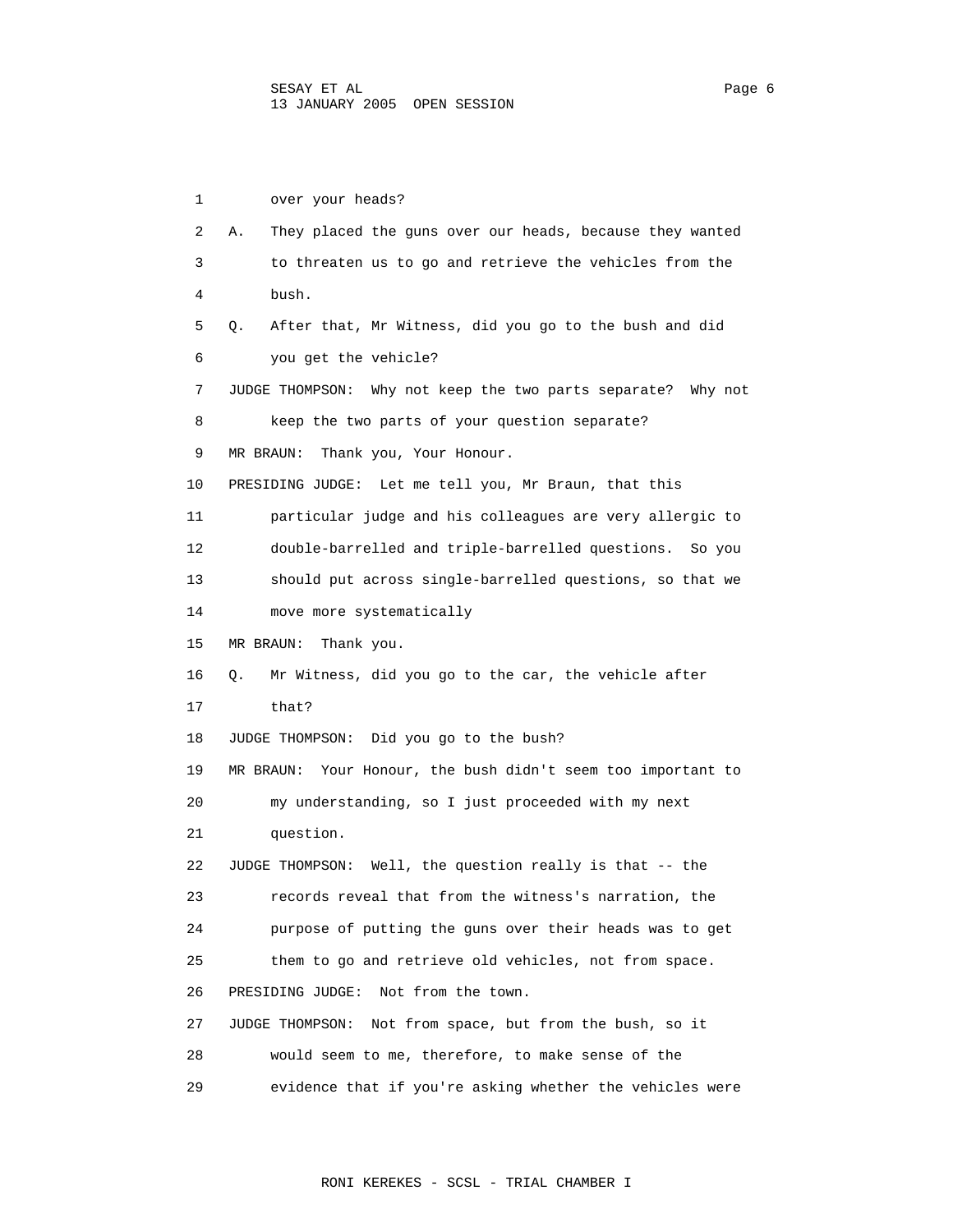over your heads?

A. They placed the guns over our heads, because they wanted to threaten us to go and retrieve the vehicles from the bush.

Q. After that, Mr Witness, did you go to the bush and did you get the vehicle?

JUDGE THOMPSON: Why not keep the two parts separate? Why not keep the two parts of your question separate?

MR BRAUN: Thank you, Your Honour.

PRESIDING JUDGE: Let me tell you, Mr Braun, that this particular judge and his colleagues are very allergic to double-barrelled and triple-barrelled questions. So you should put across single-barrelled questions, so that we move more systematically

MR BRAUN: Thank you.

Q. Mr Witness, did you go to the car, the vehicle after that?

JUDGE THOMPSON: Did you go to the bush?

MR BRAUN: Your Honour, the bush didn't seem too important to my understanding, so I just proceeded with my next question.

JUDGE THOMPSON: Well, the question really is that -- the records reveal that from the witness's narration, the purpose of putting the guns over their heads was to get them to go and retrieve old vehicles, not from space.

PRESIDING JUDGE: Not from the town.

JUDGE THOMPSON: Not from space, but from the bush, so it would seem to me, therefore, to make sense of the evidence that if you're asking whether the vehicles were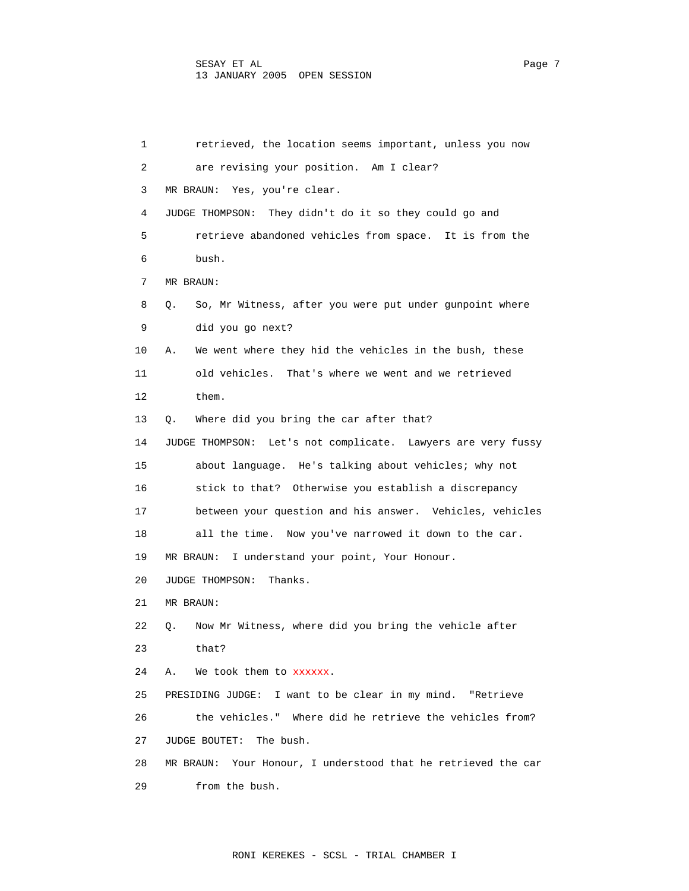1 retrieved, the location seems important, unless you now
2 are revising your position. Am I clear?

3 MR BRAUN: Yes, you're clear.

4 JUDGE THOMPSON: They didn't do it so they could go and
5 retrieve abandoned vehicles from space. It is from the
6 bush.

7 MR BRAUN:

8 Q. So, Mr Witness, after you were put under gunpoint where
9 did you go next?

10 A. We went where they hid the vehicles in the bush, these
11 old vehicles. That's where we went and we retrieved
12 them.

13 Q. Where did you bring the car after that?

14 JUDGE THOMPSON: Let's not complicate. Lawyers are very fussy
15 about language. He's talking about vehicles; why not
16 stick to that? Otherwise you establish a discrepancy
17 between your question and his answer. Vehicles, vehicles
18 all the time. Now you've narrowed it down to the car.

19 MR BRAUN: I understand your point, Your Honour.

20 JUDGE THOMPSON: Thanks.

21 MR BRAUN:

22 Q. Now Mr Witness, where did you bring the vehicle after
23 that?

24 A. We took them to xxxxxx.

25 PRESIDING JUDGE: I want to be clear in my mind. "Retrieve
26 the vehicles." Where did he retrieve the vehicles from?

27 JUDGE BOUTET: The bush.

28 MR BRAUN: Your Honour, I understood that he retrieved the car
29 from the bush.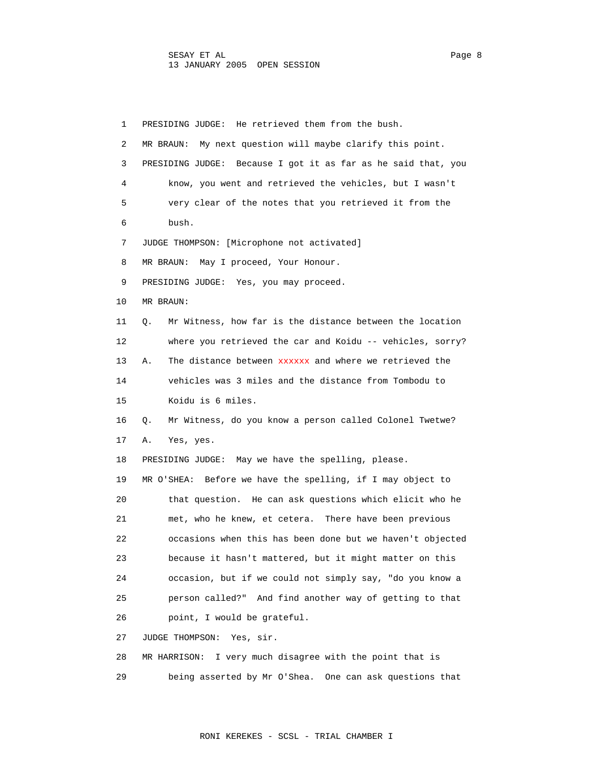1 PRESIDING JUDGE: He retrieved them from the bush.

2 MR BRAUN: My next question will maybe clarify this point.

3 PRESIDING JUDGE: Because I got it as far as he said that, you

4 know, you went and retrieved the vehicles, but I wasn't

5 very clear of the notes that you retrieved it from the

6 bush.

7 JUDGE THOMPSON: [Microphone not activated]

8 MR BRAUN: May I proceed, Your Honour.

9 PRESIDING JUDGE: Yes, you may proceed.

10 MR BRAUN:

11 Q. Mr Witness, how far is the distance between the location

12 where you retrieved the car and Koidu -- vehicles, sorry?

13 A. The distance between xxxxxx and where we retrieved the

14 vehicles was 3 miles and the distance from Tombodu to

15 Koidu is 6 miles.

16 Q. Mr Witness, do you know a person called Colonel Twetwe?

17 A. Yes, yes.

18 PRESIDING JUDGE: May we have the spelling, please.

19 MR O'SHEA: Before we have the spelling, if I may object to

20 that question. He can ask questions which elicit who he

21 met, who he knew, et cetera. There have been previous

22 occasions when this has been done but we haven't objected

23 because it hasn't mattered, but it might matter on this

24 occasion, but if we could not simply say, "do you know a

25 person called?" And find another way of getting to that

26 point, I would be grateful.

27 JUDGE THOMPSON: Yes, sir.

28 MR HARRISON: I very much disagree with the point that is

29 being asserted by Mr O'Shea. One can ask questions that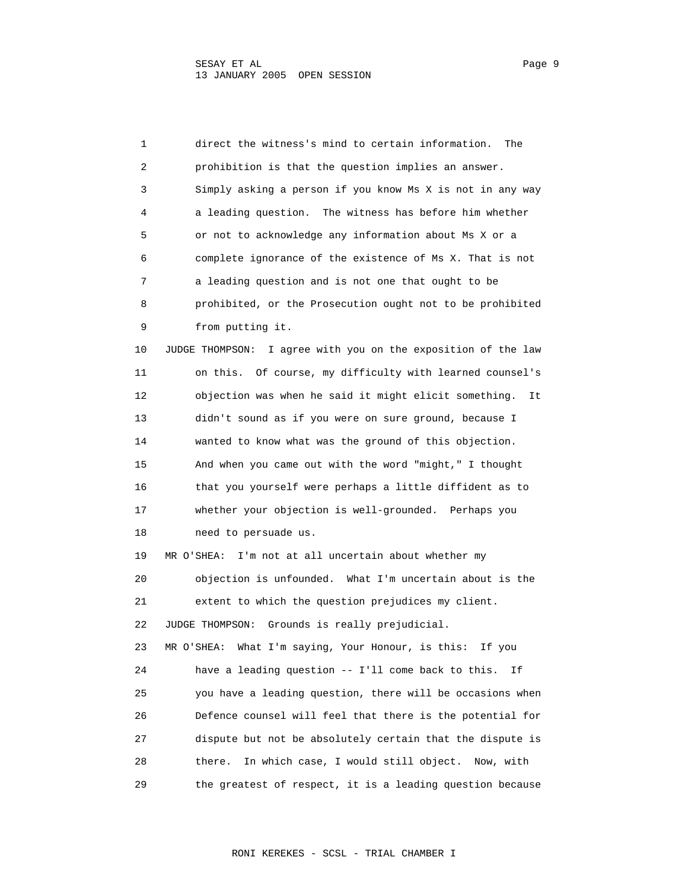direct the witness's mind to certain information. The prohibition is that the question implies an answer. Simply asking a person if you know Ms X is not in any way a leading question. The witness has before him whether or not to acknowledge any information about Ms X or a complete ignorance of the existence of Ms X. That is not a leading question and is not one that ought to be prohibited, or the Prosecution ought not to be prohibited from putting it.

JUDGE THOMPSON: I agree with you on the exposition of the law on this. Of course, my difficulty with learned counsel's objection was when he said it might elicit something. It didn't sound as if you were on sure ground, because I wanted to know what was the ground of this objection. And when you came out with the word "might," I thought that you yourself were perhaps a little diffident as to whether your objection is well-grounded. Perhaps you need to persuade us.

MR O'SHEA: I'm not at all uncertain about whether my objection is unfounded. What I'm uncertain about is the extent to which the question prejudices my client.

JUDGE THOMPSON: Grounds is really prejudicial.

MR O'SHEA: What I'm saying, Your Honour, is this: If you have a leading question -- I'll come back to this. If you have a leading question, there will be occasions when Defence counsel will feel that there is the potential for dispute but not be absolutely certain that the dispute is there. In which case, I would still object. Now, with the greatest of respect, it is a leading question because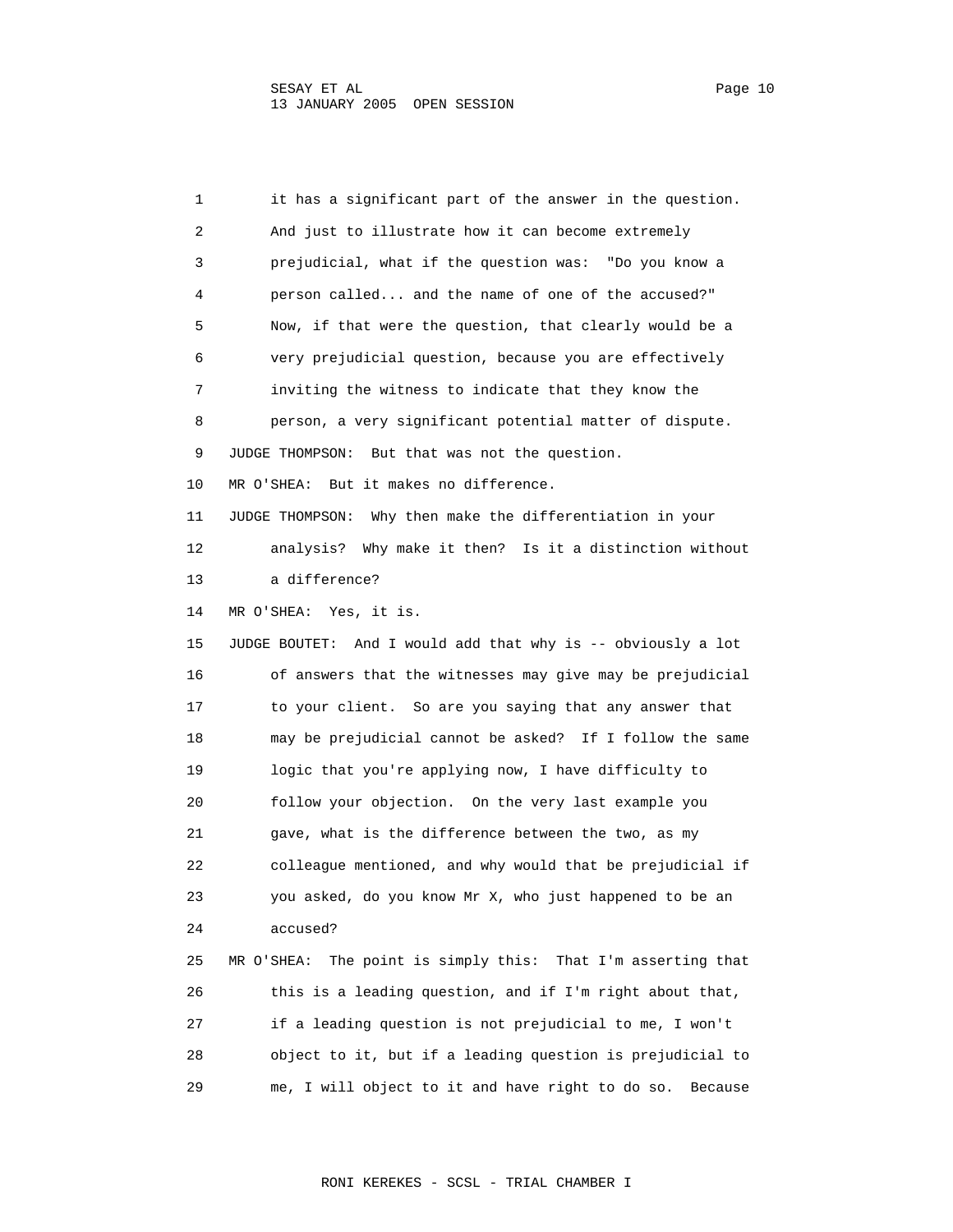it has a significant part of the answer in the question. And just to illustrate how it can become extremely prejudicial, what if the question was: "Do you know a person called... and the name of one of the accused?" Now, if that were the question, that clearly would be a very prejudicial question, because you are effectively inviting the witness to indicate that they know the person, a very significant potential matter of dispute.

JUDGE THOMPSON: But that was not the question.

MR O'SHEA: But it makes no difference.

JUDGE THOMPSON: Why then make the differentiation in your analysis? Why make it then? Is it a distinction without a difference?

MR O'SHEA: Yes, it is.

JUDGE BOUTET: And I would add that why is -- obviously a lot of answers that the witnesses may give may be prejudicial to your client. So are you saying that any answer that may be prejudicial cannot be asked? If I follow the same logic that you're applying now, I have difficulty to follow your objection. On the very last example you gave, what is the difference between the two, as my colleague mentioned, and why would that be prejudicial if you asked, do you know Mr X, who just happened to be an accused?

MR O'SHEA: The point is simply this: That I'm asserting that this is a leading question, and if I'm right about that, if a leading question is not prejudicial to me, I won't object to it, but if a leading question is prejudicial to me, I will object to it and have right to do so. Because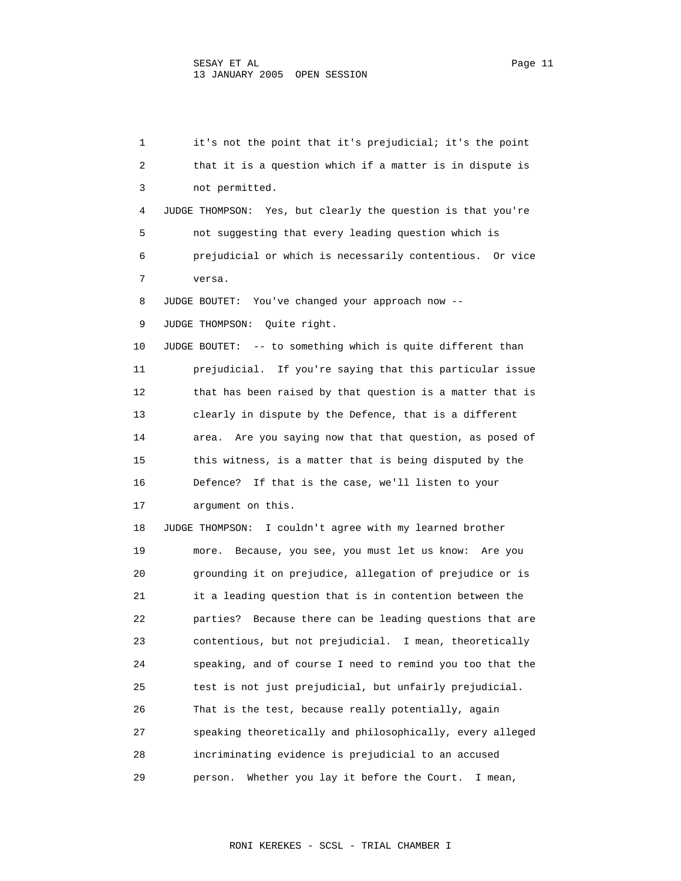it's not the point that it's prejudicial; it's the point that it is a question which if a matter is in dispute is not permitted.

JUDGE THOMPSON: Yes, but clearly the question is that you're not suggesting that every leading question which is prejudicial or which is necessarily contentious. Or vice versa.

JUDGE BOUTET: You've changed your approach now --

JUDGE THOMPSON: Quite right.

JUDGE BOUTET: -- to something which is quite different than prejudicial. If you're saying that this particular issue that has been raised by that question is a matter that is clearly in dispute by the Defence, that is a different area. Are you saying now that that question, as posed of this witness, is a matter that is being disputed by the Defence? If that is the case, we'll listen to your argument on this.

JUDGE THOMPSON: I couldn't agree with my learned brother more. Because, you see, you must let us know: Are you grounding it on prejudice, allegation of prejudice or is it a leading question that is in contention between the parties? Because there can be leading questions that are contentious, but not prejudicial. I mean, theoretically speaking, and of course I need to remind you too that the test is not just prejudicial, but unfairly prejudicial. That is the test, because really potentially, again speaking theoretically and philosophically, every alleged incriminating evidence is prejudicial to an accused person. Whether you lay it before the Court. I mean,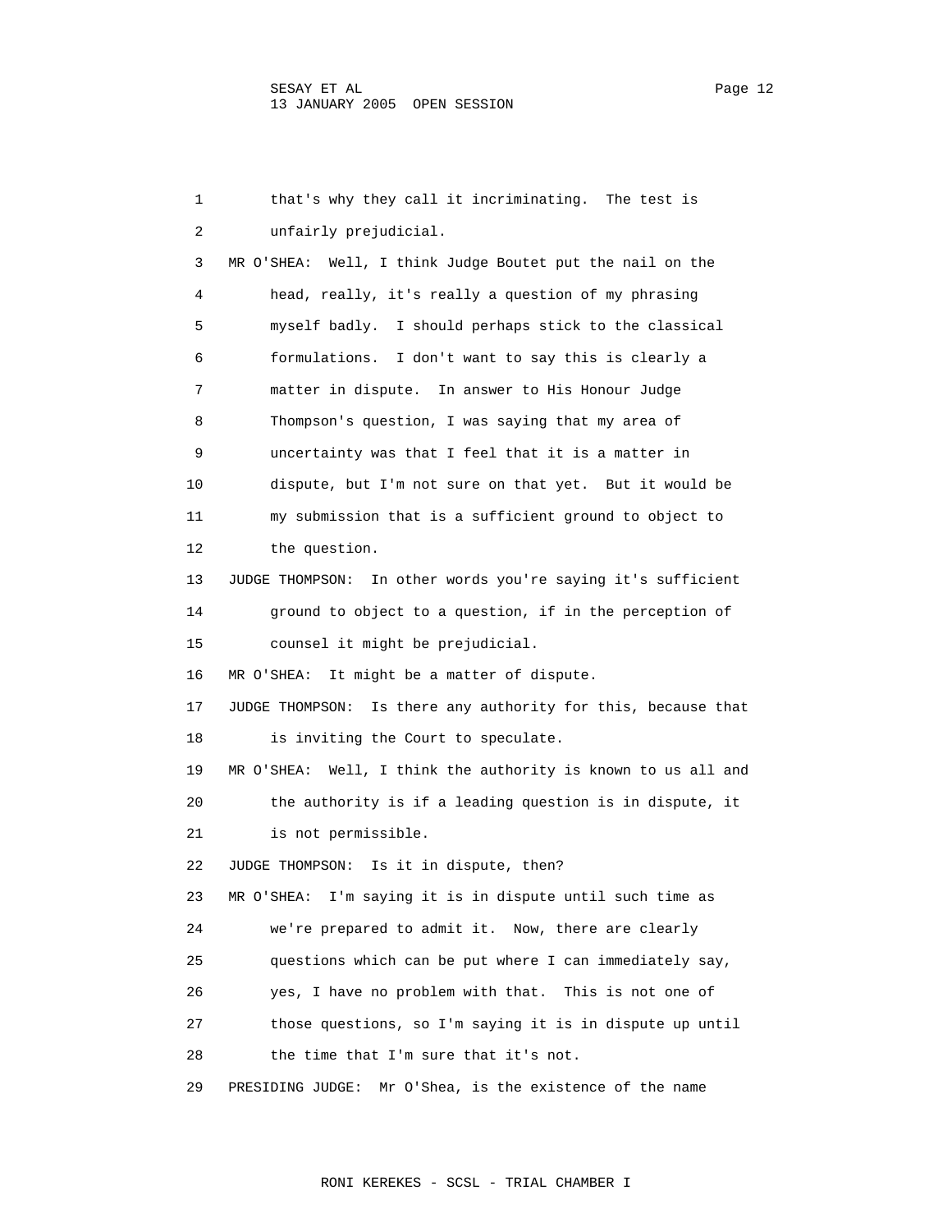1 that's why they call it incriminating. The test is
2 unfairly prejudicial.
3 MR O'SHEA: Well, I think Judge Boutet put the nail on the
4 head, really, it's really a question of my phrasing
5 myself badly. I should perhaps stick to the classical
6 formulations. I don't want to say this is clearly a
7 matter in dispute. In answer to His Honour Judge
8 Thompson's question, I was saying that my area of
9 uncertainty was that I feel that it is a matter in
10 dispute, but I'm not sure on that yet. But it would be
11 my submission that is a sufficient ground to object to
12 the question.
13 JUDGE THOMPSON: In other words you're saying it's sufficient
14 ground to object to a question, if in the perception of
15 counsel it might be prejudicial.
16 MR O'SHEA: It might be a matter of dispute.
17 JUDGE THOMPSON: Is there any authority for this, because that
18 is inviting the Court to speculate.
19 MR O'SHEA: Well, I think the authority is known to us all and
20 the authority is if a leading question is in dispute, it
21 is not permissible.
22 JUDGE THOMPSON: Is it in dispute, then?
23 MR O'SHEA: I'm saying it is in dispute until such time as
24 we're prepared to admit it. Now, there are clearly
25 questions which can be put where I can immediately say,
26 yes, I have no problem with that. This is not one of
27 those questions, so I'm saying it is in dispute up until
28 the time that I'm sure that it's not.
29 PRESIDING JUDGE: Mr O'Shea, is the existence of the name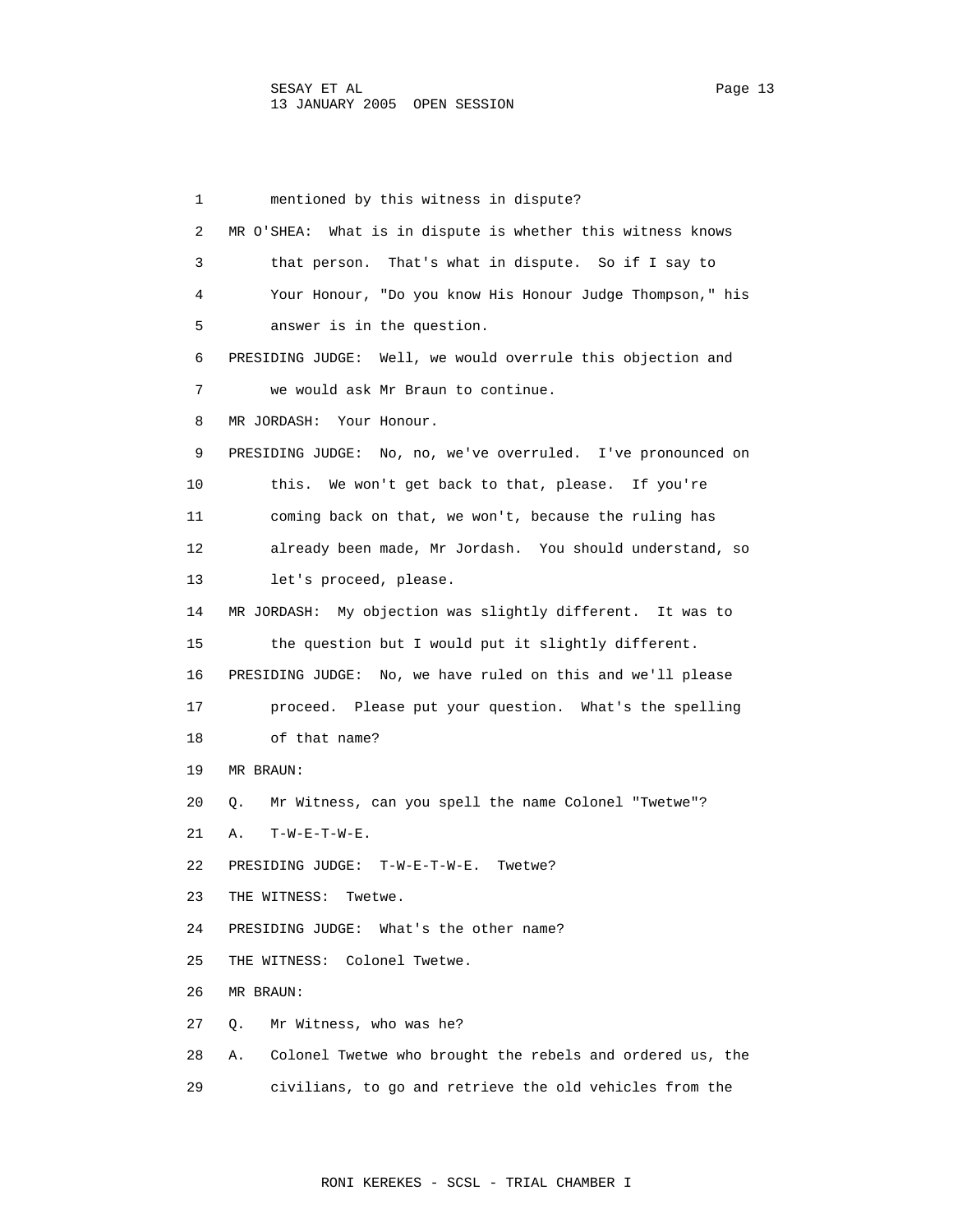1 mentioned by this witness in dispute?

2 MR O'SHEA: What is in dispute is whether this witness knows

3 that person. That's what in dispute. So if I say to

4 Your Honour, "Do you know His Honour Judge Thompson," his

5 answer is in the question.

6 PRESIDING JUDGE: Well, we would overrule this objection and

7 we would ask Mr Braun to continue.

8 MR JORDASH: Your Honour.

9 PRESIDING JUDGE: No, no, we've overruled. I've pronounced on

10 this. We won't get back to that, please. If you're

11 coming back on that, we won't, because the ruling has

12 already been made, Mr Jordash. You should understand, so

13 let's proceed, please.

14 MR JORDASH: My objection was slightly different. It was to

15 the question but I would put it slightly different.

16 PRESIDING JUDGE: No, we have ruled on this and we'll please

17 proceed. Please put your question. What's the spelling

18 of that name?

19 MR BRAUN:

20 Q. Mr Witness, can you spell the name Colonel "Twetwe"?

21 A. T-W-E-T-W-E.

22 PRESIDING JUDGE: T-W-E-T-W-E. Twetwe?

23 THE WITNESS: Twetwe.

24 PRESIDING JUDGE: What's the other name?

25 THE WITNESS: Colonel Twetwe.

26 MR BRAUN:

27 Q. Mr Witness, who was he?

28 A. Colonel Twetwe who brought the rebels and ordered us, the

29 civilians, to go and retrieve the old vehicles from the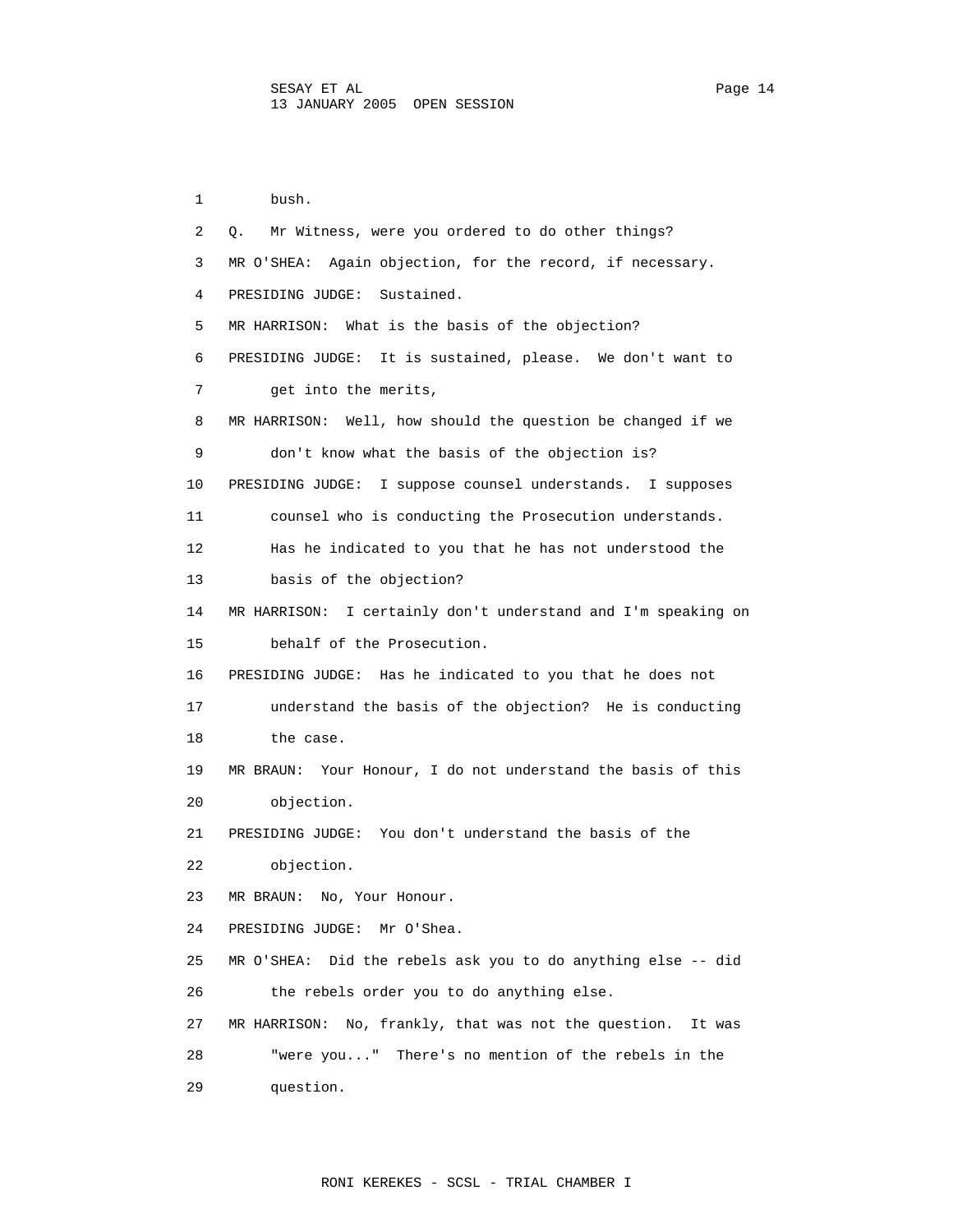1 bush.

2 Q. Mr Witness, were you ordered to do other things?

3 MR O'SHEA: Again objection, for the record, if necessary.

4 PRESIDING JUDGE: Sustained.

5 MR HARRISON: What is the basis of the objection?

6 PRESIDING JUDGE: It is sustained, please. We don't want to

7 get into the merits,

8 MR HARRISON: Well, how should the question be changed if we

9 don't know what the basis of the objection is?

10 PRESIDING JUDGE: I suppose counsel understands. I supposes

11 counsel who is conducting the Prosecution understands.

12 Has he indicated to you that he has not understood the

13 basis of the objection?

14 MR HARRISON: I certainly don't understand and I'm speaking on

15 behalf of the Prosecution.

16 PRESIDING JUDGE: Has he indicated to you that he does not

17 understand the basis of the objection? He is conducting

18 the case.

19 MR BRAUN: Your Honour, I do not understand the basis of this

20 objection.

21 PRESIDING JUDGE: You don't understand the basis of the

22 objection.

23 MR BRAUN: No, Your Honour.

24 PRESIDING JUDGE: Mr O'Shea.

25 MR O'SHEA: Did the rebels ask you to do anything else -- did

26 the rebels order you to do anything else.

27 MR HARRISON: No, frankly, that was not the question. It was

28 "were you..." There's no mention of the rebels in the

29 question.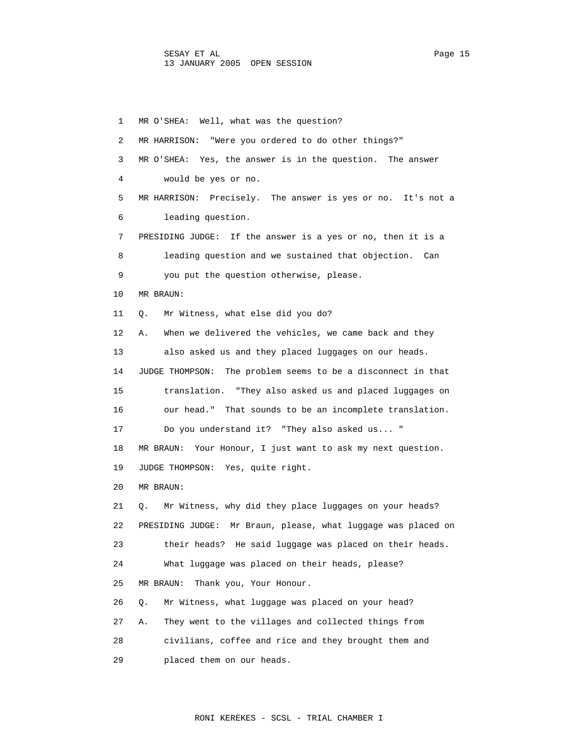1 MR O'SHEA: Well, what was the question?

2 MR HARRISON: "Were you ordered to do other things?"

3 MR O'SHEA: Yes, the answer is in the question. The answer

4 would be yes or no.

5 MR HARRISON: Precisely. The answer is yes or no. It's not a

6 leading question.

7 PRESIDING JUDGE: If the answer is a yes or no, then it is a

8 leading question and we sustained that objection. Can

9 you put the question otherwise, please.

10 MR BRAUN:

11 Q. Mr Witness, what else did you do?

12 A. When we delivered the vehicles, we came back and they

13 also asked us and they placed luggages on our heads.

14 JUDGE THOMPSON: The problem seems to be a disconnect in that

15 translation. "They also asked us and placed luggages on

16 our head." That sounds to be an incomplete translation.

17 Do you understand it? "They also asked us... "

18 MR BRAUN: Your Honour, I just want to ask my next question.

19 JUDGE THOMPSON: Yes, quite right.

20 MR BRAUN:

21 Q. Mr Witness, why did they place luggages on your heads?

22 PRESIDING JUDGE: Mr Braun, please, what luggage was placed on

23 their heads? He said luggage was placed on their heads.

24 What luggage was placed on their heads, please?

25 MR BRAUN: Thank you, Your Honour.

26 Q. Mr Witness, what luggage was placed on your head?

27 A. They went to the villages and collected things from

28 civilians, coffee and rice and they brought them and

29 placed them on our heads.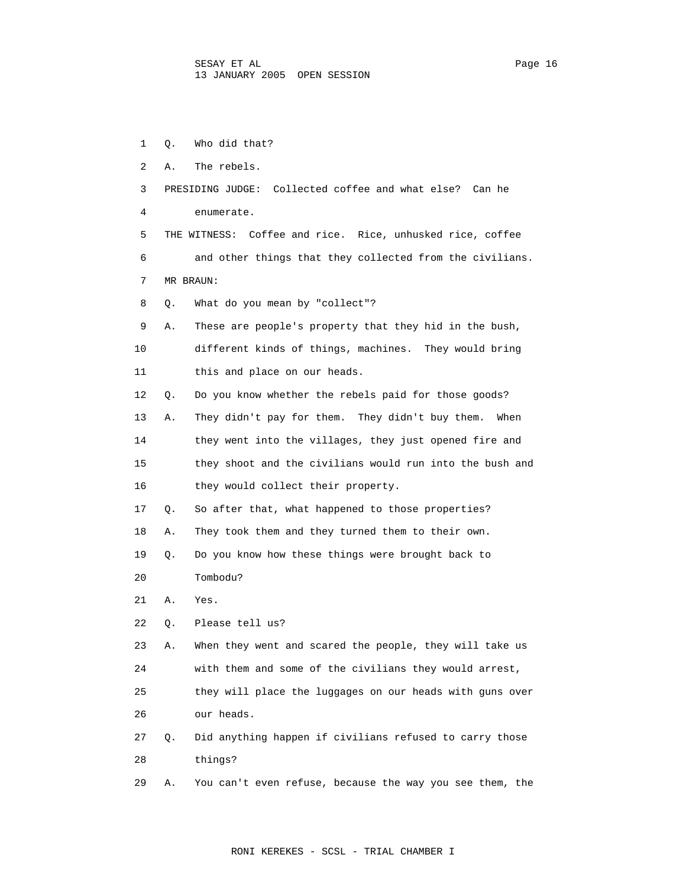1 Q. Who did that?

2 A. The rebels.

3 PRESIDING JUDGE: Collected coffee and what else? Can he

4 enumerate.

5 THE WITNESS: Coffee and rice. Rice, unhusked rice, coffee

6 and other things that they collected from the civilians.

7 MR BRAUN:

8 Q. What do you mean by "collect"?

9 A. These are people's property that they hid in the bush,

10 different kinds of things, machines. They would bring

11 this and place on our heads.

12 Q. Do you know whether the rebels paid for those goods?

13 A. They didn't pay for them. They didn't buy them. When

14 they went into the villages, they just opened fire and

15 they shoot and the civilians would run into the bush and

16 they would collect their property.

17 Q. So after that, what happened to those properties?

18 A. They took them and they turned them to their own.

19 Q. Do you know how these things were brought back to

20 Tombodu?

21 A. Yes.

22 Q. Please tell us?

23 A. When they went and scared the people, they will take us

24 with them and some of the civilians they would arrest,

25 they will place the luggages on our heads with guns over

26 our heads.

27 Q. Did anything happen if civilians refused to carry those

28 things?

29 A. You can't even refuse, because the way you see them, the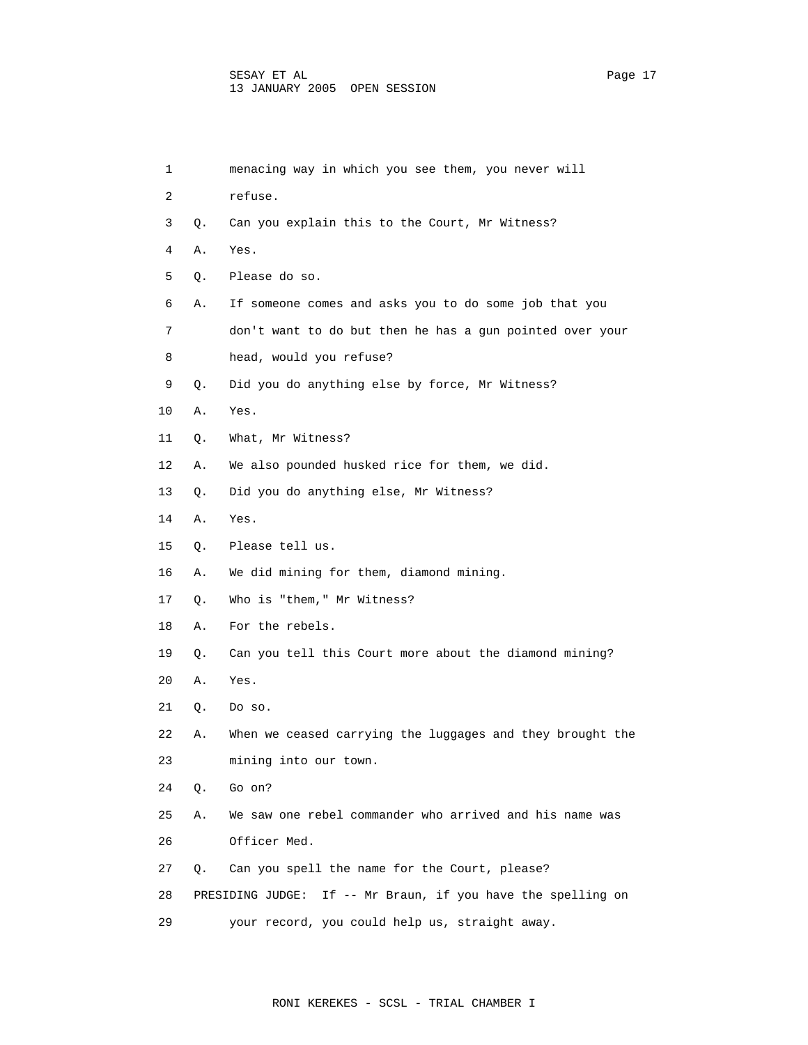1 menacing way in which you see them, you never will

2 refuse.

3 Q. Can you explain this to the Court, Mr Witness?

4 A. Yes.

5 Q. Please do so.

6 A. If someone comes and asks you to do some job that you

7 don't want to do but then he has a gun pointed over your

8 head, would you refuse?

9 Q. Did you do anything else by force, Mr Witness?

10 A. Yes.

11 Q. What, Mr Witness?

12 A. We also pounded husked rice for them, we did.

13 Q. Did you do anything else, Mr Witness?

14 A. Yes.

15 Q. Please tell us.

16 A. We did mining for them, diamond mining.

17 Q. Who is "them," Mr Witness?

18 A. For the rebels.

19 Q. Can you tell this Court more about the diamond mining?

20 A. Yes.

21 Q. Do so.

22 A. When we ceased carrying the luggages and they brought the

23 mining into our town.

24 Q. Go on?

25 A. We saw one rebel commander who arrived and his name was

26 Officer Med.

27 Q. Can you spell the name for the Court, please?

28 PRESIDING JUDGE: If -- Mr Braun, if you have the spelling on

29 your record, you could help us, straight away.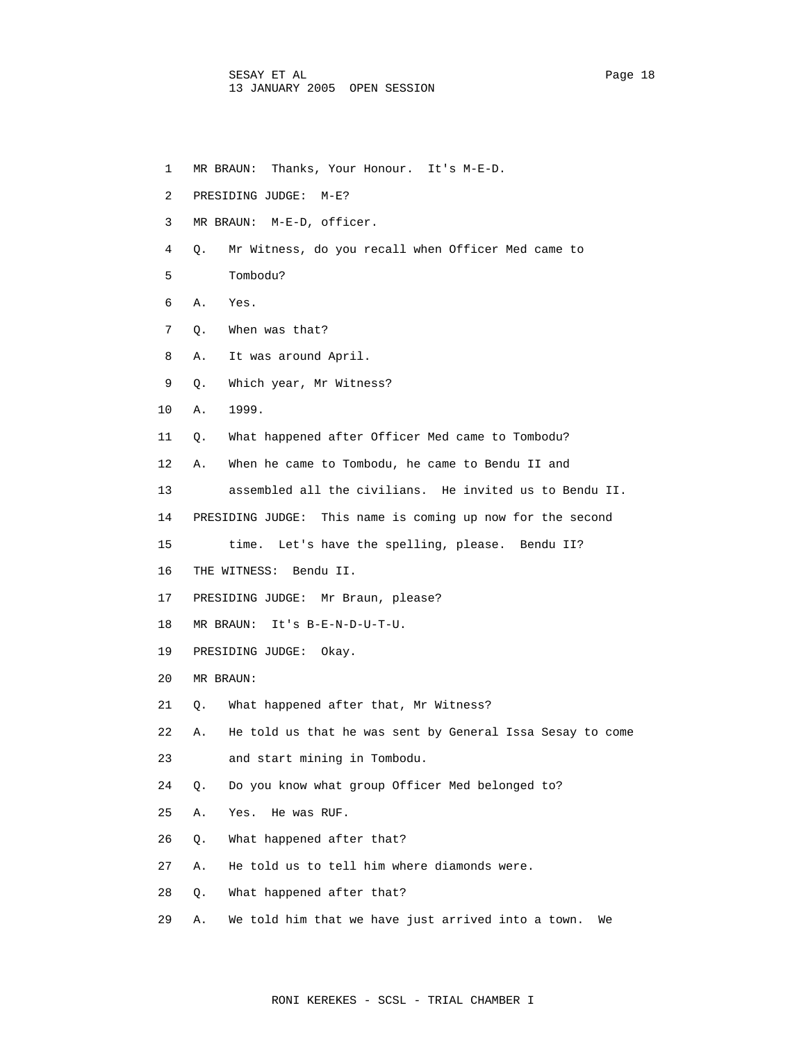1 MR BRAUN: Thanks, Your Honour. It's M-E-D.

2 PRESIDING JUDGE: M-E?

3 MR BRAUN: M-E-D, officer.

4 Q. Mr Witness, do you recall when Officer Med came to

5 Tombodu?

6 A. Yes.

7 Q. When was that?

8 A. It was around April.

9 Q. Which year, Mr Witness?

10 A. 1999.

11 Q. What happened after Officer Med came to Tombodu?

12 A. When he came to Tombodu, he came to Bendu II and

13 assembled all the civilians. He invited us to Bendu II.

14 PRESIDING JUDGE: This name is coming up now for the second

15 time. Let's have the spelling, please. Bendu II?

16 THE WITNESS: Bendu II.

17 PRESIDING JUDGE: Mr Braun, please?

18 MR BRAUN: It's B-E-N-D-U-T-U.

19 PRESIDING JUDGE: Okay.

20 MR BRAUN:

21 Q. What happened after that, Mr Witness?

22 A. He told us that he was sent by General Issa Sesay to come

23 and start mining in Tombodu.

24 Q. Do you know what group Officer Med belonged to?

25 A. Yes. He was RUF.

26 Q. What happened after that?

27 A. He told us to tell him where diamonds were.

28 Q. What happened after that?

29 A. We told him that we have just arrived into a town. We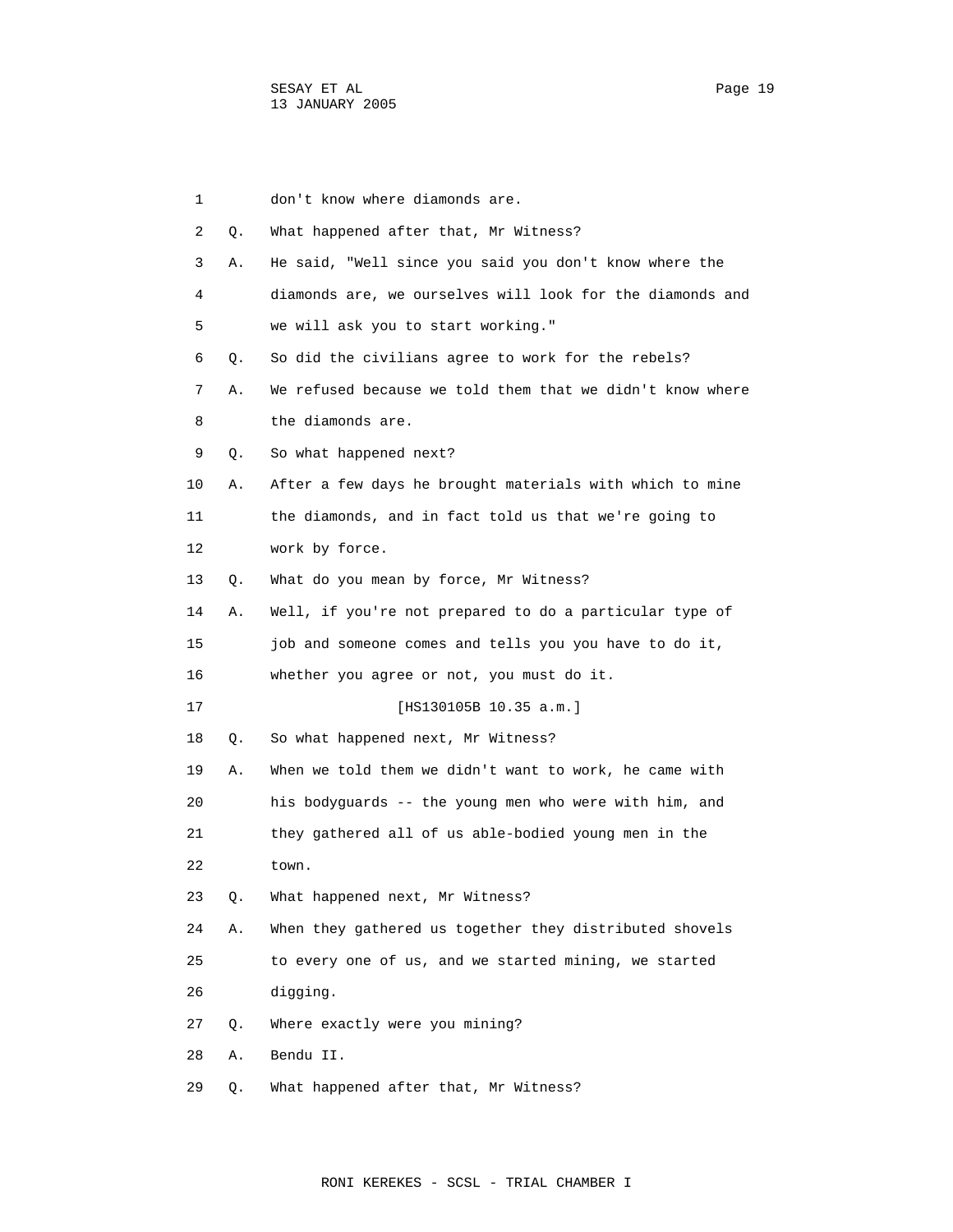1 don't know where diamonds are.

2 Q. What happened after that, Mr Witness?

3 A. He said, "Well since you said you don't know where the

4 diamonds are, we ourselves will look for the diamonds and

5 we will ask you to start working."

6 Q. So did the civilians agree to work for the rebels?

7 A. We refused because we told them that we didn't know where

8 the diamonds are.

9 Q. So what happened next?

10 A. After a few days he brought materials with which to mine

11 the diamonds, and in fact told us that we're going to

12 work by force.

13 Q. What do you mean by force, Mr Witness?

14 A. Well, if you're not prepared to do a particular type of

15 job and someone comes and tells you you have to do it,

16 whether you agree or not, you must do it.

17 [HS130105B 10.35 a.m.]

18 Q. So what happened next, Mr Witness?

19 A. When we told them we didn't want to work, he came with

20 his bodyguards -- the young men who were with him, and

21 they gathered all of us able-bodied young men in the

22 town.

23 Q. What happened next, Mr Witness?

24 A. When they gathered us together they distributed shovels

25 to every one of us, and we started mining, we started

26 digging.

27 Q. Where exactly were you mining?

28 A. Bendu II.

29 Q. What happened after that, Mr Witness?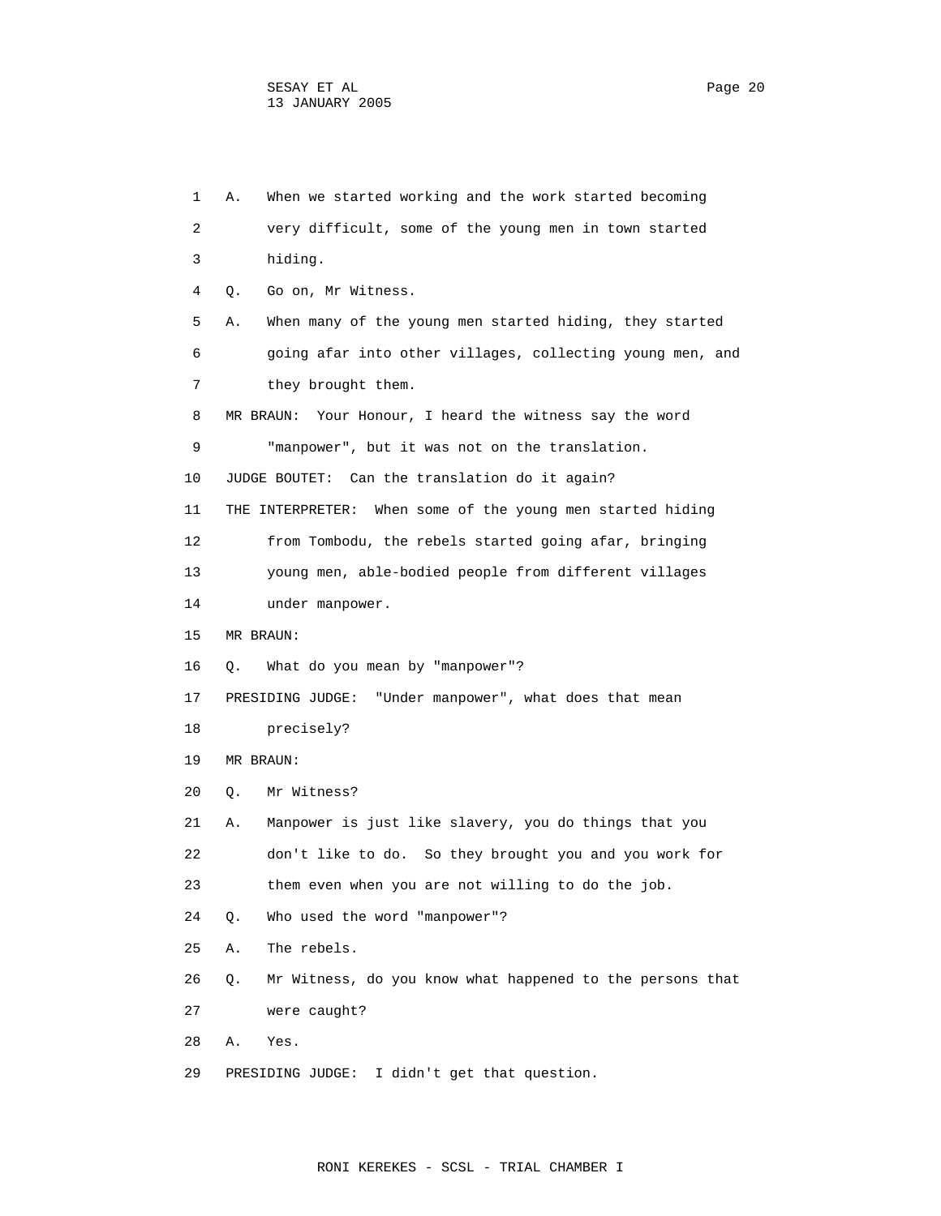1 A. When we started working and the work started becoming
2 very difficult, some of the young men in town started
3 hiding.
4 Q. Go on, Mr Witness.
5 A. When many of the young men started hiding, they started
6 going afar into other villages, collecting young men, and
7 they brought them.
8 MR BRAUN: Your Honour, I heard the witness say the word
9 "manpower", but it was not on the translation.
10 JUDGE BOUTET: Can the translation do it again?
11 THE INTERPRETER: When some of the young men started hiding
12 from Tombodu, the rebels started going afar, bringing
13 young men, able-bodied people from different villages
14 under manpower.
15 MR BRAUN:
16 Q. What do you mean by "manpower"?
17 PRESIDING JUDGE: "Under manpower", what does that mean
18 precisely?
19 MR BRAUN:
20 Q. Mr Witness?
21 A. Manpower is just like slavery, you do things that you
22 don't like to do. So they brought you and you work for
23 them even when you are not willing to do the job.
24 Q. Who used the word "manpower"?
25 A. The rebels.
26 Q. Mr Witness, do you know what happened to the persons that
27 were caught?
28 A. Yes.
29 PRESIDING JUDGE: I didn't get that question.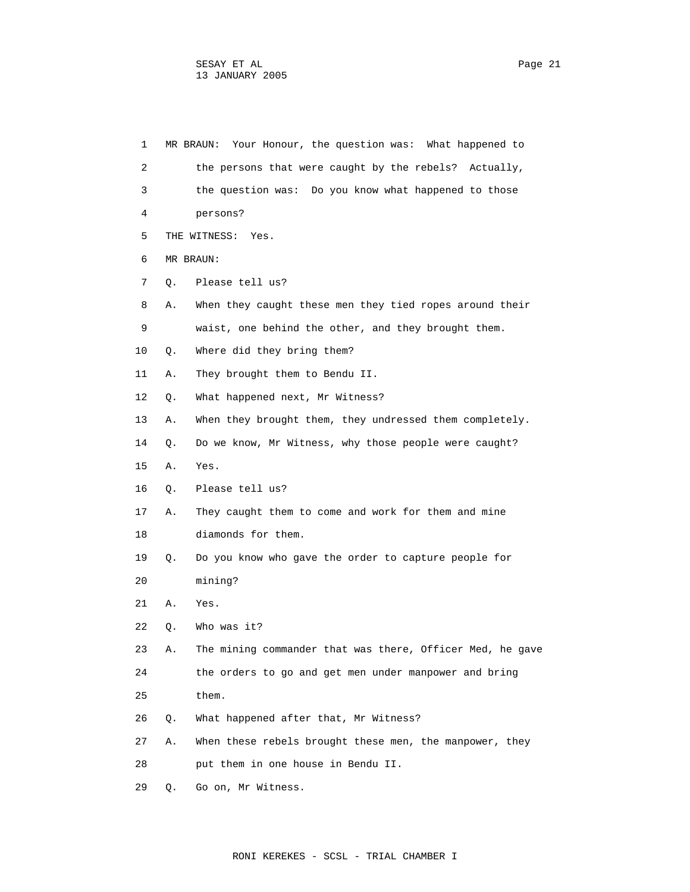1 MR BRAUN: Your Honour, the question was: What happened to
2 the persons that were caught by the rebels? Actually,
3 the question was: Do you know what happened to those
4 persons?
5 THE WITNESS: Yes.
6 MR BRAUN:
7 Q. Please tell us?
8 A. When they caught these men they tied ropes around their
9 waist, one behind the other, and they brought them.
10 Q. Where did they bring them?
11 A. They brought them to Bendu II.
12 Q. What happened next, Mr Witness?
13 A. When they brought them, they undressed them completely.
14 Q. Do we know, Mr Witness, why those people were caught?
15 A. Yes.
16 Q. Please tell us?
17 A. They caught them to come and work for them and mine
18 diamonds for them.
19 Q. Do you know who gave the order to capture people for
20 mining?
21 A. Yes.
22 Q. Who was it?
23 A. The mining commander that was there, Officer Med, he gave
24 the orders to go and get men under manpower and bring
25 them.
26 Q. What happened after that, Mr Witness?
27 A. When these rebels brought these men, the manpower, they
28 put them in one house in Bendu II.
29 Q. Go on, Mr Witness.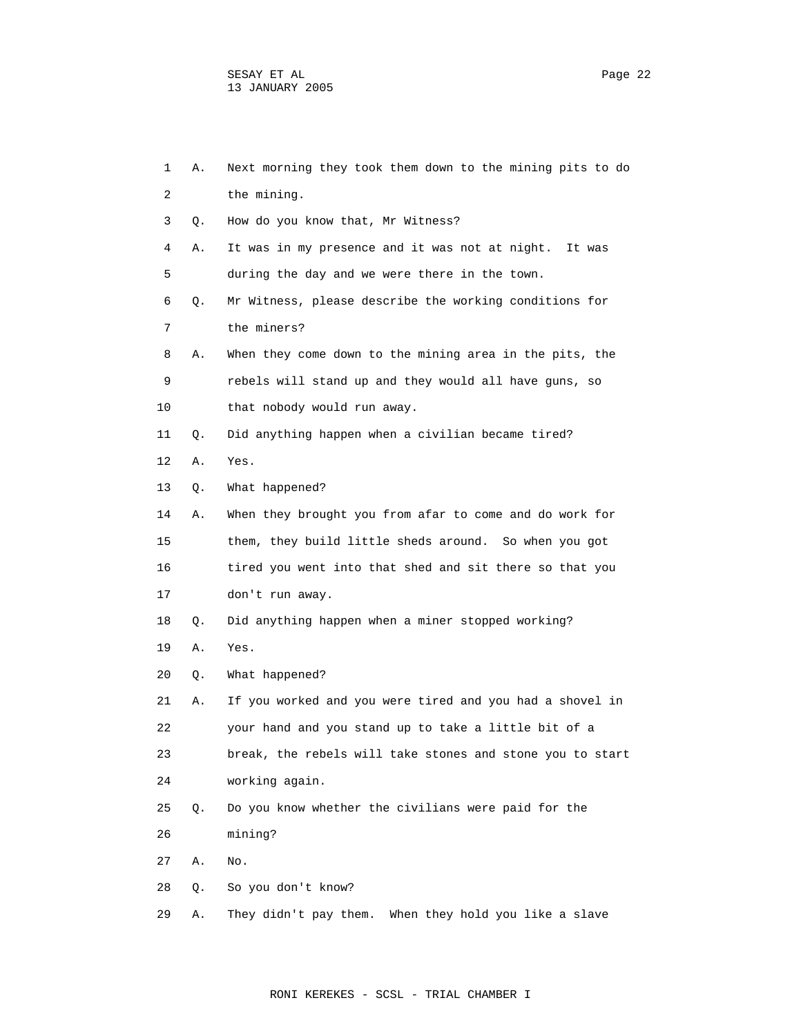1 A. Next morning they took them down to the mining pits to do
2 the mining.
3 Q. How do you know that, Mr Witness?
4 A. It was in my presence and it was not at night. It was
5 during the day and we were there in the town.
6 Q. Mr Witness, please describe the working conditions for
7 the miners?
8 A. When they come down to the mining area in the pits, the
9 rebels will stand up and they would all have guns, so
10 that nobody would run away.
11 Q. Did anything happen when a civilian became tired?
12 A. Yes.
13 Q. What happened?
14 A. When they brought you from afar to come and do work for
15 them, they build little sheds around. So when you got
16 tired you went into that shed and sit there so that you
17 don't run away.
18 Q. Did anything happen when a miner stopped working?
19 A. Yes.
20 Q. What happened?
21 A. If you worked and you were tired and you had a shovel in
22 your hand and you stand up to take a little bit of a
23 break, the rebels will take stones and stone you to start
24 working again.
25 Q. Do you know whether the civilians were paid for the
26 mining?
27 A. No.
28 Q. So you don't know?
29 A. They didn't pay them. When they hold you like a slave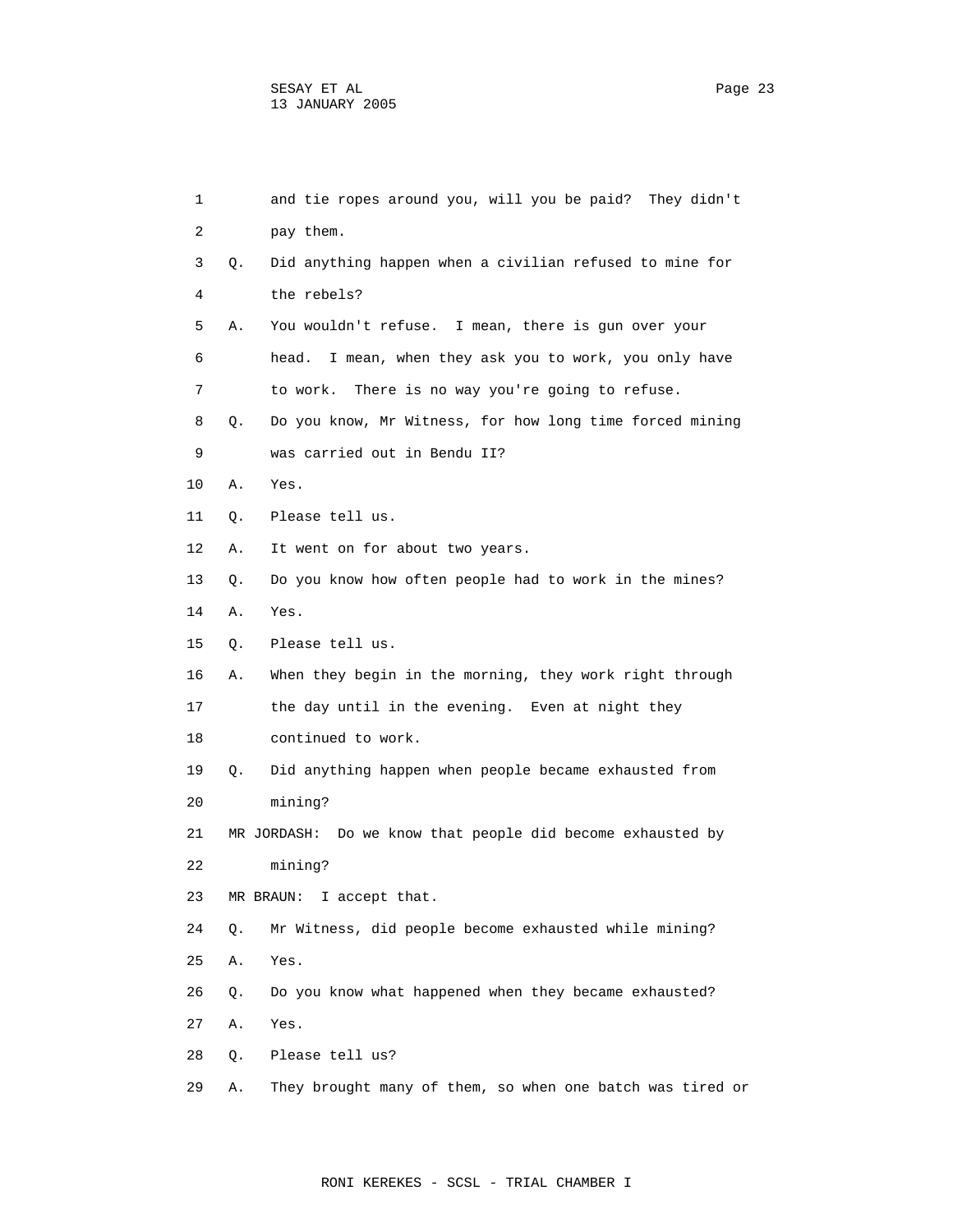1 and tie ropes around you, will you be paid? They didn't
2 pay them.
3 Q. Did anything happen when a civilian refused to mine for
4 the rebels?
5 A. You wouldn't refuse. I mean, there is gun over your
6 head. I mean, when they ask you to work, you only have
7 to work. There is no way you're going to refuse.
8 Q. Do you know, Mr Witness, for how long time forced mining
9 was carried out in Bendu II?
10 A. Yes.
11 Q. Please tell us.
12 A. It went on for about two years.
13 Q. Do you know how often people had to work in the mines?
14 A. Yes.
15 Q. Please tell us.
16 A. When they begin in the morning, they work right through
17 the day until in the evening. Even at night they
18 continued to work.
19 Q. Did anything happen when people became exhausted from
20 mining?
21 MR JORDASH: Do we know that people did become exhausted by
22 mining?
23 MR BRAUN: I accept that.
24 Q. Mr Witness, did people become exhausted while mining?
25 A. Yes.
26 Q. Do you know what happened when they became exhausted?
27 A. Yes.
28 Q. Please tell us?
29 A. They brought many of them, so when one batch was tired or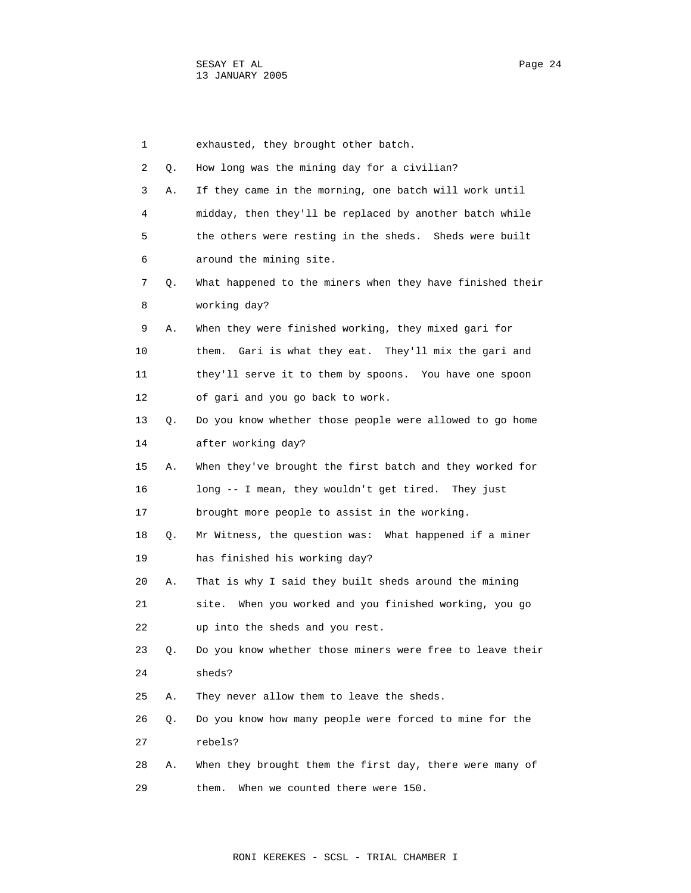1 exhausted, they brought other batch.

2 Q. How long was the mining day for a civilian?

3 A. If they came in the morning, one batch will work until

4 midday, then they'll be replaced by another batch while

5 the others were resting in the sheds. Sheds were built

6 around the mining site.

7 Q. What happened to the miners when they have finished their

8 working day?

9 A. When they were finished working, they mixed gari for

10 them. Gari is what they eat. They'll mix the gari and

11 they'll serve it to them by spoons. You have one spoon

12 of gari and you go back to work.

13 Q. Do you know whether those people were allowed to go home

14 after working day?

15 A. When they've brought the first batch and they worked for

16 long -- I mean, they wouldn't get tired. They just

17 brought more people to assist in the working.

18 Q. Mr Witness, the question was: What happened if a miner

19 has finished his working day?

20 A. That is why I said they built sheds around the mining

21 site. When you worked and you finished working, you go

22 up into the sheds and you rest.

23 Q. Do you know whether those miners were free to leave their

24 sheds?

25 A. They never allow them to leave the sheds.

26 Q. Do you know how many people were forced to mine for the

27 rebels?

28 A. When they brought them the first day, there were many of

29 them. When we counted there were 150.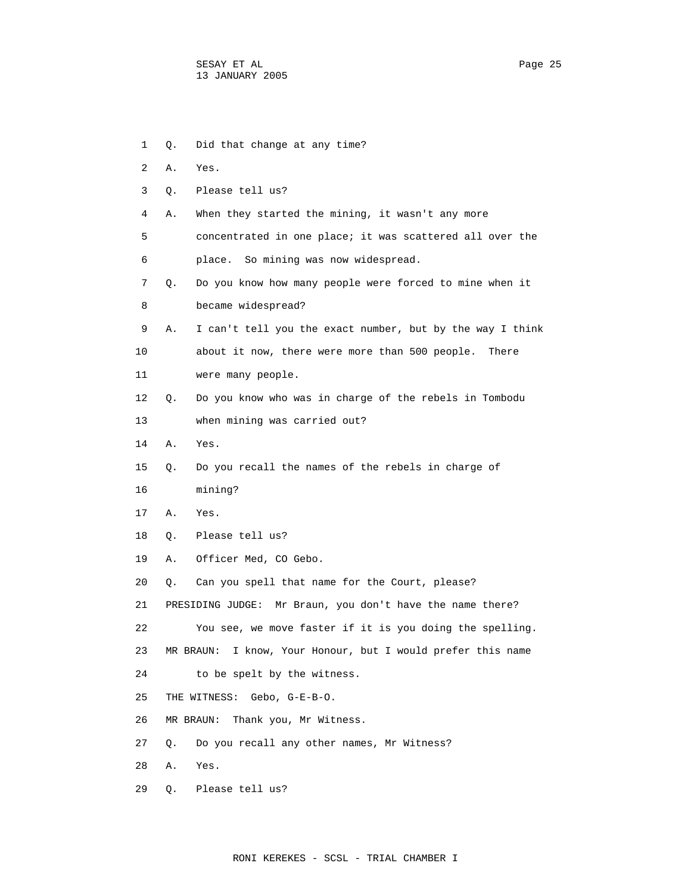1 Q. Did that change at any time?

2 A. Yes.

3 Q. Please tell us?

4 A. When they started the mining, it wasn't any more

5 concentrated in one place; it was scattered all over the

6 place. So mining was now widespread.

7 Q. Do you know how many people were forced to mine when it

8 became widespread?

9 A. I can't tell you the exact number, but by the way I think

10 about it now, there were more than 500 people. There

11 were many people.

12 Q. Do you know who was in charge of the rebels in Tombodu

13 when mining was carried out?

14 A. Yes.

15 Q. Do you recall the names of the rebels in charge of

16 mining?

17 A. Yes.

18 Q. Please tell us?

19 A. Officer Med, CO Gebo.

20 Q. Can you spell that name for the Court, please?

21 PRESIDING JUDGE: Mr Braun, you don't have the name there?

22 You see, we move faster if it is you doing the spelling.

23 MR BRAUN: I know, Your Honour, but I would prefer this name

24 to be spelt by the witness.

25 THE WITNESS: Gebo, G-E-B-O.

26 MR BRAUN: Thank you, Mr Witness.

27 Q. Do you recall any other names, Mr Witness?

28 A. Yes.

29 Q. Please tell us?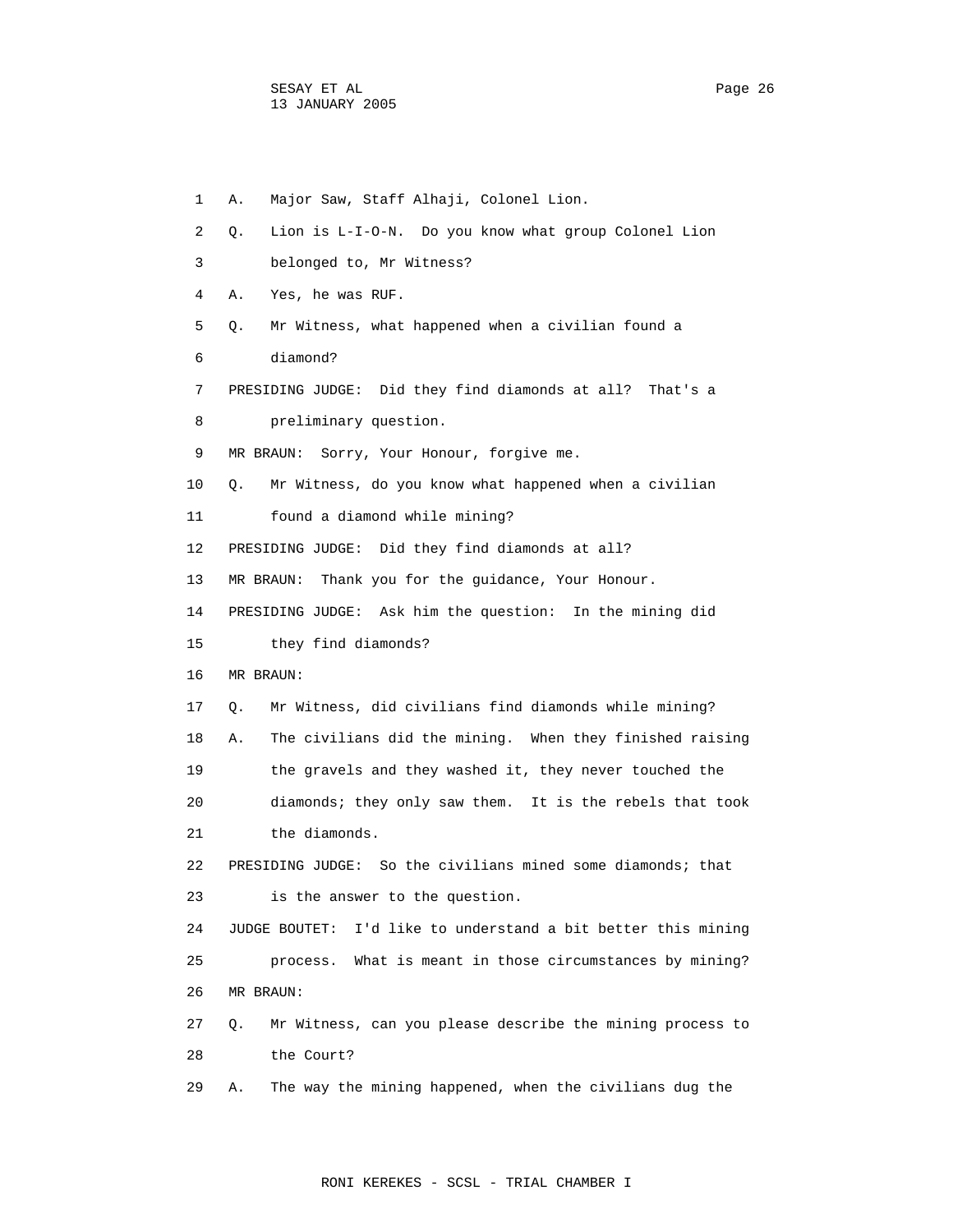1 A. Major Saw, Staff Alhaji, Colonel Lion.

2 Q. Lion is L-I-O-N. Do you know what group Colonel Lion

3 belonged to, Mr Witness?

4 A. Yes, he was RUF.

5 Q. Mr Witness, what happened when a civilian found a

6 diamond?

7 PRESIDING JUDGE: Did they find diamonds at all? That's a

8 preliminary question.

9 MR BRAUN: Sorry, Your Honour, forgive me.

10 Q. Mr Witness, do you know what happened when a civilian

11 found a diamond while mining?

12 PRESIDING JUDGE: Did they find diamonds at all?

13 MR BRAUN: Thank you for the guidance, Your Honour.

14 PRESIDING JUDGE: Ask him the question: In the mining did

15 they find diamonds?

16 MR BRAUN:

17 Q. Mr Witness, did civilians find diamonds while mining?

18 A. The civilians did the mining. When they finished raising

19 the gravels and they washed it, they never touched the

20 diamonds; they only saw them. It is the rebels that took

21 the diamonds.

22 PRESIDING JUDGE: So the civilians mined some diamonds; that

23 is the answer to the question.

24 JUDGE BOUTET: I'd like to understand a bit better this mining

25 process. What is meant in those circumstances by mining?

26 MR BRAUN:

27 Q. Mr Witness, can you please describe the mining process to

28 the Court?

29 A. The way the mining happened, when the civilians dug the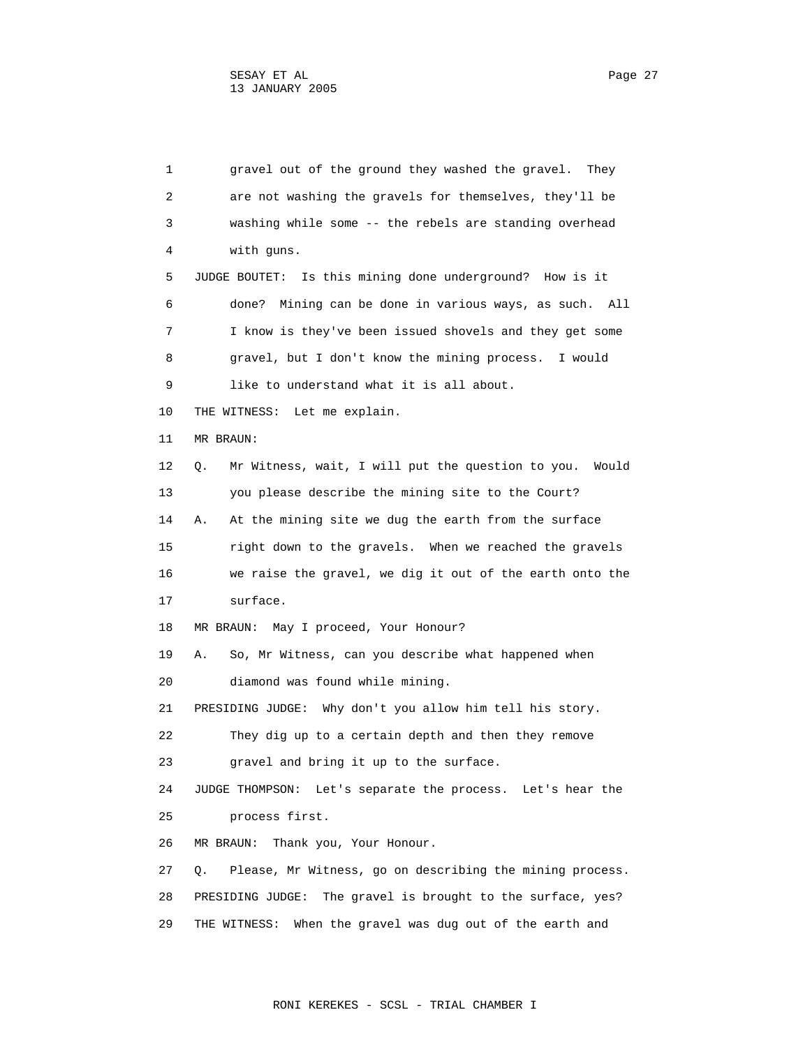gravel out of the ground they washed the gravel. They are not washing the gravels for themselves, they'll be washing while some -- the rebels are standing overhead with guns.

JUDGE BOUTET: Is this mining done underground? How is it done? Mining can be done in various ways, as such. All I know is they've been issued shovels and they get some gravel, but I don't know the mining process. I would like to understand what it is all about.

THE WITNESS: Let me explain.

MR BRAUN:

Q. Mr Witness, wait, I will put the question to you. Would you please describe the mining site to the Court?

A. At the mining site we dug the earth from the surface right down to the gravels. When we reached the gravels we raise the gravel, we dig it out of the earth onto the surface.

MR BRAUN: May I proceed, Your Honour?

A. So, Mr Witness, can you describe what happened when diamond was found while mining.

PRESIDING JUDGE: Why don't you allow him tell his story. They dig up to a certain depth and then they remove gravel and bring it up to the surface.

JUDGE THOMPSON: Let's separate the process. Let's hear the process first.

MR BRAUN: Thank you, Your Honour.

Q. Please, Mr Witness, go on describing the mining process.

PRESIDING JUDGE: The gravel is brought to the surface, yes?

THE WITNESS: When the gravel was dug out of the earth and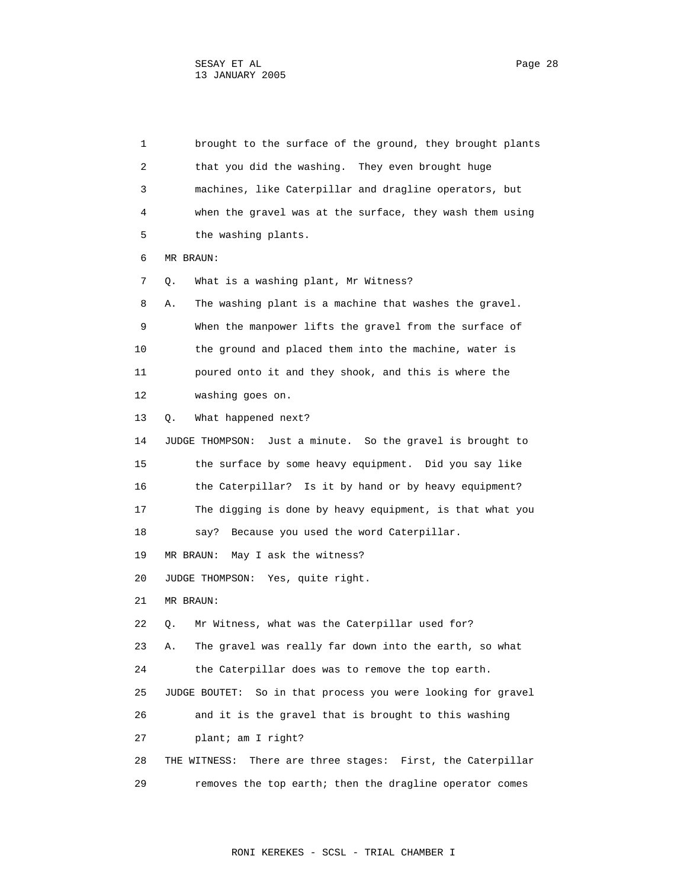brought to the surface of the ground, they brought plants that you did the washing. They even brought huge machines, like Caterpillar and dragline operators, but when the gravel was at the surface, they wash them using the washing plants.

MR BRAUN:

Q. What is a washing plant, Mr Witness?

A. The washing plant is a machine that washes the gravel. When the manpower lifts the gravel from the surface of the ground and placed them into the machine, water is poured onto it and they shook, and this is where the washing goes on.

Q. What happened next?

JUDGE THOMPSON: Just a minute. So the gravel is brought to the surface by some heavy equipment. Did you say like the Caterpillar? Is it by hand or by heavy equipment? The digging is done by heavy equipment, is that what you say? Because you used the word Caterpillar.

MR BRAUN: May I ask the witness?

JUDGE THOMPSON: Yes, quite right.

MR BRAUN:

Q. Mr Witness, what was the Caterpillar used for?

A. The gravel was really far down into the earth, so what the Caterpillar does was to remove the top earth.

JUDGE BOUTET: So in that process you were looking for gravel and it is the gravel that is brought to this washing plant; am I right?

THE WITNESS: There are three stages: First, the Caterpillar removes the top earth; then the dragline operator comes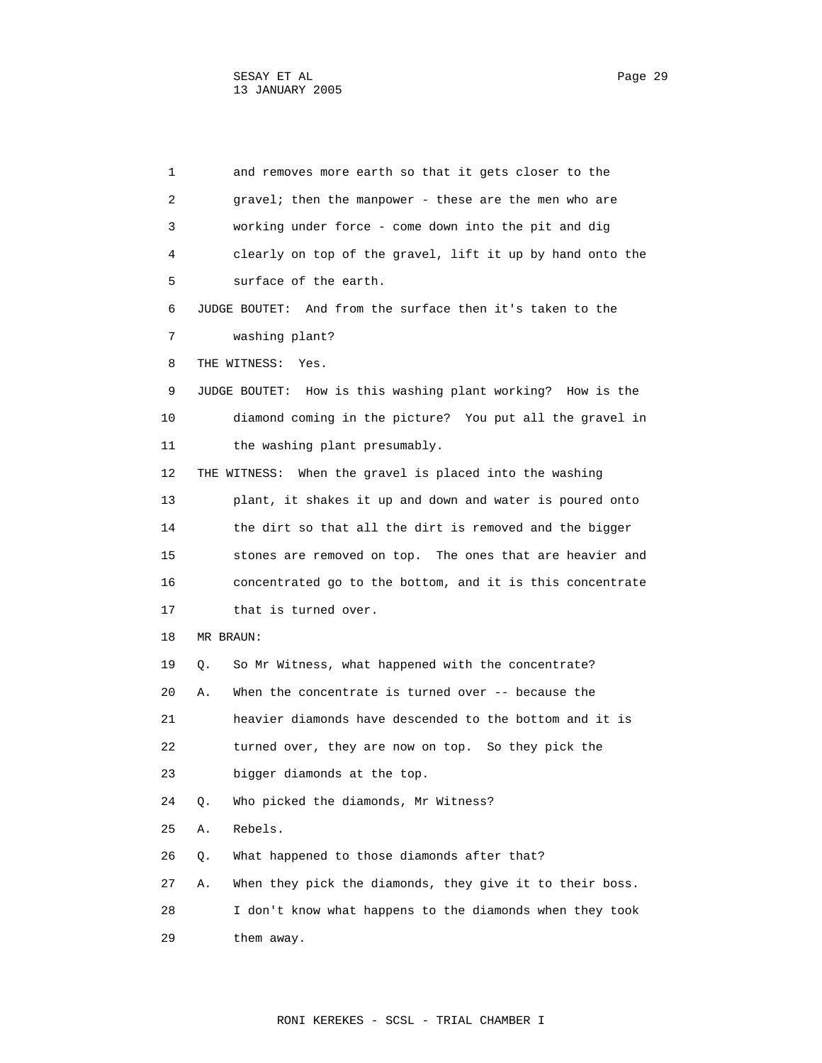and removes more earth so that it gets closer to the gravel; then the manpower - these are the men who are working under force - come down into the pit and dig clearly on top of the gravel, lift it up by hand onto the surface of the earth.

JUDGE BOUTET: And from the surface then it's taken to the washing plant?

THE WITNESS: Yes.

JUDGE BOUTET: How is this washing plant working? How is the diamond coming in the picture? You put all the gravel in the washing plant presumably.

THE WITNESS: When the gravel is placed into the washing plant, it shakes it up and down and water is poured onto the dirt so that all the dirt is removed and the bigger stones are removed on top. The ones that are heavier and concentrated go to the bottom, and it is this concentrate that is turned over.

MR BRAUN:

Q. So Mr Witness, what happened with the concentrate?

A. When the concentrate is turned over -- because the heavier diamonds have descended to the bottom and it is turned over, they are now on top. So they pick the bigger diamonds at the top.

Q. Who picked the diamonds, Mr Witness?

A. Rebels.

Q. What happened to those diamonds after that?

A. When they pick the diamonds, they give it to their boss. I don't know what happens to the diamonds when they took them away.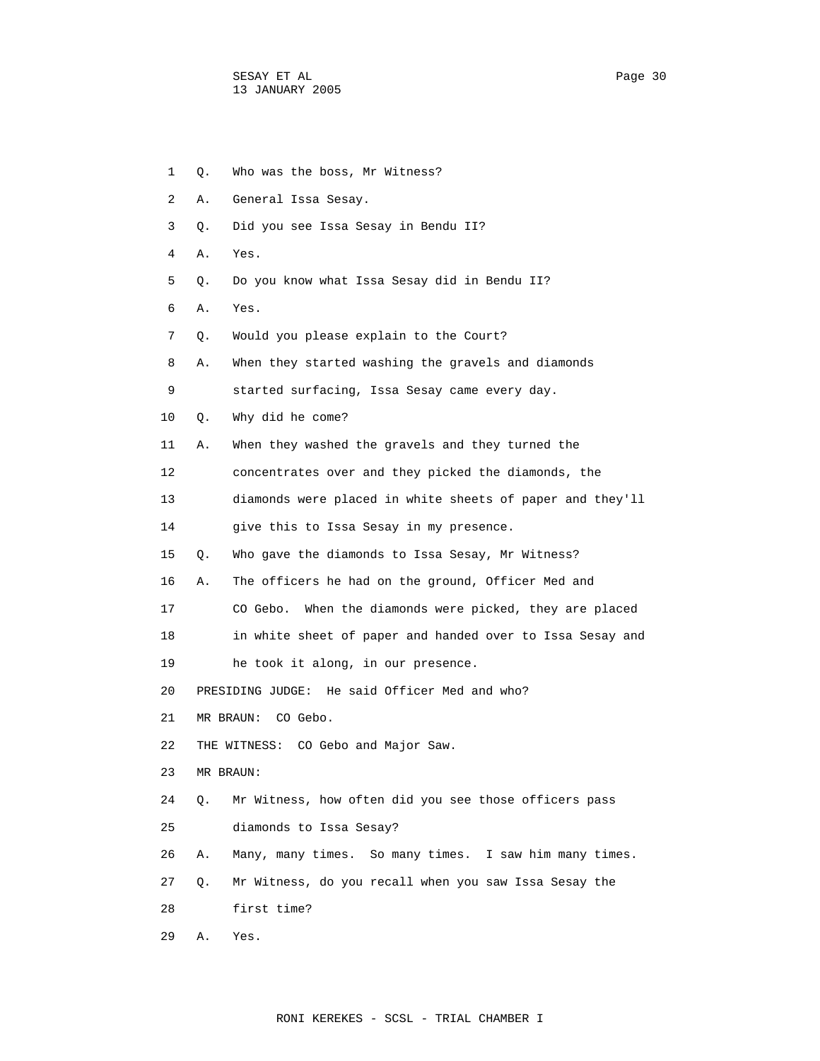1 Q. Who was the boss, Mr Witness?

2 A. General Issa Sesay.

3 Q. Did you see Issa Sesay in Bendu II?

4 A. Yes.

5 Q. Do you know what Issa Sesay did in Bendu II?

6 A. Yes.

7 Q. Would you please explain to the Court?

8 A. When they started washing the gravels and diamonds

9 started surfacing, Issa Sesay came every day.

10 Q. Why did he come?

11 A. When they washed the gravels and they turned the

12 concentrates over and they picked the diamonds, the

13 diamonds were placed in white sheets of paper and they'll

14 give this to Issa Sesay in my presence.

15 Q. Who gave the diamonds to Issa Sesay, Mr Witness?

16 A. The officers he had on the ground, Officer Med and

17 CO Gebo. When the diamonds were picked, they are placed

18 in white sheet of paper and handed over to Issa Sesay and

19 he took it along, in our presence.

20 PRESIDING JUDGE: He said Officer Med and who?

21 MR BRAUN: CO Gebo.

22 THE WITNESS: CO Gebo and Major Saw.

23 MR BRAUN:

24 Q. Mr Witness, how often did you see those officers pass

25 diamonds to Issa Sesay?

26 A. Many, many times. So many times. I saw him many times.

27 Q. Mr Witness, do you recall when you saw Issa Sesay the

28 first time?

29 A. Yes.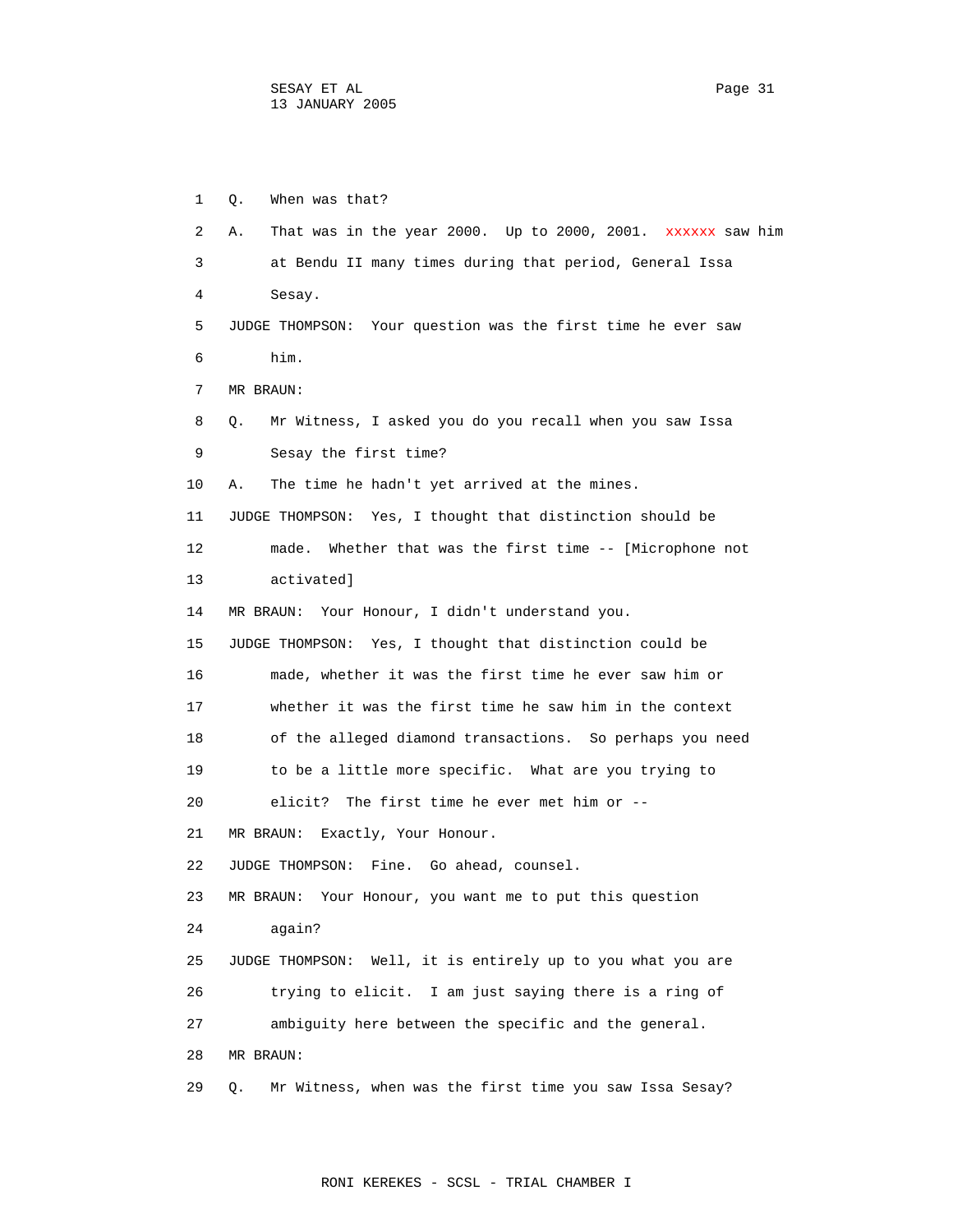1 Q. When was that?

2 A. That was in the year 2000. Up to 2000, 2001. xxxxxx saw him

3 at Bendu II many times during that period, General Issa

4 Sesay.

5 JUDGE THOMPSON: Your question was the first time he ever saw

6 him.

7 MR BRAUN:

8 Q. Mr Witness, I asked you do you recall when you saw Issa

9 Sesay the first time?

10 A. The time he hadn't yet arrived at the mines.

11 JUDGE THOMPSON: Yes, I thought that distinction should be

12 made. Whether that was the first time -- [Microphone not

13 activated]

14 MR BRAUN: Your Honour, I didn't understand you.

15 JUDGE THOMPSON: Yes, I thought that distinction could be

16 made, whether it was the first time he ever saw him or

17 whether it was the first time he saw him in the context

18 of the alleged diamond transactions. So perhaps you need

19 to be a little more specific. What are you trying to

20 elicit? The first time he ever met him or --

21 MR BRAUN: Exactly, Your Honour.

22 JUDGE THOMPSON: Fine. Go ahead, counsel.

23 MR BRAUN: Your Honour, you want me to put this question

24 again?

25 JUDGE THOMPSON: Well, it is entirely up to you what you are

26 trying to elicit. I am just saying there is a ring of

27 ambiguity here between the specific and the general.

28 MR BRAUN:

29 Q. Mr Witness, when was the first time you saw Issa Sesay?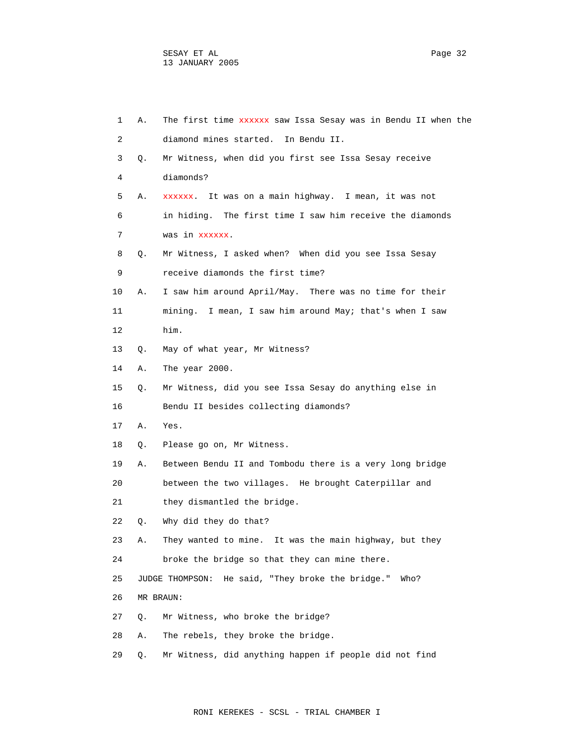1 A. The first time xxxxxx saw Issa Sesay was in Bendu II when the
2 diamond mines started. In Bendu II.
3 Q. Mr Witness, when did you first see Issa Sesay receive
4 diamonds?
5 A. xxxxxx. It was on a main highway. I mean, it was not
6 in hiding. The first time I saw him receive the diamonds
7 was in xxxxxx.
8 Q. Mr Witness, I asked when? When did you see Issa Sesay
9 receive diamonds the first time?
10 A. I saw him around April/May. There was no time for their
11 mining. I mean, I saw him around May; that's when I saw
12 him.
13 Q. May of what year, Mr Witness?
14 A. The year 2000.
15 Q. Mr Witness, did you see Issa Sesay do anything else in
16 Bendu II besides collecting diamonds?
17 A. Yes.
18 Q. Please go on, Mr Witness.
19 A. Between Bendu II and Tombodu there is a very long bridge
20 between the two villages. He brought Caterpillar and
21 they dismantled the bridge.
22 Q. Why did they do that?
23 A. They wanted to mine. It was the main highway, but they
24 broke the bridge so that they can mine there.
25 JUDGE THOMPSON: He said, "They broke the bridge." Who?
26 MR BRAUN:
27 Q. Mr Witness, who broke the bridge?
28 A. The rebels, they broke the bridge.
29 Q. Mr Witness, did anything happen if people did not find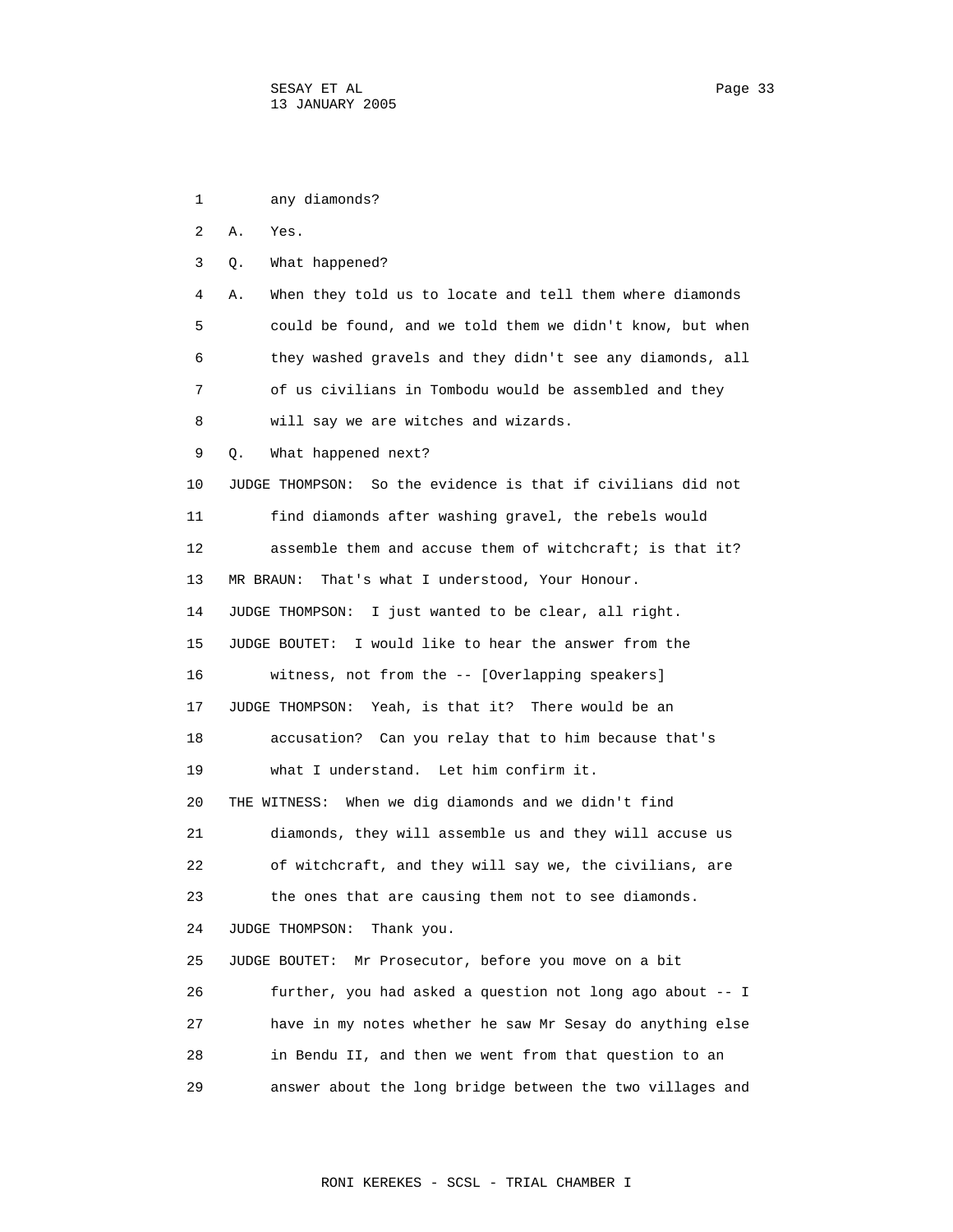any diamonds?

A. Yes.

Q. What happened?

A. When they told us to locate and tell them where diamonds could be found, and we told them we didn't know, but when they washed gravels and they didn't see any diamonds, all of us civilians in Tombodu would be assembled and they will say we are witches and wizards.

Q. What happened next?

JUDGE THOMPSON: So the evidence is that if civilians did not find diamonds after washing gravel, the rebels would assemble them and accuse them of witchcraft; is that it?

MR BRAUN: That's what I understood, Your Honour.

JUDGE THOMPSON: I just wanted to be clear, all right.

JUDGE BOUTET: I would like to hear the answer from the witness, not from the -- [Overlapping speakers]

JUDGE THOMPSON: Yeah, is that it? There would be an accusation? Can you relay that to him because that's what I understand. Let him confirm it.

THE WITNESS: When we dig diamonds and we didn't find diamonds, they will assemble us and they will accuse us of witchcraft, and they will say we, the civilians, are the ones that are causing them not to see diamonds.

JUDGE THOMPSON: Thank you.

JUDGE BOUTET: Mr Prosecutor, before you move on a bit further, you had asked a question not long ago about -- I have in my notes whether he saw Mr Sesay do anything else in Bendu II, and then we went from that question to an answer about the long bridge between the two villages and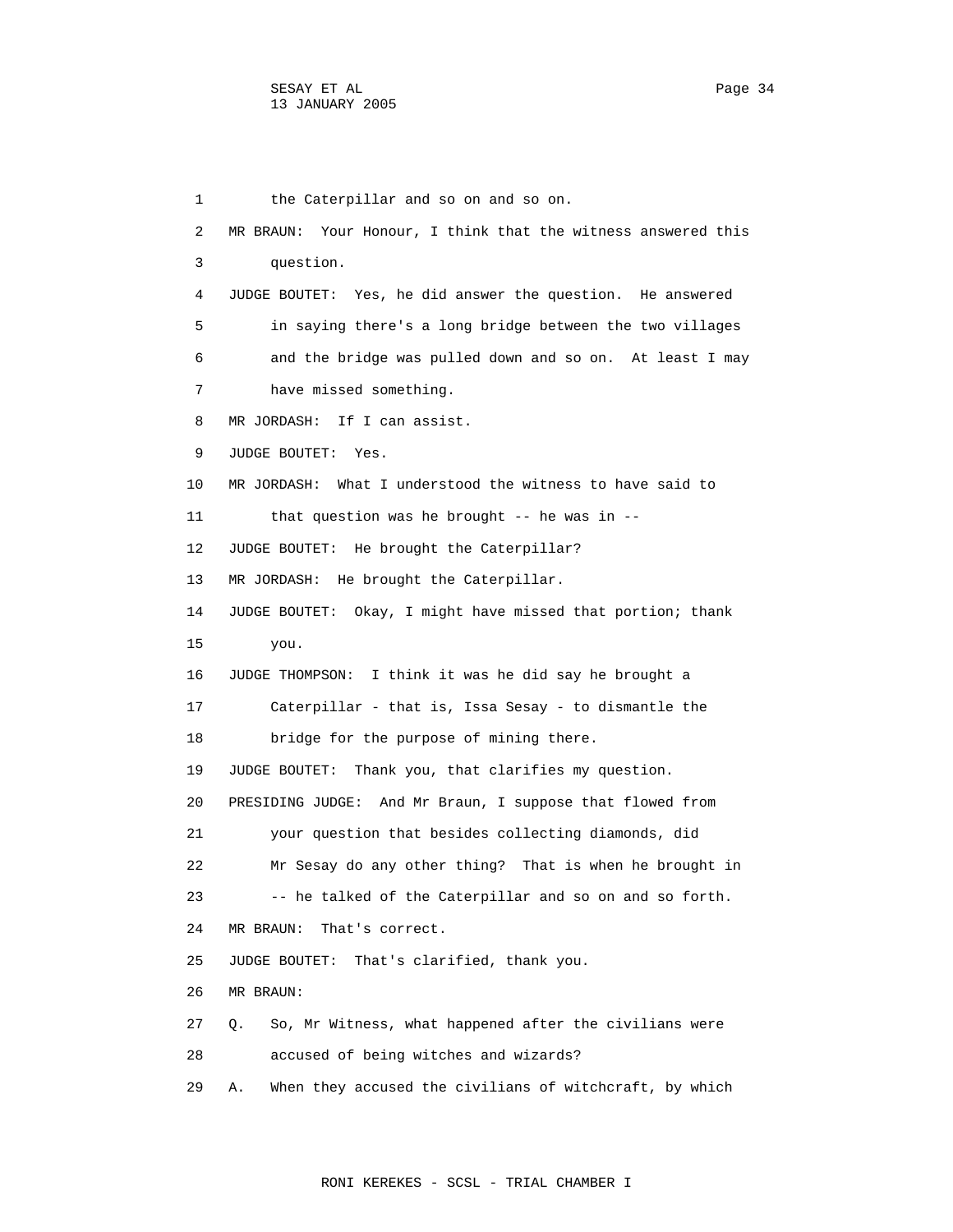1 the Caterpillar and so on and so on.

2 MR BRAUN: Your Honour, I think that the witness answered this

3 question.

4 JUDGE BOUTET: Yes, he did answer the question. He answered

5 in saying there's a long bridge between the two villages

6 and the bridge was pulled down and so on. At least I may

7 have missed something.

8 MR JORDASH: If I can assist.

9 JUDGE BOUTET: Yes.

10 MR JORDASH: What I understood the witness to have said to

11 that question was he brought -- he was in --

12 JUDGE BOUTET: He brought the Caterpillar?

13 MR JORDASH: He brought the Caterpillar.

14 JUDGE BOUTET: Okay, I might have missed that portion; thank

15 you.

16 JUDGE THOMPSON: I think it was he did say he brought a

17 Caterpillar - that is, Issa Sesay - to dismantle the

18 bridge for the purpose of mining there.

19 JUDGE BOUTET: Thank you, that clarifies my question.

20 PRESIDING JUDGE: And Mr Braun, I suppose that flowed from

21 your question that besides collecting diamonds, did

22 Mr Sesay do any other thing? That is when he brought in

23 -- he talked of the Caterpillar and so on and so forth.

24 MR BRAUN: That's correct.

25 JUDGE BOUTET: That's clarified, thank you.

26 MR BRAUN:

27 Q. So, Mr Witness, what happened after the civilians were

28 accused of being witches and wizards?

29 A. When they accused the civilians of witchcraft, by which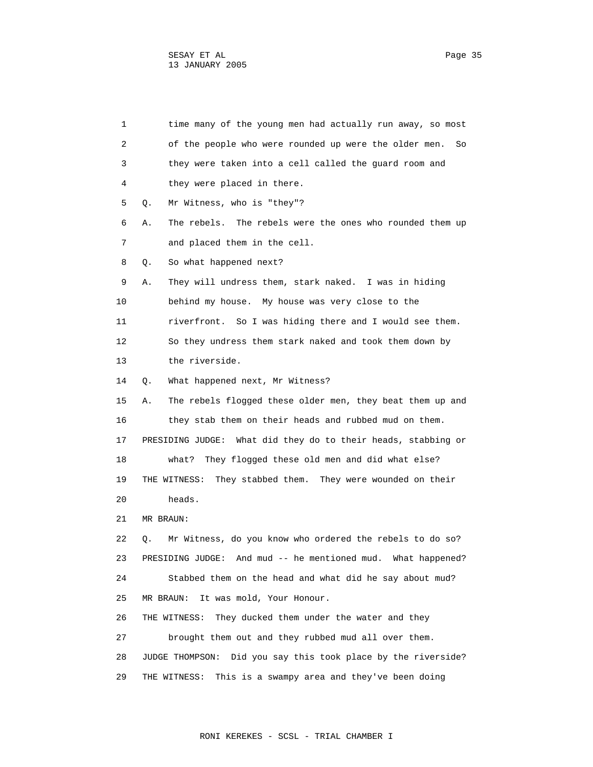1 time many of the young men had actually run away, so most
2 of the people who were rounded up were the older men. So
3 they were taken into a cell called the guard room and
4 they were placed in there.
5 Q. Mr Witness, who is "they"?
6 A. The rebels. The rebels were the ones who rounded them up
7 and placed them in the cell.
8 Q. So what happened next?
9 A. They will undress them, stark naked. I was in hiding
10 behind my house. My house was very close to the
11 riverfront. So I was hiding there and I would see them.
12 So they undress them stark naked and took them down by
13 the riverside.
14 Q. What happened next, Mr Witness?
15 A. The rebels flogged these older men, they beat them up and
16 they stab them on their heads and rubbed mud on them.
17 PRESIDING JUDGE: What did they do to their heads, stabbing or
18 what? They flogged these old men and did what else?
19 THE WITNESS: They stabbed them. They were wounded on their
20 heads.
21 MR BRAUN:
22 Q. Mr Witness, do you know who ordered the rebels to do so?
23 PRESIDING JUDGE: And mud -- he mentioned mud. What happened?
24 Stabbed them on the head and what did he say about mud?
25 MR BRAUN: It was mold, Your Honour.
26 THE WITNESS: They ducked them under the water and they
27 brought them out and they rubbed mud all over them.
28 JUDGE THOMPSON: Did you say this took place by the riverside?
29 THE WITNESS: This is a swampy area and they've been doing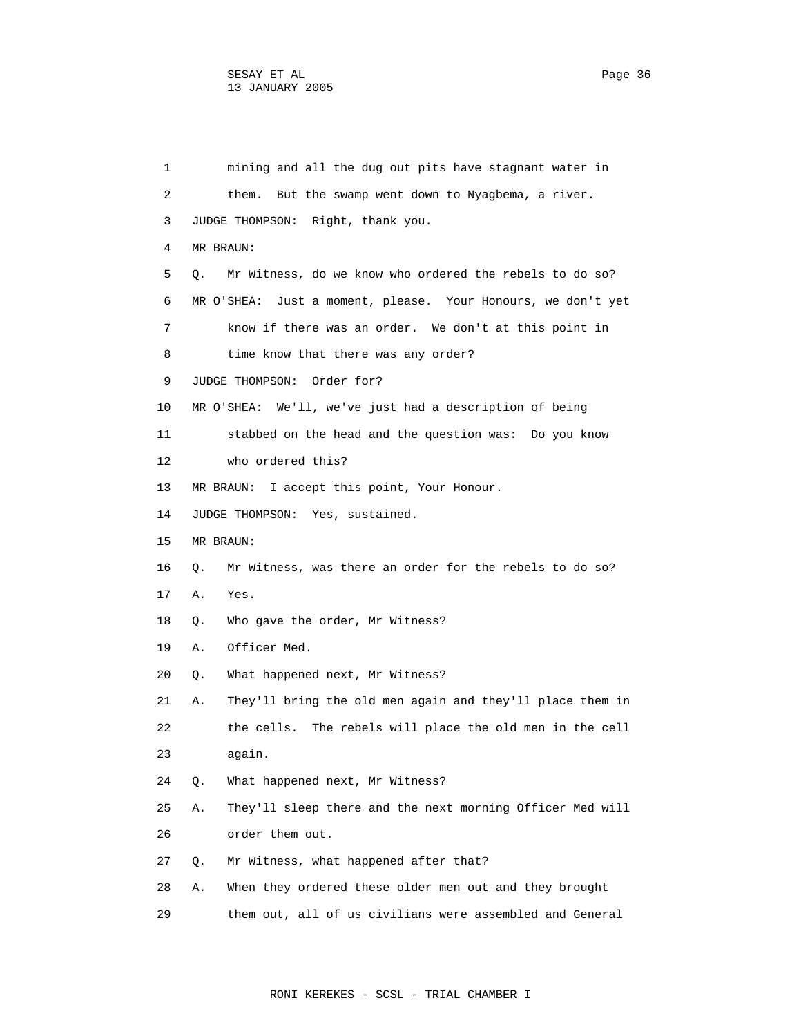1 mining and all the dug out pits have stagnant water in
2 them. But the swamp went down to Nyagbema, a river.
3 JUDGE THOMPSON: Right, thank you.
4 MR BRAUN:
5 Q. Mr Witness, do we know who ordered the rebels to do so?
6 MR O'SHEA: Just a moment, please. Your Honours, we don't yet
7 know if there was an order. We don't at this point in
8 time know that there was any order?
9 JUDGE THOMPSON: Order for?
10 MR O'SHEA: We'll, we've just had a description of being
11 stabbed on the head and the question was: Do you know
12 who ordered this?
13 MR BRAUN: I accept this point, Your Honour.
14 JUDGE THOMPSON: Yes, sustained.
15 MR BRAUN:
16 Q. Mr Witness, was there an order for the rebels to do so?
17 A. Yes.
18 Q. Who gave the order, Mr Witness?
19 A. Officer Med.
20 Q. What happened next, Mr Witness?
21 A. They'll bring the old men again and they'll place them in
22 the cells. The rebels will place the old men in the cell
23 again.
24 Q. What happened next, Mr Witness?
25 A. They'll sleep there and the next morning Officer Med will
26 order them out.
27 Q. Mr Witness, what happened after that?
28 A. When they ordered these older men out and they brought
29 them out, all of us civilians were assembled and General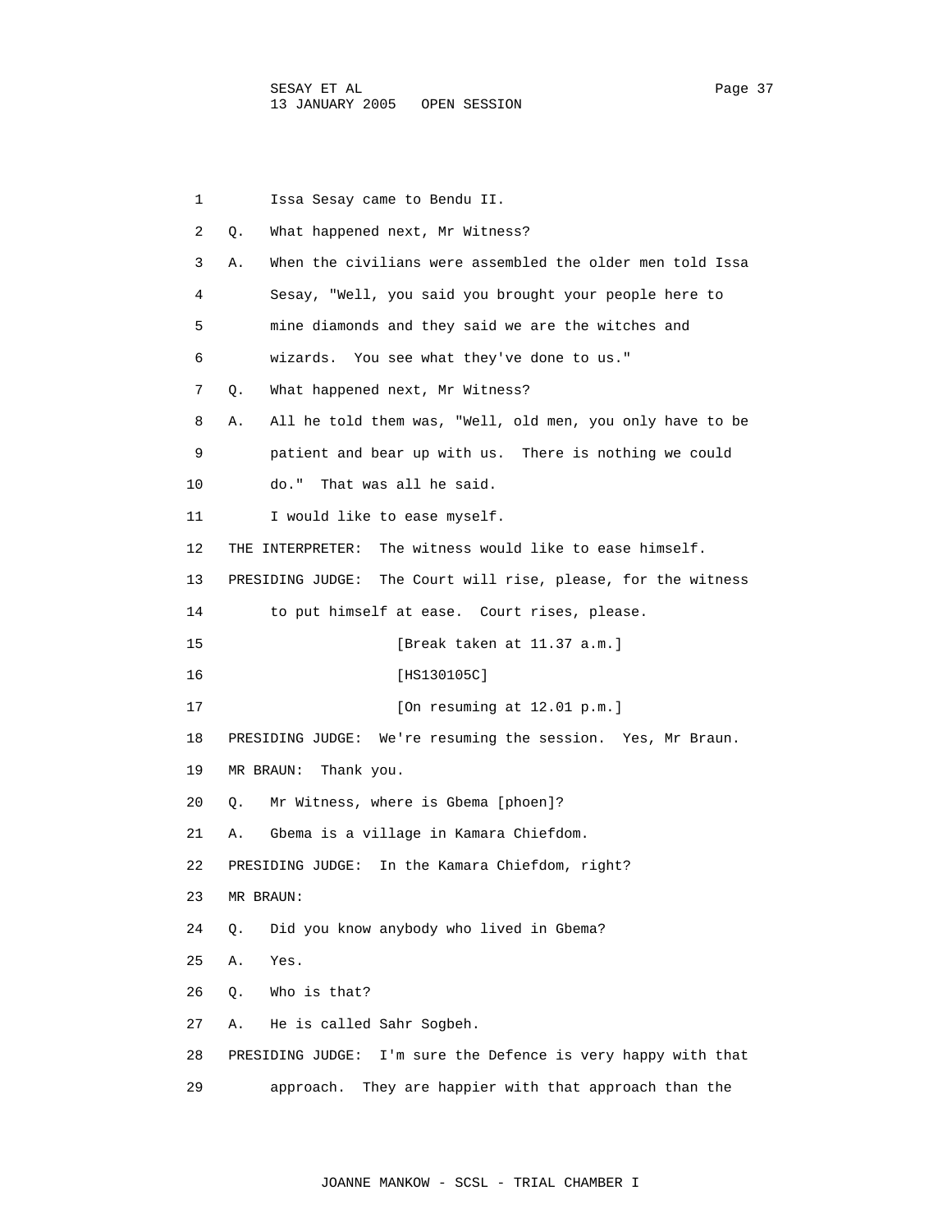1 Issa Sesay came to Bendu II.

2 Q. What happened next, Mr Witness?

3 A. When the civilians were assembled the older men told Issa

4 Sesay, "Well, you said you brought your people here to

5 mine diamonds and they said we are the witches and

6 wizards. You see what they've done to us."

7 Q. What happened next, Mr Witness?

8 A. All he told them was, "Well, old men, you only have to be

9 patient and bear up with us. There is nothing we could

10 do." That was all he said.

11 I would like to ease myself.

12 THE INTERPRETER: The witness would like to ease himself.

13 PRESIDING JUDGE: The Court will rise, please, for the witness

14 to put himself at ease. Court rises, please.

15 [Break taken at 11.37 a.m.]

16 [HS130105C]

17 [On resuming at 12.01 p.m.]

18 PRESIDING JUDGE: We're resuming the session. Yes, Mr Braun.

19 MR BRAUN: Thank you.

20 Q. Mr Witness, where is Gbema [phoen]?

21 A. Gbema is a village in Kamara Chiefdom.

22 PRESIDING JUDGE: In the Kamara Chiefdom, right?

23 MR BRAUN:

24 Q. Did you know anybody who lived in Gbema?

25 A. Yes.

26 Q. Who is that?

27 A. He is called Sahr Sogbeh.

28 PRESIDING JUDGE: I'm sure the Defence is very happy with that

29 approach. They are happier with that approach than the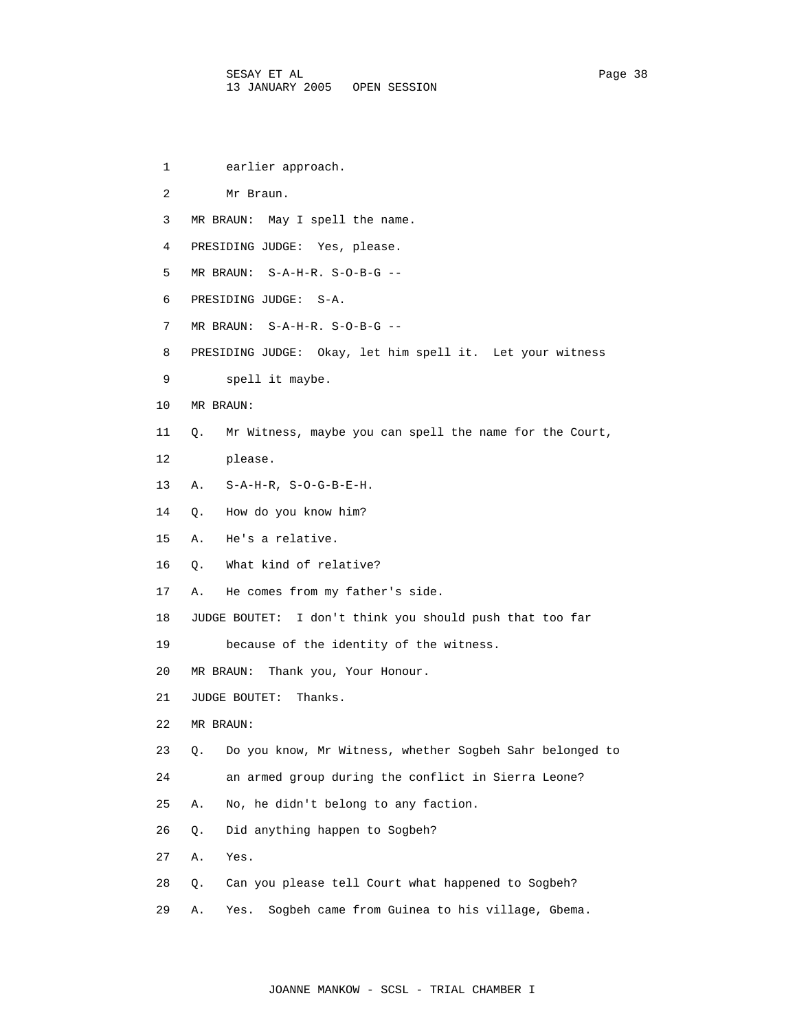1 earlier approach.

2 Mr Braun.

3 MR BRAUN: May I spell the name.

4 PRESIDING JUDGE: Yes, please.

5 MR BRAUN: S-A-H-R. S-O-B-G --

6 PRESIDING JUDGE: S-A.

7 MR BRAUN: S-A-H-R. S-O-B-G --

8 PRESIDING JUDGE: Okay, let him spell it. Let your witness

9 spell it maybe.

10 MR BRAUN:

11 Q. Mr Witness, maybe you can spell the name for the Court,

12 please.

13 A. S-A-H-R, S-O-G-B-E-H.

14 Q. How do you know him?

15 A. He's a relative.

16 Q. What kind of relative?

17 A. He comes from my father's side.

18 JUDGE BOUTET: I don't think you should push that too far

19 because of the identity of the witness.

20 MR BRAUN: Thank you, Your Honour.

21 JUDGE BOUTET: Thanks.

22 MR BRAUN:

23 Q. Do you know, Mr Witness, whether Sogbeh Sahr belonged to

24 an armed group during the conflict in Sierra Leone?

25 A. No, he didn't belong to any faction.

26 Q. Did anything happen to Sogbeh?

27 A. Yes.

28 Q. Can you please tell Court what happened to Sogbeh?

29 A. Yes. Sogbeh came from Guinea to his village, Gbema.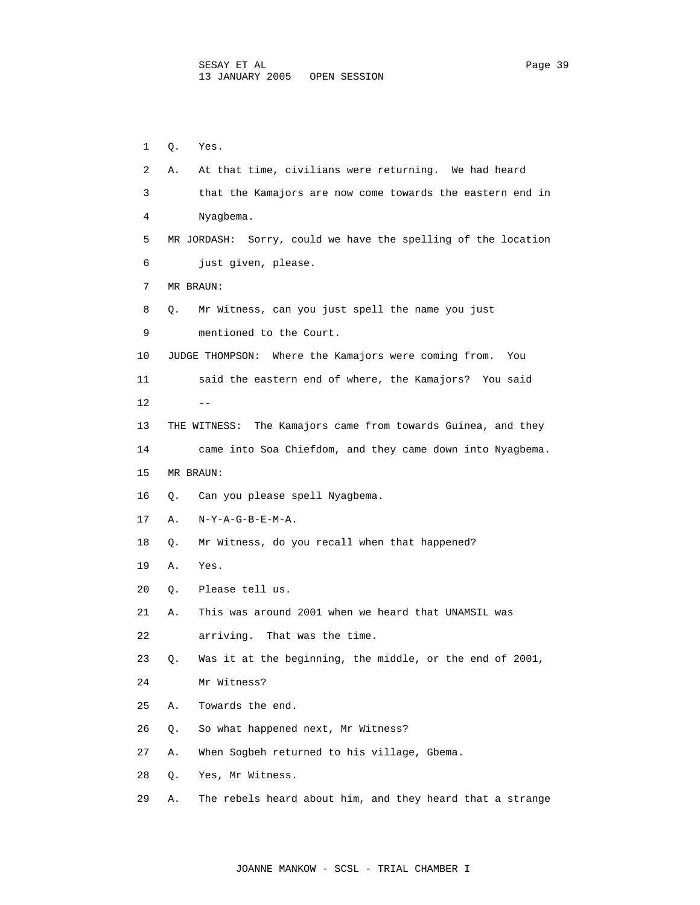1 Q. Yes.

2 A. At that time, civilians were returning. We had heard

3 that the Kamajors are now come towards the eastern end in

4 Nyagbema.

5 MR JORDASH: Sorry, could we have the spelling of the location

6 just given, please.

7 MR BRAUN:

8 Q. Mr Witness, can you just spell the name you just

9 mentioned to the Court.

10 JUDGE THOMPSON: Where the Kamajors were coming from. You

11 said the eastern end of where, the Kamajors? You said

12 --

13 THE WITNESS: The Kamajors came from towards Guinea, and they

14 came into Soa Chiefdom, and they came down into Nyagbema.

15 MR BRAUN:

16 Q. Can you please spell Nyagbema.

17 A. N-Y-A-G-B-E-M-A.

18 Q. Mr Witness, do you recall when that happened?

19 A. Yes.

20 Q. Please tell us.

21 A. This was around 2001 when we heard that UNAMSIL was

22 arriving. That was the time.

23 Q. Was it at the beginning, the middle, or the end of 2001,

24 Mr Witness?

25 A. Towards the end.

26 Q. So what happened next, Mr Witness?

27 A. When Sogbeh returned to his village, Gbema.

28 Q. Yes, Mr Witness.

29 A. The rebels heard about him, and they heard that a strange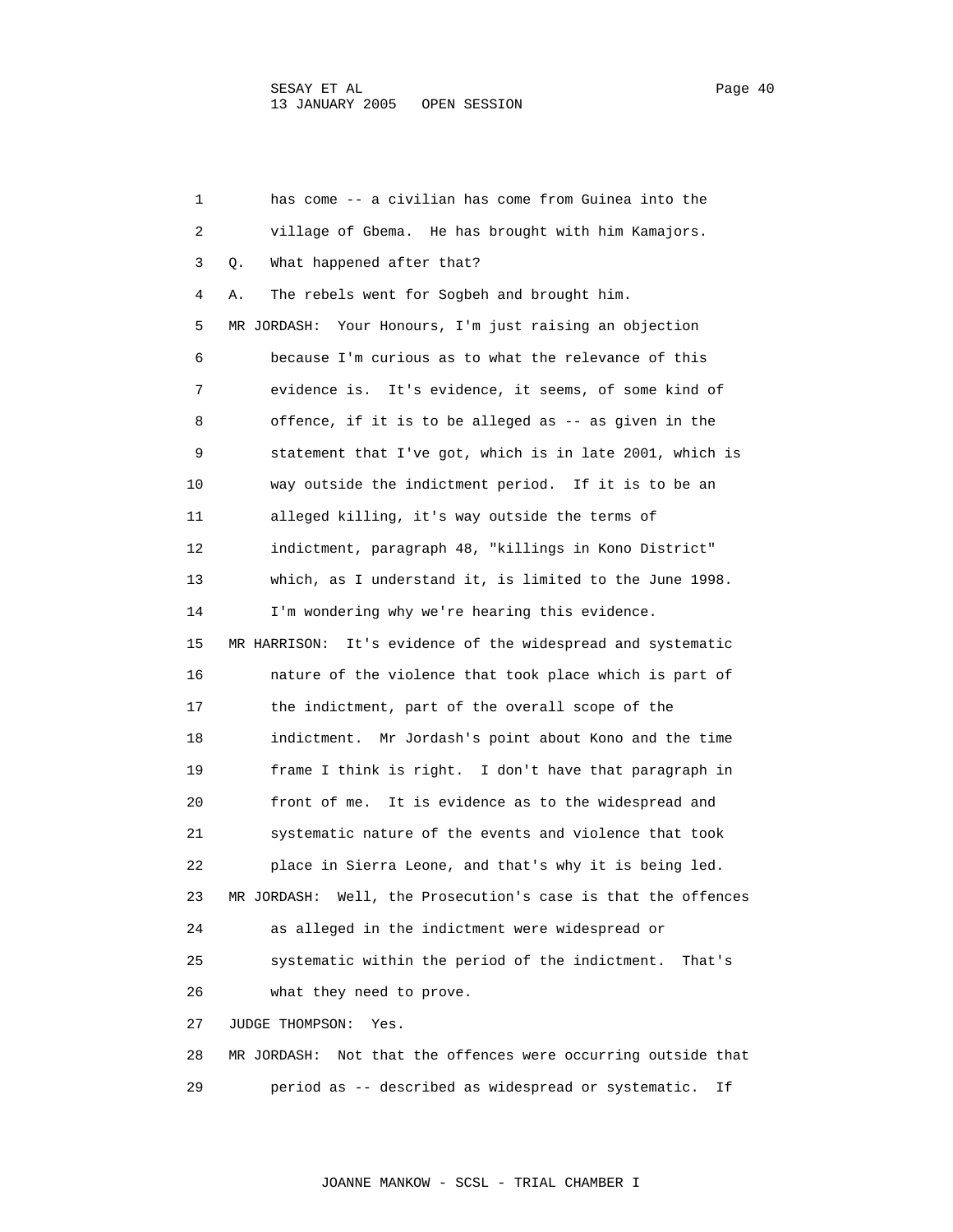1 has come -- a civilian has come from Guinea into the
2 village of Gbema. He has brought with him Kamajors.
3 Q. What happened after that?
4 A. The rebels went for Sogbeh and brought him.
5 MR JORDASH: Your Honours, I'm just raising an objection
6 because I'm curious as to what the relevance of this
7 evidence is. It's evidence, it seems, of some kind of
8 offence, if it is to be alleged as -- as given in the
9 statement that I've got, which is in late 2001, which is
10 way outside the indictment period. If it is to be an
11 alleged killing, it's way outside the terms of
12 indictment, paragraph 48, "killings in Kono District"
13 which, as I understand it, is limited to the June 1998.
14 I'm wondering why we're hearing this evidence.
15 MR HARRISON: It's evidence of the widespread and systematic
16 nature of the violence that took place which is part of
17 the indictment, part of the overall scope of the
18 indictment. Mr Jordash's point about Kono and the time
19 frame I think is right. I don't have that paragraph in
20 front of me. It is evidence as to the widespread and
21 systematic nature of the events and violence that took
22 place in Sierra Leone, and that's why it is being led.
23 MR JORDASH: Well, the Prosecution's case is that the offences
24 as alleged in the indictment were widespread or
25 systematic within the period of the indictment. That's
26 what they need to prove.
27 JUDGE THOMPSON: Yes.
28 MR JORDASH: Not that the offences were occurring outside that
29 period as -- described as widespread or systematic. If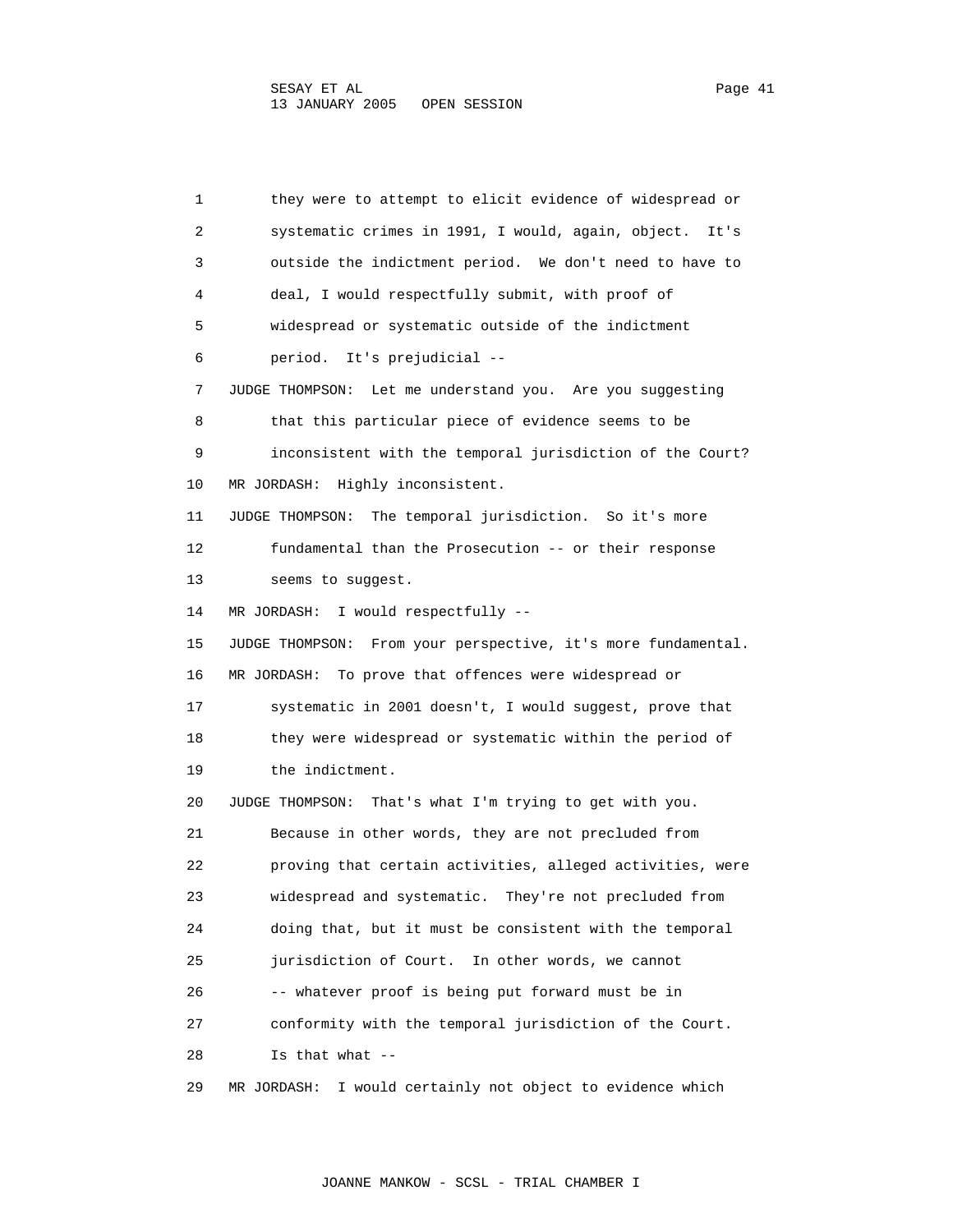1 they were to attempt to elicit evidence of widespread or
2 systematic crimes in 1991, I would, again, object. It's
3 outside the indictment period. We don't need to have to
4 deal, I would respectfully submit, with proof of
5 widespread or systematic outside of the indictment
6 period. It's prejudicial --
7 JUDGE THOMPSON: Let me understand you. Are you suggesting
8 that this particular piece of evidence seems to be
9 inconsistent with the temporal jurisdiction of the Court?
10 MR JORDASH: Highly inconsistent.
11 JUDGE THOMPSON: The temporal jurisdiction. So it's more
12 fundamental than the Prosecution -- or their response
13 seems to suggest.
14 MR JORDASH: I would respectfully --
15 JUDGE THOMPSON: From your perspective, it's more fundamental.
16 MR JORDASH: To prove that offences were widespread or
17 systematic in 2001 doesn't, I would suggest, prove that
18 they were widespread or systematic within the period of
19 the indictment.
20 JUDGE THOMPSON: That's what I'm trying to get with you.
21 Because in other words, they are not precluded from
22 proving that certain activities, alleged activities, were
23 widespread and systematic. They're not precluded from
24 doing that, but it must be consistent with the temporal
25 jurisdiction of Court. In other words, we cannot
26 -- whatever proof is being put forward must be in
27 conformity with the temporal jurisdiction of the Court.
28 Is that what --
29 MR JORDASH: I would certainly not object to evidence which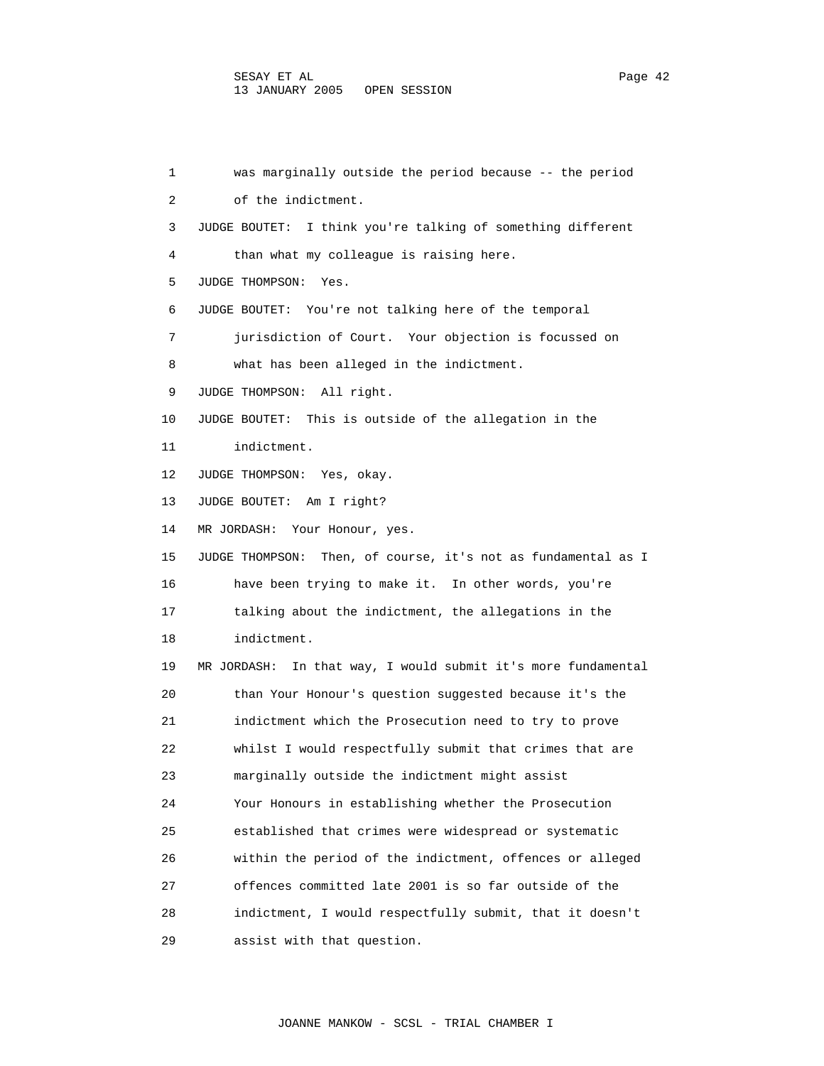1 was marginally outside the period because -- the period
2 of the indictment.
3 JUDGE BOUTET: I think you're talking of something different
4 than what my colleague is raising here.
5 JUDGE THOMPSON: Yes.
6 JUDGE BOUTET: You're not talking here of the temporal
7 jurisdiction of Court. Your objection is focussed on
8 what has been alleged in the indictment.
9 JUDGE THOMPSON: All right.
10 JUDGE BOUTET: This is outside of the allegation in the
11 indictment.
12 JUDGE THOMPSON: Yes, okay.
13 JUDGE BOUTET: Am I right?
14 MR JORDASH: Your Honour, yes.
15 JUDGE THOMPSON: Then, of course, it's not as fundamental as I
16 have been trying to make it. In other words, you're
17 talking about the indictment, the allegations in the
18 indictment.
19 MR JORDASH: In that way, I would submit it's more fundamental
20 than Your Honour's question suggested because it's the
21 indictment which the Prosecution need to try to prove
22 whilst I would respectfully submit that crimes that are
23 marginally outside the indictment might assist
24 Your Honours in establishing whether the Prosecution
25 established that crimes were widespread or systematic
26 within the period of the indictment, offences or alleged
27 offences committed late 2001 is so far outside of the
28 indictment, I would respectfully submit, that it doesn't
29 assist with that question.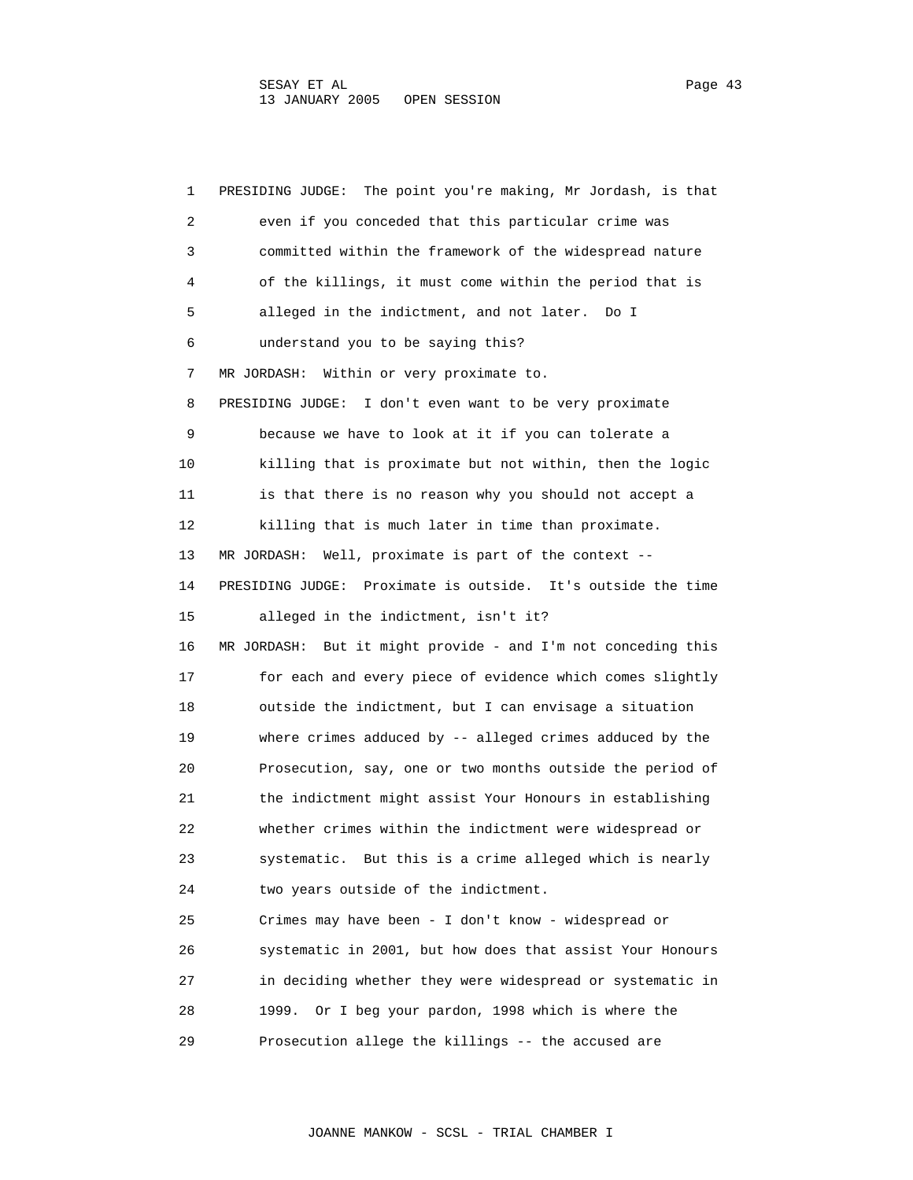PRESIDING JUDGE: The point you're making, Mr Jordash, is that even if you conceded that this particular crime was committed within the framework of the widespread nature of the killings, it must come within the period that is alleged in the indictment, and not later. Do I understand you to be saying this?

MR JORDASH: Within or very proximate to.

PRESIDING JUDGE: I don't even want to be very proximate because we have to look at it if you can tolerate a killing that is proximate but not within, then the logic is that there is no reason why you should not accept a killing that is much later in time than proximate.

MR JORDASH: Well, proximate is part of the context --

PRESIDING JUDGE: Proximate is outside. It's outside the time alleged in the indictment, isn't it?

MR JORDASH: But it might provide - and I'm not conceding this for each and every piece of evidence which comes slightly outside the indictment, but I can envisage a situation where crimes adduced by -- alleged crimes adduced by the Prosecution, say, one or two months outside the period of the indictment might assist Your Honours in establishing whether crimes within the indictment were widespread or systematic. But this is a crime alleged which is nearly two years outside of the indictment.

Crimes may have been - I don't know - widespread or systematic in 2001, but how does that assist Your Honours in deciding whether they were widespread or systematic in 1999. Or I beg your pardon, 1998 which is where the Prosecution allege the killings -- the accused are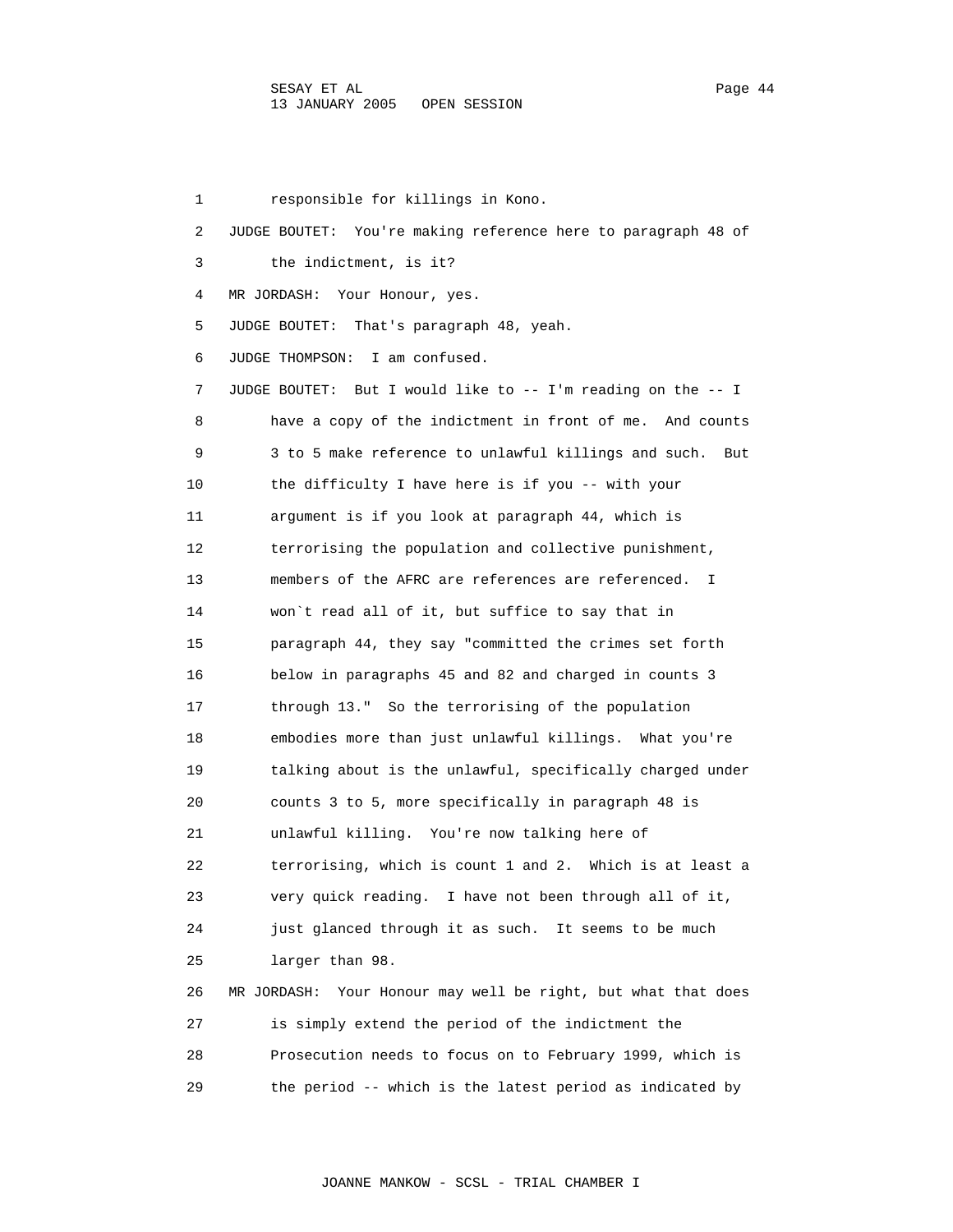1 responsible for killings in Kono.

2 JUDGE BOUTET: You're making reference here to paragraph 48 of

3 the indictment, is it?

4 MR JORDASH: Your Honour, yes.

5 JUDGE BOUTET: That's paragraph 48, yeah.

6 JUDGE THOMPSON: I am confused.

7 JUDGE BOUTET: But I would like to -- I'm reading on the -- I

8 have a copy of the indictment in front of me. And counts

9 3 to 5 make reference to unlawful killings and such. But

10 the difficulty I have here is if you -- with your

11 argument is if you look at paragraph 44, which is

12 terrorising the population and collective punishment,

13 members of the AFRC are references are referenced. I

14 won`t read all of it, but suffice to say that in

15 paragraph 44, they say "committed the crimes set forth

16 below in paragraphs 45 and 82 and charged in counts 3

17 through 13." So the terrorising of the population

18 embodies more than just unlawful killings. What you're

19 talking about is the unlawful, specifically charged under

20 counts 3 to 5, more specifically in paragraph 48 is

21 unlawful killing. You're now talking here of

22 terrorising, which is count 1 and 2. Which is at least a

23 very quick reading. I have not been through all of it,

24 just glanced through it as such. It seems to be much

25 larger than 98.

26 MR JORDASH: Your Honour may well be right, but what that does

27 is simply extend the period of the indictment the

28 Prosecution needs to focus on to February 1999, which is

29 the period -- which is the latest period as indicated by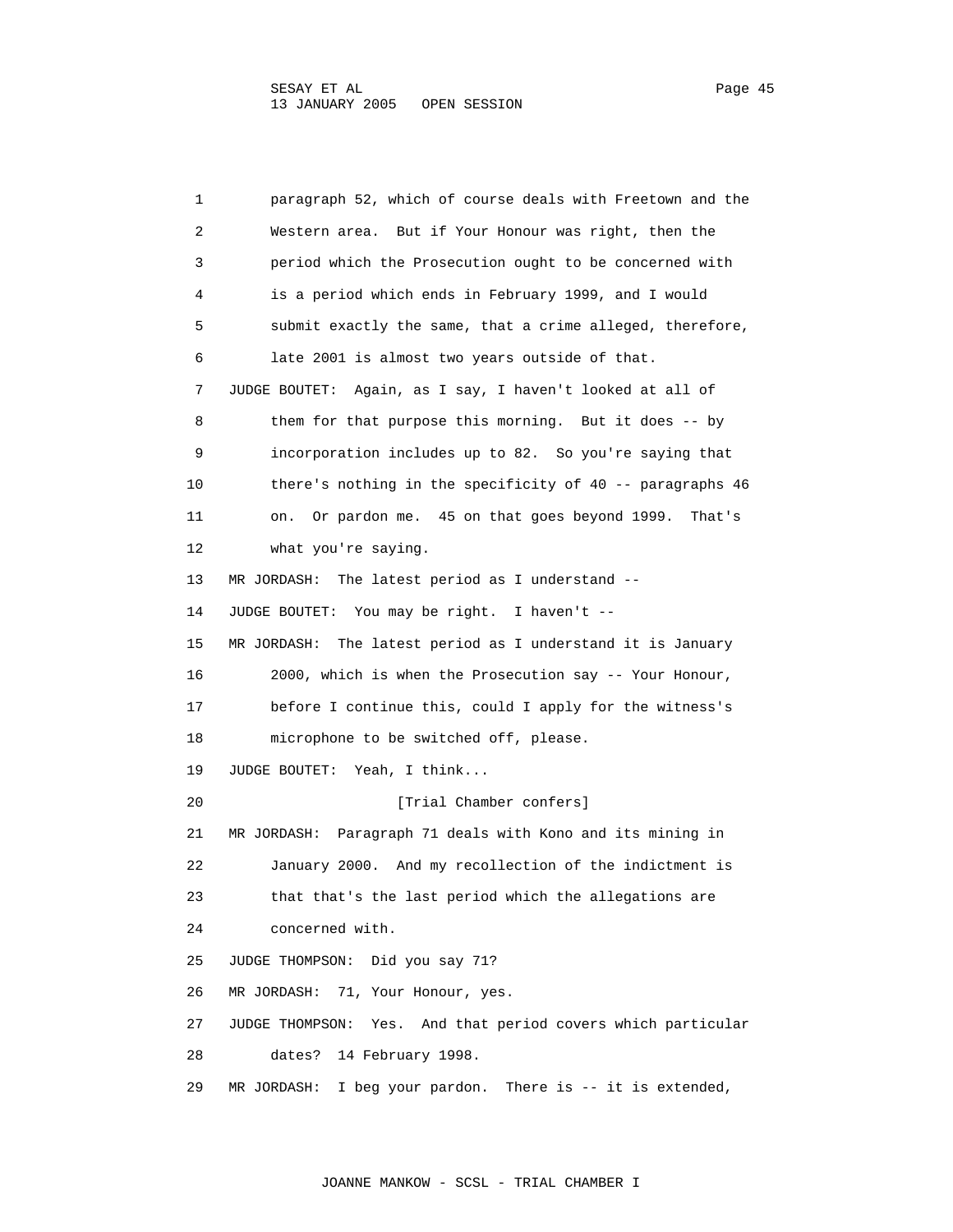paragraph 52, which of course deals with Freetown and the Western area. But if Your Honour was right, then the period which the Prosecution ought to be concerned with is a period which ends in February 1999, and I would submit exactly the same, that a crime alleged, therefore, late 2001 is almost two years outside of that.

JUDGE BOUTET: Again, as I say, I haven't looked at all of them for that purpose this morning. But it does -- by incorporation includes up to 82. So you're saying that there's nothing in the specificity of 40 -- paragraphs 46 on. Or pardon me. 45 on that goes beyond 1999. That's what you're saying.

MR JORDASH: The latest period as I understand --

JUDGE BOUTET: You may be right. I haven't --

MR JORDASH: The latest period as I understand it is January 2000, which is when the Prosecution say -- Your Honour, before I continue this, could I apply for the witness's microphone to be switched off, please.

JUDGE BOUTET: Yeah, I think...

[Trial Chamber confers]

MR JORDASH: Paragraph 71 deals with Kono and its mining in January 2000. And my recollection of the indictment is that that's the last period which the allegations are concerned with.

JUDGE THOMPSON: Did you say 71?

MR JORDASH: 71, Your Honour, yes.

JUDGE THOMPSON: Yes. And that period covers which particular dates? 14 February 1998.

MR JORDASH: I beg your pardon. There is -- it is extended,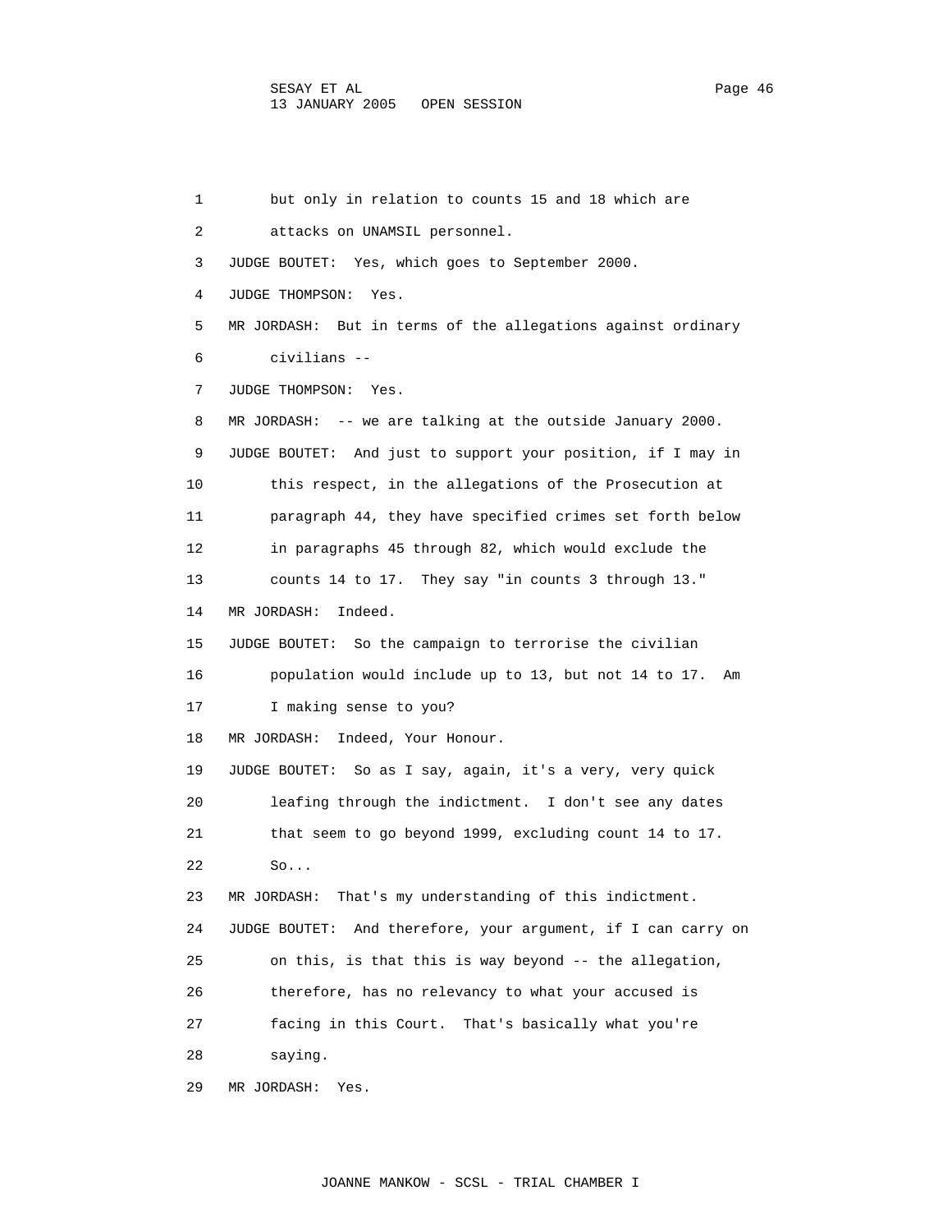1 but only in relation to counts 15 and 18 which are

2 attacks on UNAMSIL personnel.

3 JUDGE BOUTET: Yes, which goes to September 2000.

4 JUDGE THOMPSON: Yes.

5 MR JORDASH: But in terms of the allegations against ordinary

6 civilians --

7 JUDGE THOMPSON: Yes.

8 MR JORDASH: -- we are talking at the outside January 2000.

9 JUDGE BOUTET: And just to support your position, if I may in

10 this respect, in the allegations of the Prosecution at

11 paragraph 44, they have specified crimes set forth below

12 in paragraphs 45 through 82, which would exclude the

13 counts 14 to 17. They say "in counts 3 through 13."

14 MR JORDASH: Indeed.

15 JUDGE BOUTET: So the campaign to terrorise the civilian

16 population would include up to 13, but not 14 to 17. Am

17 I making sense to you?

18 MR JORDASH: Indeed, Your Honour.

19 JUDGE BOUTET: So as I say, again, it's a very, very quick

20 leafing through the indictment. I don't see any dates

21 that seem to go beyond 1999, excluding count 14 to 17.

22 So...

23 MR JORDASH: That's my understanding of this indictment.

24 JUDGE BOUTET: And therefore, your argument, if I can carry on

25 on this, is that this is way beyond -- the allegation,

26 therefore, has no relevancy to what your accused is

27 facing in this Court. That's basically what you're

28 saying.

29 MR JORDASH: Yes.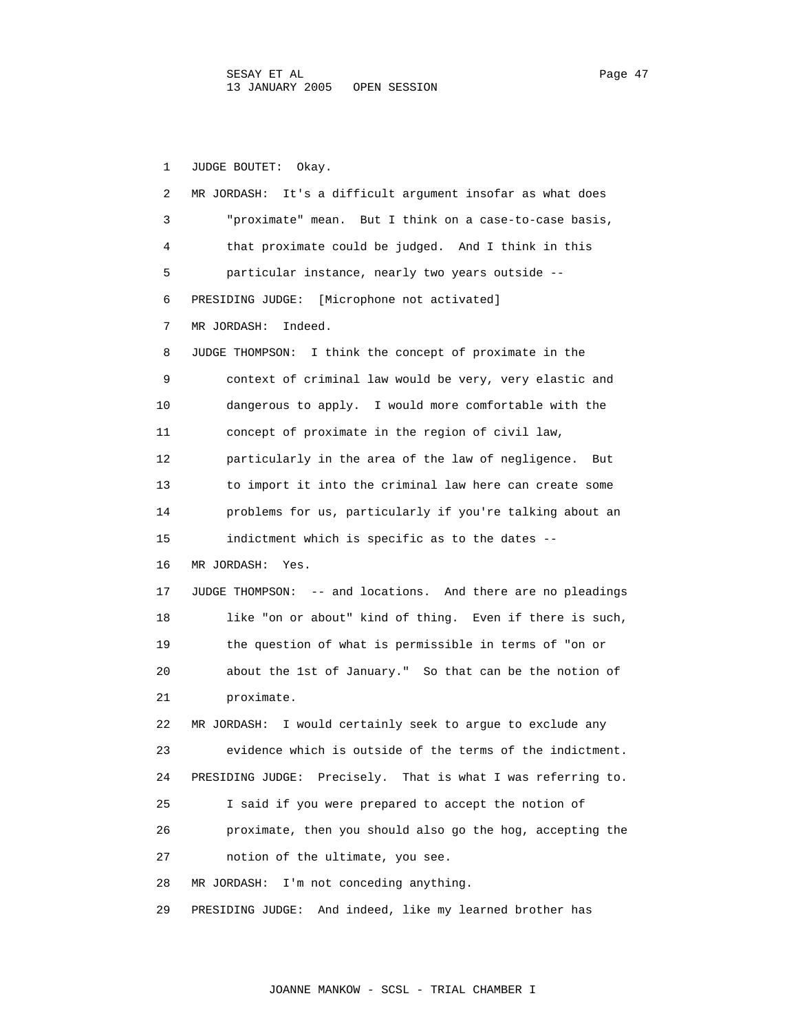1 JUDGE BOUTET: Okay.

2 MR JORDASH: It's a difficult argument insofar as what does
3 "proximate" mean. But I think on a case-to-case basis,
4 that proximate could be judged. And I think in this
5 particular instance, nearly two years outside --

6 PRESIDING JUDGE: [Microphone not activated]

7 MR JORDASH: Indeed.

8 JUDGE THOMPSON: I think the concept of proximate in the
9 context of criminal law would be very, very elastic and
10 dangerous to apply. I would more comfortable with the
11 concept of proximate in the region of civil law,
12 particularly in the area of the law of negligence. But
13 to import it into the criminal law here can create some
14 problems for us, particularly if you're talking about an
15 indictment which is specific as to the dates --

16 MR JORDASH: Yes.

17 JUDGE THOMPSON: -- and locations. And there are no pleadings
18 like "on or about" kind of thing. Even if there is such,
19 the question of what is permissible in terms of "on or
20 about the 1st of January." So that can be the notion of
21 proximate.

22 MR JORDASH: I would certainly seek to argue to exclude any
23 evidence which is outside of the terms of the indictment.

24 PRESIDING JUDGE: Precisely. That is what I was referring to.
25 I said if you were prepared to accept the notion of
26 proximate, then you should also go the hog, accepting the
27 notion of the ultimate, you see.

28 MR JORDASH: I'm not conceding anything.

29 PRESIDING JUDGE: And indeed, like my learned brother has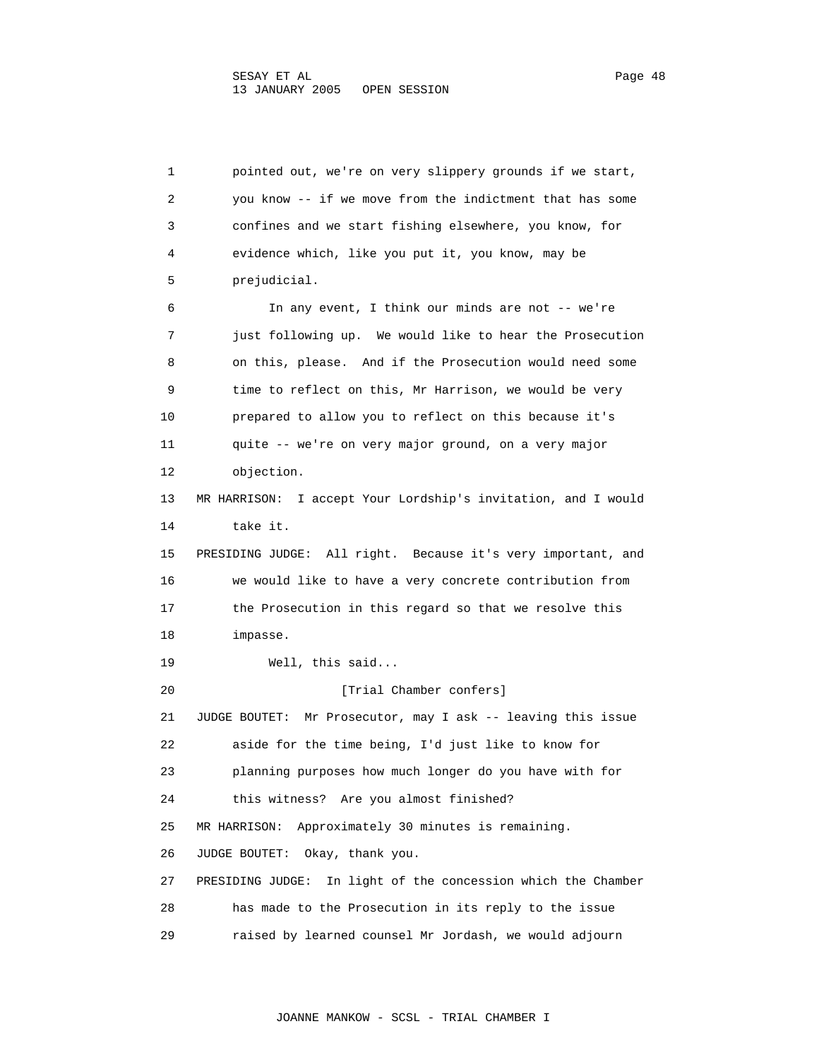pointed out, we're on very slippery grounds if we start, you know -- if we move from the indictment that has some confines and we start fishing elsewhere, you know, for evidence which, like you put it, you know, may be prejudicial.

In any event, I think our minds are not -- we're just following up. We would like to hear the Prosecution on this, please. And if the Prosecution would need some time to reflect on this, Mr Harrison, we would be very prepared to allow you to reflect on this because it's quite -- we're on very major ground, on a very major objection.

MR HARRISON: I accept Your Lordship's invitation, and I would take it.

PRESIDING JUDGE: All right. Because it's very important, and we would like to have a very concrete contribution from the Prosecution in this regard so that we resolve this impasse.

Well, this said...

[Trial Chamber confers]

JUDGE BOUTET: Mr Prosecutor, may I ask -- leaving this issue aside for the time being, I'd just like to know for planning purposes how much longer do you have with for this witness? Are you almost finished?

MR HARRISON: Approximately 30 minutes is remaining.

JUDGE BOUTET: Okay, thank you.

PRESIDING JUDGE: In light of the concession which the Chamber has made to the Prosecution in its reply to the issue raised by learned counsel Mr Jordash, we would adjourn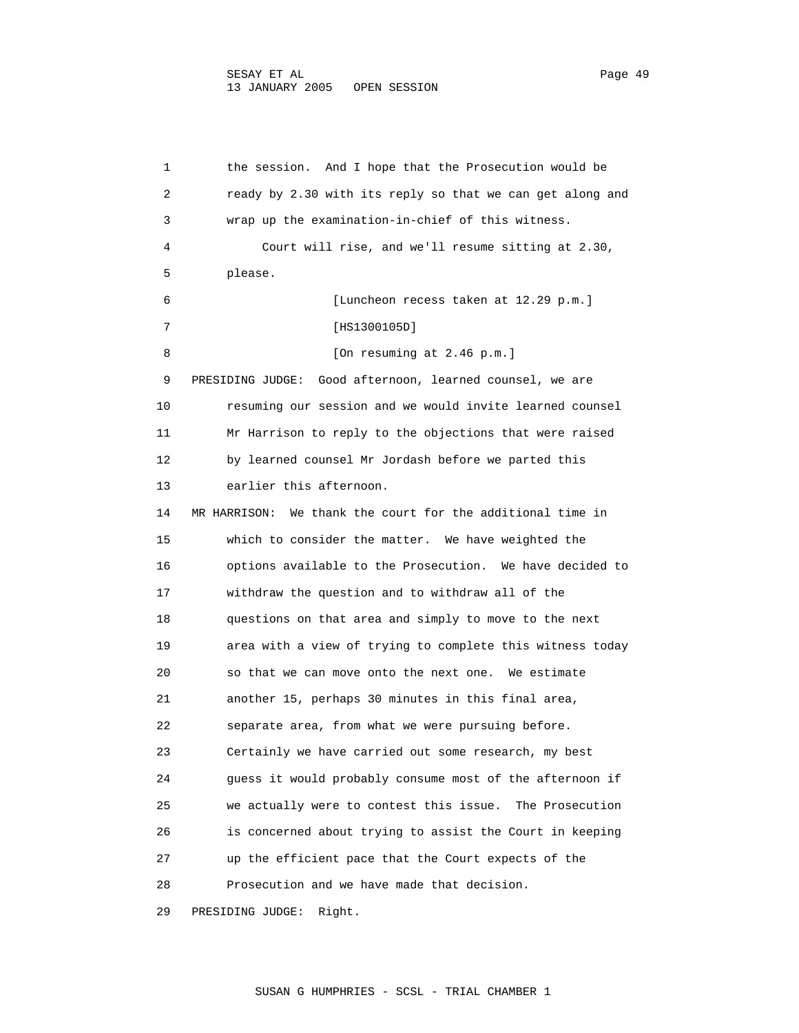the session. And I hope that the Prosecution would be ready by 2.30 with its reply so that we can get along and wrap up the examination-in-chief of this witness.

Court will rise, and we'll resume sitting at 2.30, please.

[Luncheon recess taken at 12.29 p.m.]

[HS1300105D]

[On resuming at 2.46 p.m.]

PRESIDING JUDGE: Good afternoon, learned counsel, we are resuming our session and we would invite learned counsel Mr Harrison to reply to the objections that were raised by learned counsel Mr Jordash before we parted this earlier this afternoon.

MR HARRISON: We thank the court for the additional time in which to consider the matter. We have weighted the options available to the Prosecution. We have decided to withdraw the question and to withdraw all of the questions on that area and simply to move to the next area with a view of trying to complete this witness today so that we can move onto the next one. We estimate another 15, perhaps 30 minutes in this final area, separate area, from what we were pursuing before. Certainly we have carried out some research, my best guess it would probably consume most of the afternoon if we actually were to contest this issue. The Prosecution is concerned about trying to assist the Court in keeping up the efficient pace that the Court expects of the Prosecution and we have made that decision.

PRESIDING JUDGE: Right.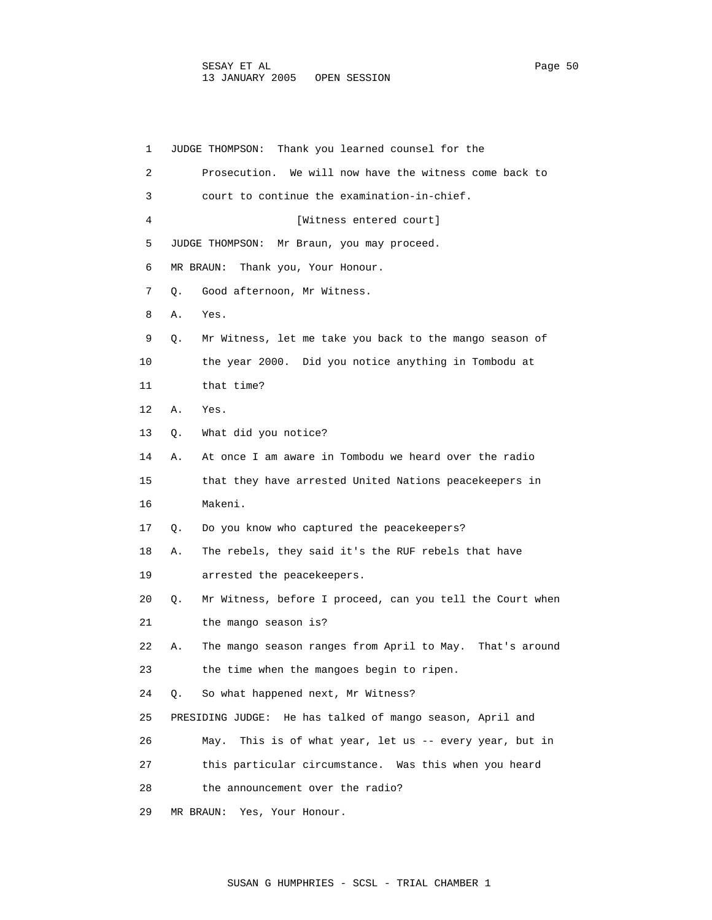1 JUDGE THOMPSON: Thank you learned counsel for the
2 Prosecution. We will now have the witness come back to
3 court to continue the examination-in-chief.
4 [Witness entered court]
5 JUDGE THOMPSON: Mr Braun, you may proceed.
6 MR BRAUN: Thank you, Your Honour.
7 Q. Good afternoon, Mr Witness.
8 A. Yes.
9 Q. Mr Witness, let me take you back to the mango season of
10 the year 2000. Did you notice anything in Tombodu at
11 that time?
12 A. Yes.
13 Q. What did you notice?
14 A. At once I am aware in Tombodu we heard over the radio
15 that they have arrested United Nations peacekeepers in
16 Makeni.
17 Q. Do you know who captured the peacekeepers?
18 A. The rebels, they said it's the RUF rebels that have
19 arrested the peacekeepers.
20 Q. Mr Witness, before I proceed, can you tell the Court when
21 the mango season is?
22 A. The mango season ranges from April to May. That's around
23 the time when the mangoes begin to ripen.
24 Q. So what happened next, Mr Witness?
25 PRESIDING JUDGE: He has talked of mango season, April and
26 May. This is of what year, let us -- every year, but in
27 this particular circumstance. Was this when you heard
28 the announcement over the radio?
29 MR BRAUN: Yes, Your Honour.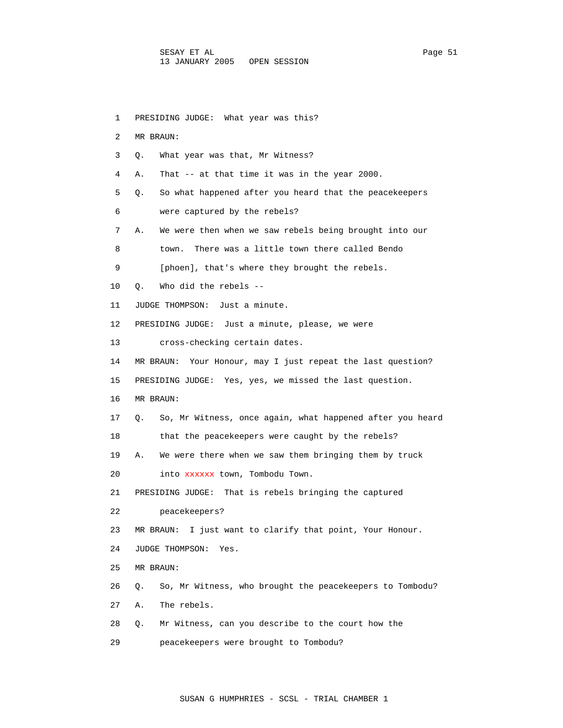1 PRESIDING JUDGE: What year was this?

2 MR BRAUN:

3 Q. What year was that, Mr Witness?

4 A. That -- at that time it was in the year 2000.

5 Q. So what happened after you heard that the peacekeepers

6 were captured by the rebels?

7 A. We were then when we saw rebels being brought into our

8 town. There was a little town there called Bendo

9 [phoen], that's where they brought the rebels.

10 Q. Who did the rebels --

11 JUDGE THOMPSON: Just a minute.

12 PRESIDING JUDGE: Just a minute, please, we were

13 cross-checking certain dates.

14 MR BRAUN: Your Honour, may I just repeat the last question?

15 PRESIDING JUDGE: Yes, yes, we missed the last question.

16 MR BRAUN:

17 Q. So, Mr Witness, once again, what happened after you heard

18 that the peacekeepers were caught by the rebels?

19 A. We were there when we saw them bringing them by truck

20 into xxxxxx town, Tombodu Town.

21 PRESIDING JUDGE: That is rebels bringing the captured

22 peacekeepers?

23 MR BRAUN: I just want to clarify that point, Your Honour.

24 JUDGE THOMPSON: Yes.

25 MR BRAUN:

26 Q. So, Mr Witness, who brought the peacekeepers to Tombodu?

27 A. The rebels.

28 Q. Mr Witness, can you describe to the court how the

29 peacekeepers were brought to Tombodu?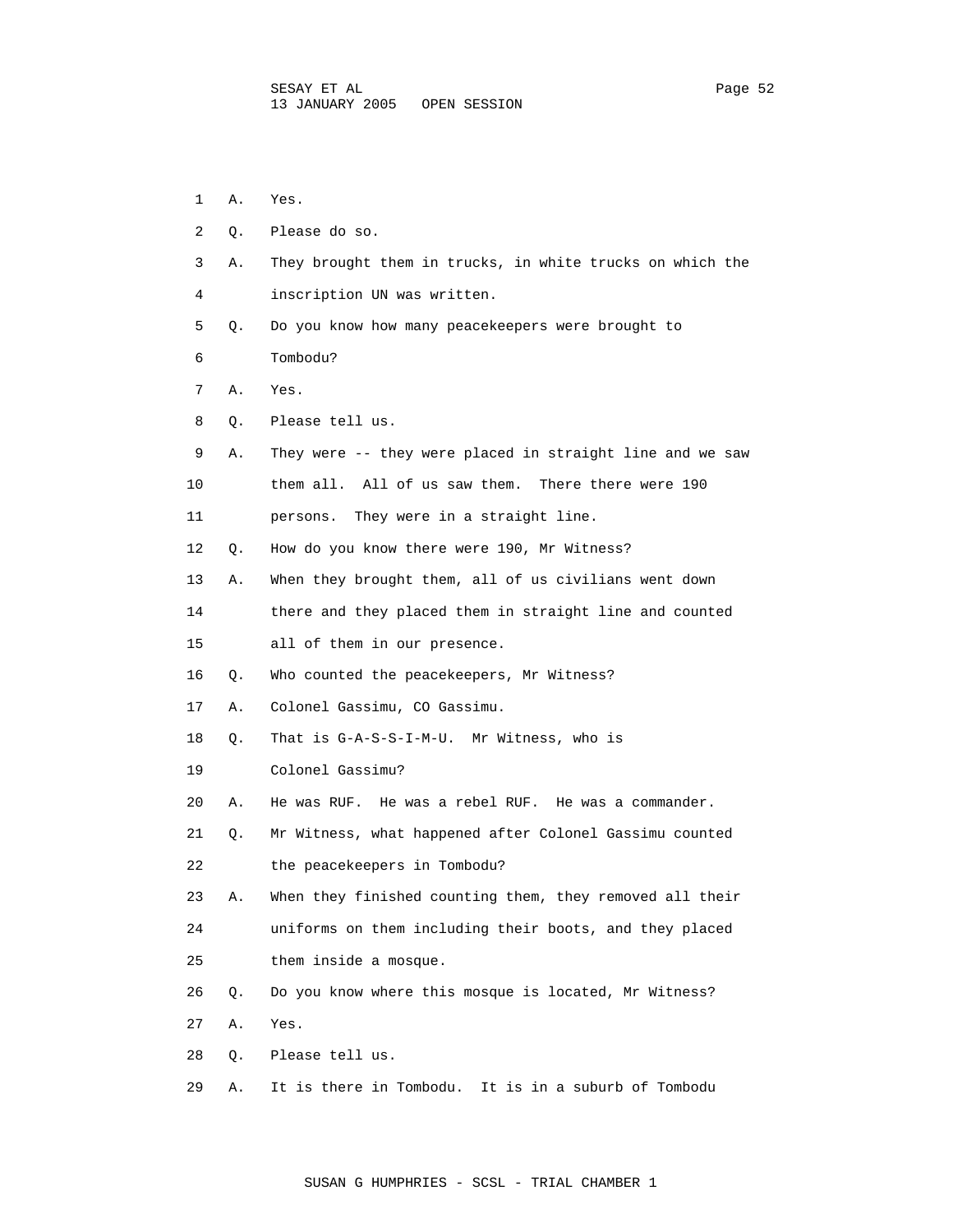1 A. Yes.

2 Q. Please do so.

3 A. They brought them in trucks, in white trucks on which the

4 inscription UN was written.

5 Q. Do you know how many peacekeepers were brought to

6 Tombodu?

7 A. Yes.

8 Q. Please tell us.

9 A. They were -- they were placed in straight line and we saw

10 them all. All of us saw them. There there were 190

11 persons. They were in a straight line.

12 Q. How do you know there were 190, Mr Witness?

13 A. When they brought them, all of us civilians went down

14 there and they placed them in straight line and counted

15 all of them in our presence.

16 Q. Who counted the peacekeepers, Mr Witness?

17 A. Colonel Gassimu, CO Gassimu.

18 Q. That is G-A-S-S-I-M-U. Mr Witness, who is

19 Colonel Gassimu?

20 A. He was RUF. He was a rebel RUF. He was a commander.

21 Q. Mr Witness, what happened after Colonel Gassimu counted

22 the peacekeepers in Tombodu?

23 A. When they finished counting them, they removed all their

24 uniforms on them including their boots, and they placed

25 them inside a mosque.

26 Q. Do you know where this mosque is located, Mr Witness?

27 A. Yes.

28 Q. Please tell us.

29 A. It is there in Tombodu. It is in a suburb of Tombodu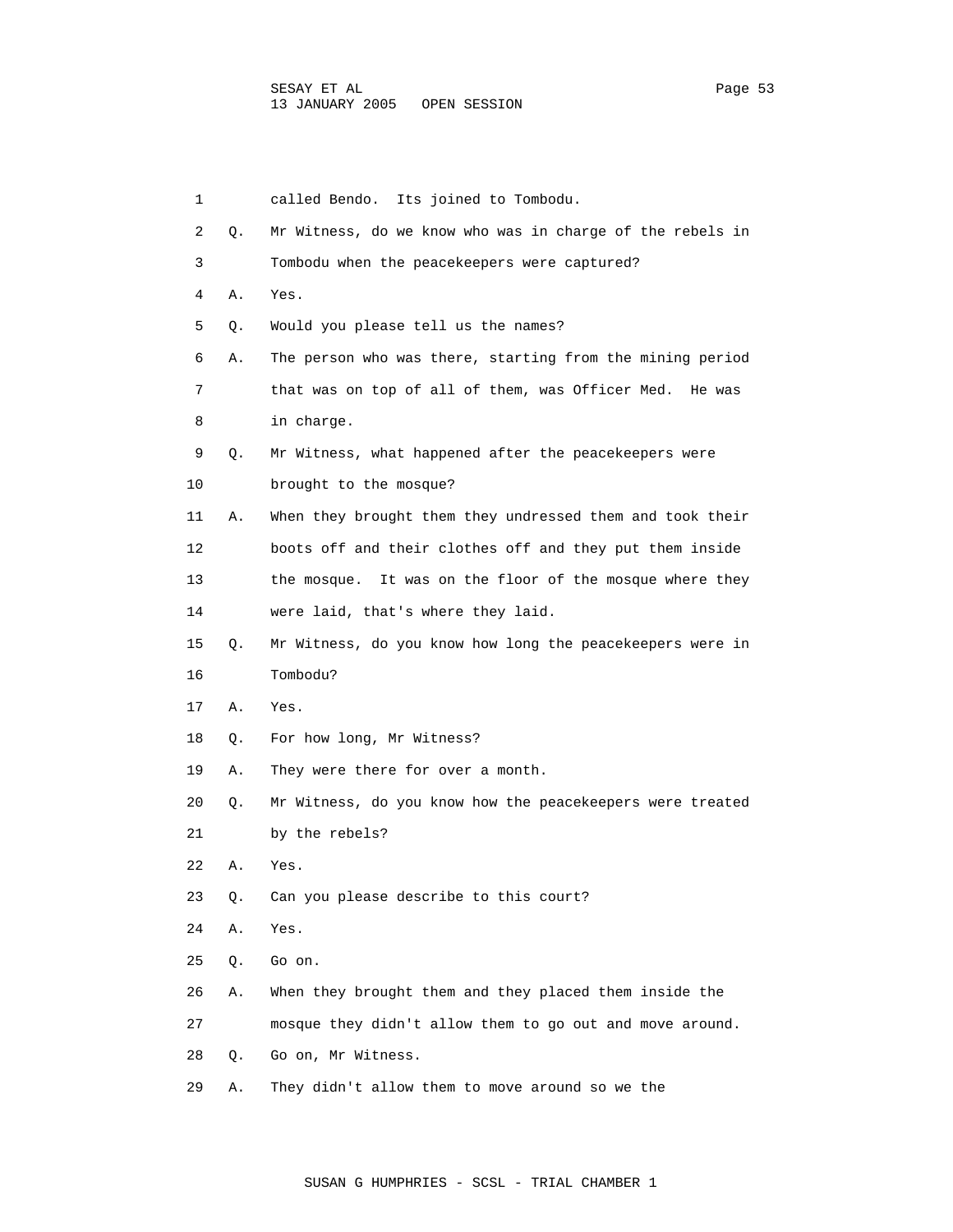1 called Bendo. Its joined to Tombodu.

2 Q. Mr Witness, do we know who was in charge of the rebels in

3 Tombodu when the peacekeepers were captured?

4 A. Yes.

5 Q. Would you please tell us the names?

6 A. The person who was there, starting from the mining period

7 that was on top of all of them, was Officer Med. He was

8 in charge.

9 Q. Mr Witness, what happened after the peacekeepers were

10 brought to the mosque?

11 A. When they brought them they undressed them and took their

12 boots off and their clothes off and they put them inside

13 the mosque. It was on the floor of the mosque where they

14 were laid, that's where they laid.

15 Q. Mr Witness, do you know how long the peacekeepers were in

16 Tombodu?

17 A. Yes.

18 Q. For how long, Mr Witness?

19 A. They were there for over a month.

20 Q. Mr Witness, do you know how the peacekeepers were treated

21 by the rebels?

22 A. Yes.

23 Q. Can you please describe to this court?

24 A. Yes.

25 Q. Go on.

26 A. When they brought them and they placed them inside the

27 mosque they didn't allow them to go out and move around.

28 Q. Go on, Mr Witness.

29 A. They didn't allow them to move around so we the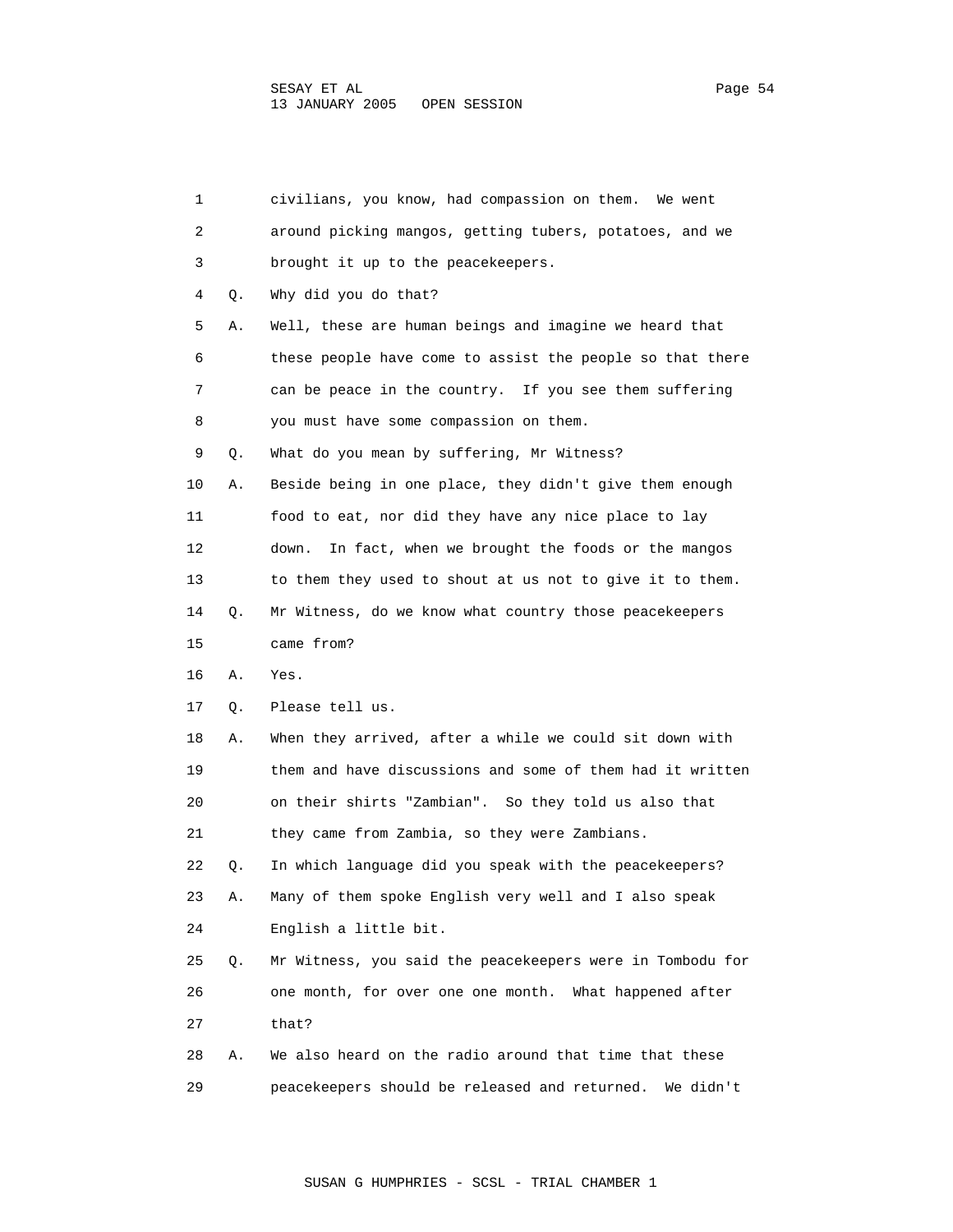1 civilians, you know, had compassion on them. We went
2 around picking mangos, getting tubers, potatoes, and we
3 brought it up to the peacekeepers.
4 Q. Why did you do that?
5 A. Well, these are human beings and imagine we heard that
6 these people have come to assist the people so that there
7 can be peace in the country. If you see them suffering
8 you must have some compassion on them.
9 Q. What do you mean by suffering, Mr Witness?
10 A. Beside being in one place, they didn't give them enough
11 food to eat, nor did they have any nice place to lay
12 down. In fact, when we brought the foods or the mangos
13 to them they used to shout at us not to give it to them.
14 Q. Mr Witness, do we know what country those peacekeepers
15 came from?
16 A. Yes.
17 Q. Please tell us.
18 A. When they arrived, after a while we could sit down with
19 them and have discussions and some of them had it written
20 on their shirts "Zambian". So they told us also that
21 they came from Zambia, so they were Zambians.
22 Q. In which language did you speak with the peacekeepers?
23 A. Many of them spoke English very well and I also speak
24 English a little bit.
25 Q. Mr Witness, you said the peacekeepers were in Tombodu for
26 one month, for over one one month. What happened after
27 that?
28 A. We also heard on the radio around that time that these
29 peacekeepers should be released and returned. We didn't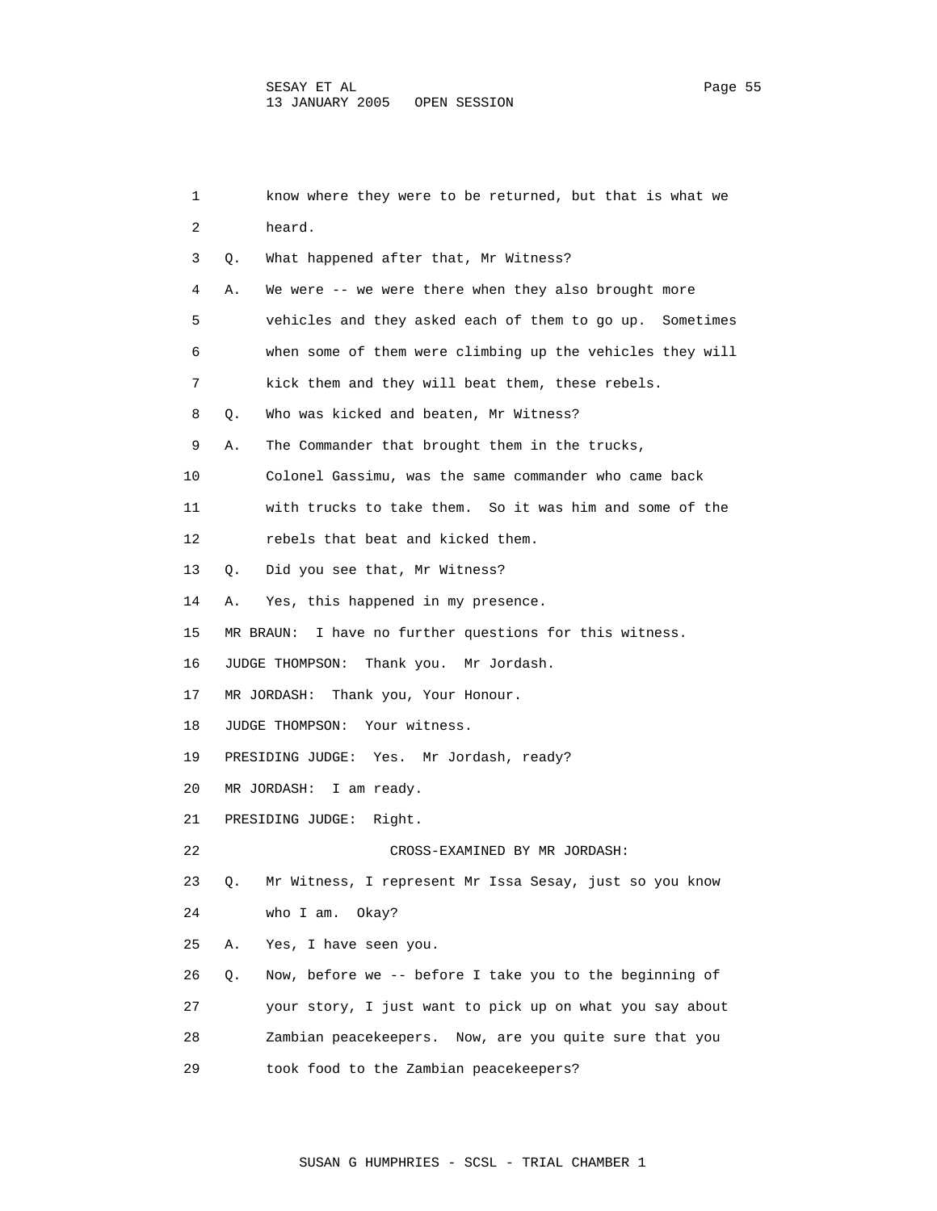1 know where they were to be returned, but that is what we
2 heard.

3 Q. What happened after that, Mr Witness?

4 A. We were -- we were there when they also brought more
5 vehicles and they asked each of them to go up. Sometimes
6 when some of them were climbing up the vehicles they will
7 kick them and they will beat them, these rebels.

8 Q. Who was kicked and beaten, Mr Witness?

9 A. The Commander that brought them in the trucks,
10 Colonel Gassimu, was the same commander who came back
11 with trucks to take them. So it was him and some of the
12 rebels that beat and kicked them.

13 Q. Did you see that, Mr Witness?

14 A. Yes, this happened in my presence.

15 MR BRAUN: I have no further questions for this witness.

16 JUDGE THOMPSON: Thank you. Mr Jordash.

17 MR JORDASH: Thank you, Your Honour.

18 JUDGE THOMPSON: Your witness.

19 PRESIDING JUDGE: Yes. Mr Jordash, ready?

20 MR JORDASH: I am ready.

21 PRESIDING JUDGE: Right.

22 CROSS-EXAMINED BY MR JORDASH:

23 Q. Mr Witness, I represent Mr Issa Sesay, just so you know
24 who I am. Okay?

25 A. Yes, I have seen you.

26 Q. Now, before we -- before I take you to the beginning of
27 your story, I just want to pick up on what you say about
28 Zambian peacekeepers. Now, are you quite sure that you
29 took food to the Zambian peacekeepers?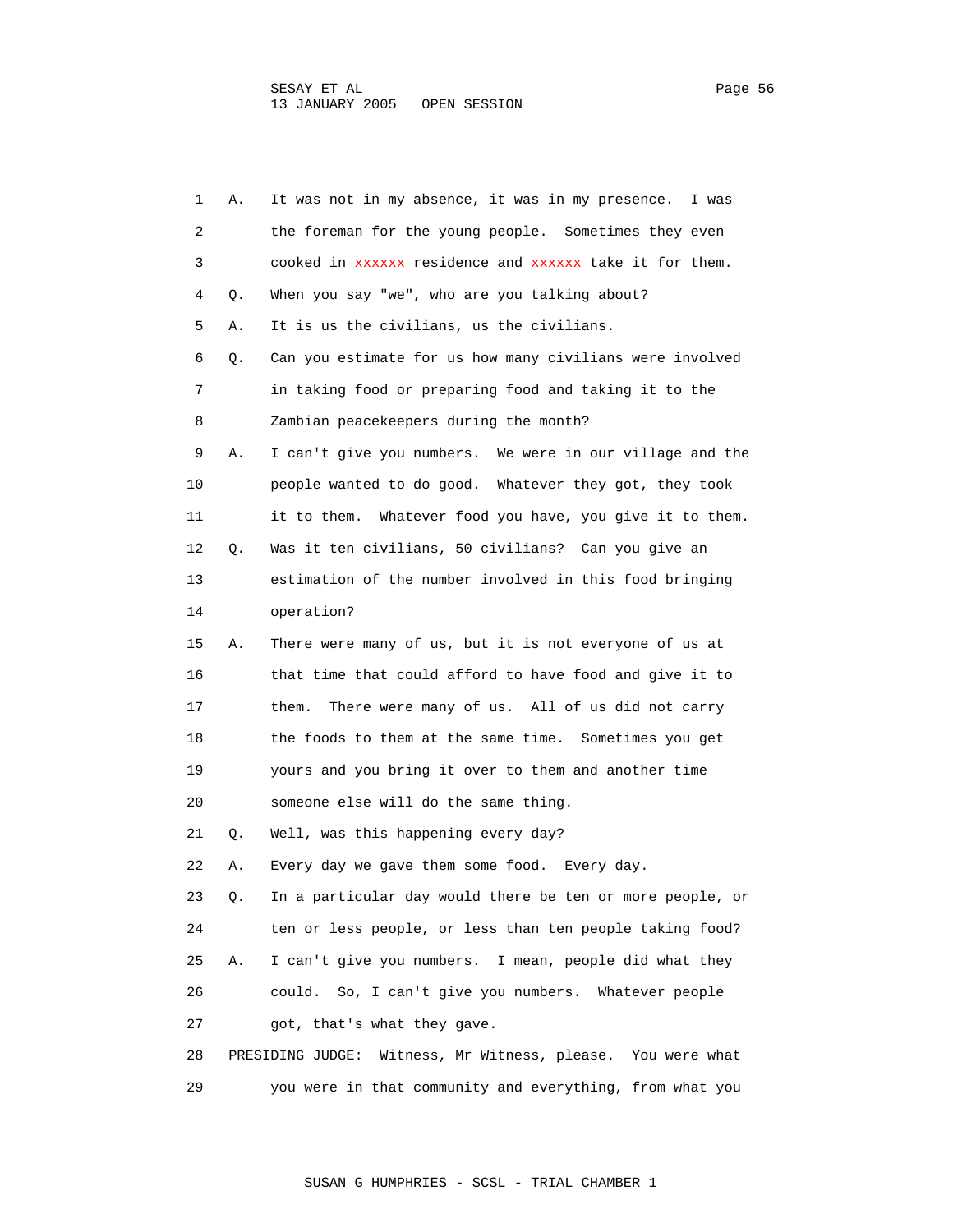1 A. It was not in my absence, it was in my presence. I was
2 the foreman for the young people. Sometimes they even
3 cooked in xxxxxx residence and xxxxxx take it for them.
4 Q. When you say "we", who are you talking about?
5 A. It is us the civilians, us the civilians.
6 Q. Can you estimate for us how many civilians were involved
7 in taking food or preparing food and taking it to the
8 Zambian peacekeepers during the month?
9 A. I can't give you numbers. We were in our village and the
10 people wanted to do good. Whatever they got, they took
11 it to them. Whatever food you have, you give it to them.
12 Q. Was it ten civilians, 50 civilians? Can you give an
13 estimation of the number involved in this food bringing
14 operation?
15 A. There were many of us, but it is not everyone of us at
16 that time that could afford to have food and give it to
17 them. There were many of us. All of us did not carry
18 the foods to them at the same time. Sometimes you get
19 yours and you bring it over to them and another time
20 someone else will do the same thing.
21 Q. Well, was this happening every day?
22 A. Every day we gave them some food. Every day.
23 Q. In a particular day would there be ten or more people, or
24 ten or less people, or less than ten people taking food?
25 A. I can't give you numbers. I mean, people did what they
26 could. So, I can't give you numbers. Whatever people
27 got, that's what they gave.
28 PRESIDING JUDGE: Witness, Mr Witness, please. You were what
29 you were in that community and everything, from what you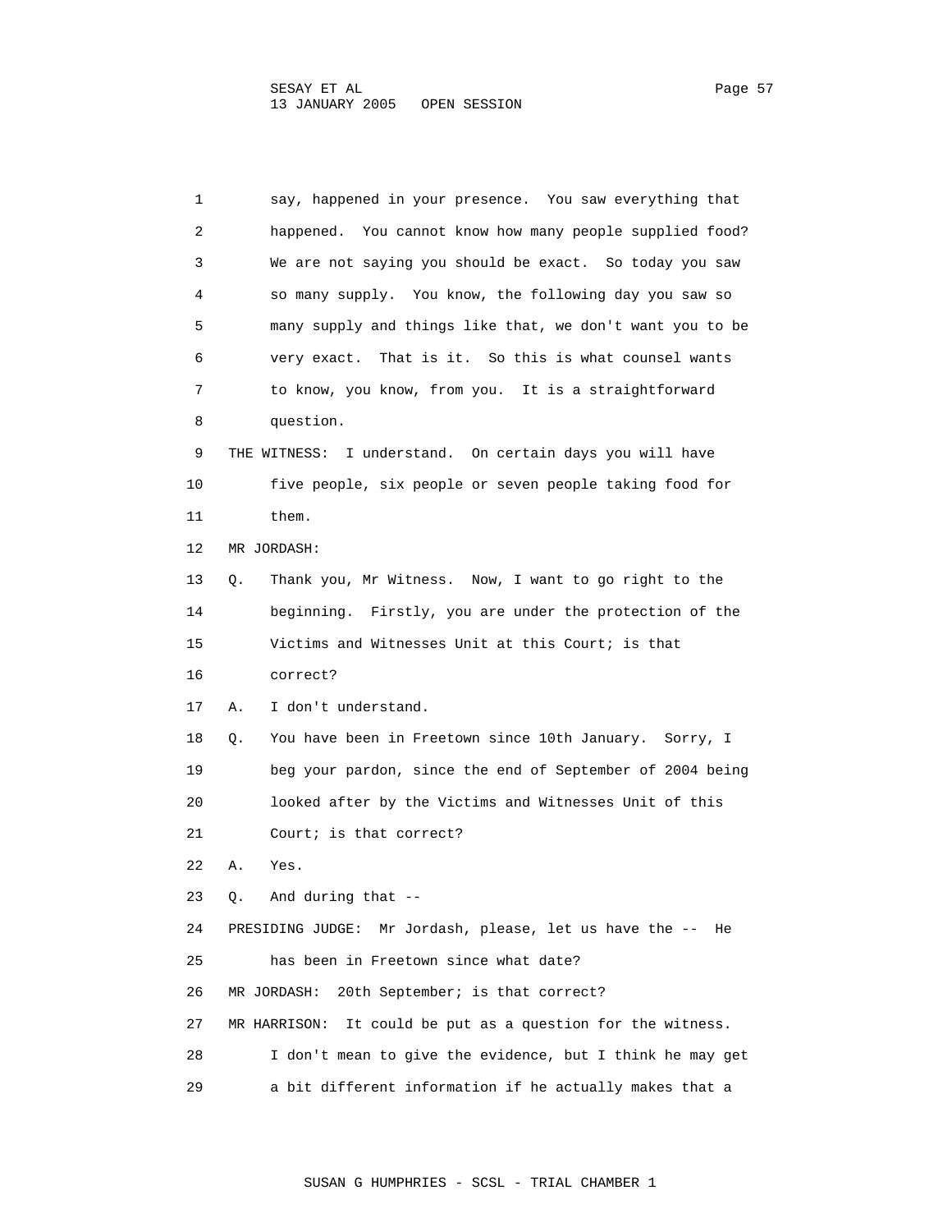say, happened in your presence. You saw everything that happened. You cannot know how many people supplied food? We are not saying you should be exact. So today you saw so many supply. You know, the following day you saw so many supply and things like that, we don't want you to be very exact. That is it. So this is what counsel wants to know, you know, from you. It is a straightforward question.

THE WITNESS: I understand. On certain days you will have five people, six people or seven people taking food for them.

MR JORDASH:

Q. Thank you, Mr Witness. Now, I want to go right to the beginning. Firstly, you are under the protection of the Victims and Witnesses Unit at this Court; is that correct?

A. I don't understand.

Q. You have been in Freetown since 10th January. Sorry, I beg your pardon, since the end of September of 2004 being looked after by the Victims and Witnesses Unit of this Court; is that correct?

A. Yes.

Q. And during that --

PRESIDING JUDGE: Mr Jordash, please, let us have the -- He has been in Freetown since what date?

MR JORDASH: 20th September; is that correct?

MR HARRISON: It could be put as a question for the witness. I don't mean to give the evidence, but I think he may get a bit different information if he actually makes that a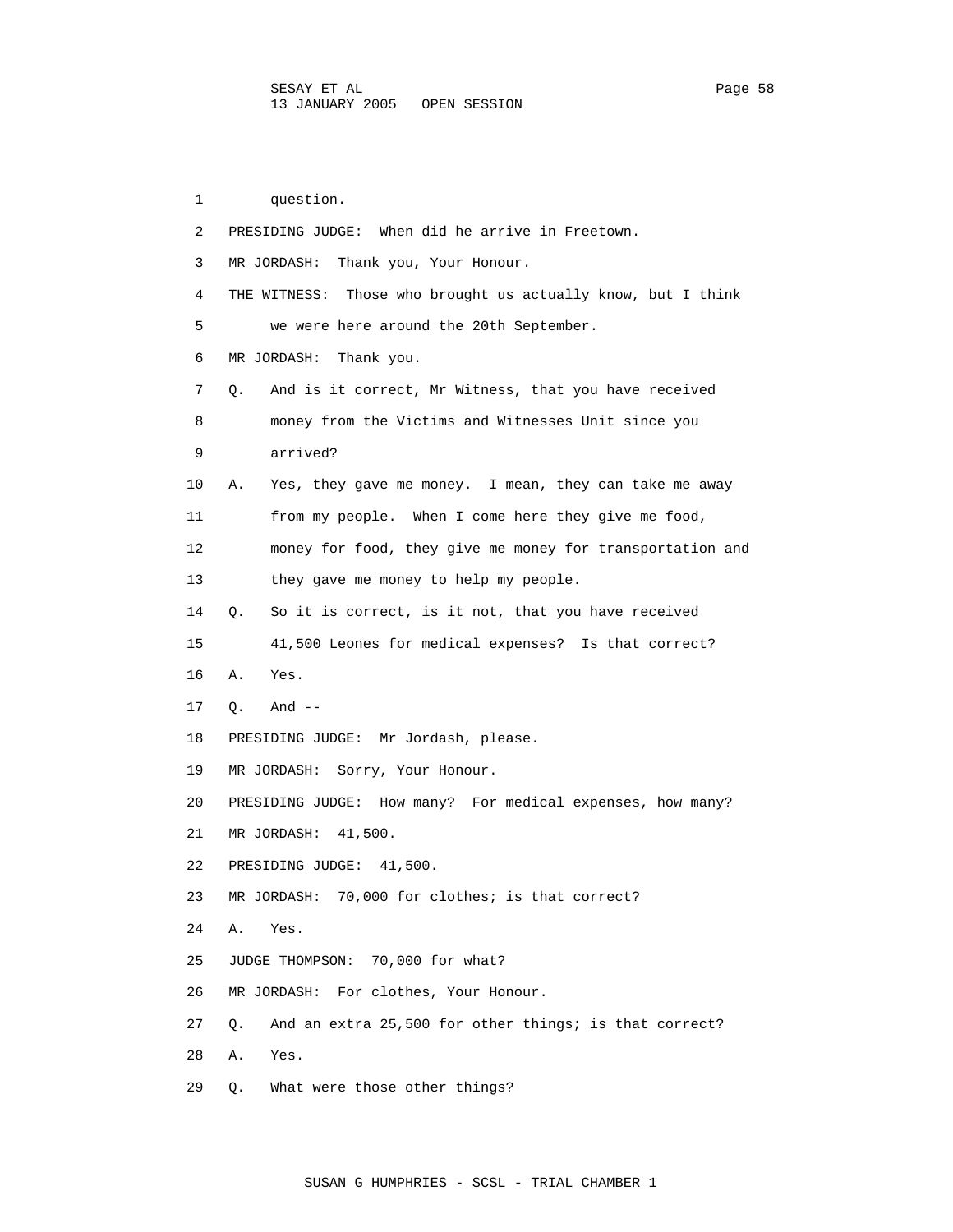1        question.
2   PRESIDING JUDGE:  When did he arrive in Freetown.
3   MR JORDASH:  Thank you, Your Honour.
4   THE WITNESS:  Those who brought us actually know, but I think
5        we were here around the 20th September.
6   MR JORDASH:  Thank you.
7   Q.   And is it correct, Mr Witness, that you have received
8        money from the Victims and Witnesses Unit since you
9        arrived?
10  A.   Yes, they gave me money.  I mean, they can take me away
11       from my people.  When I come here they give me food,
12       money for food, they give me money for transportation and
13       they gave me money to help my people.
14  Q.   So it is correct, is it not, that you have received
15       41,500 Leones for medical expenses?  Is that correct?
16  A.   Yes.
17  Q.   And --
18  PRESIDING JUDGE:  Mr Jordash, please.
19  MR JORDASH:  Sorry, Your Honour.
20  PRESIDING JUDGE:  How many?  For medical expenses, how many?
21  MR JORDASH:  41,500.
22  PRESIDING JUDGE:  41,500.
23  MR JORDASH:  70,000 for clothes; is that correct?
24  A.   Yes.
25  JUDGE THOMPSON:  70,000 for what?
26  MR JORDASH:  For clothes, Your Honour.
27  Q.   And an extra 25,500 for other things; is that correct?
28  A.   Yes.
29  Q.   What were those other things?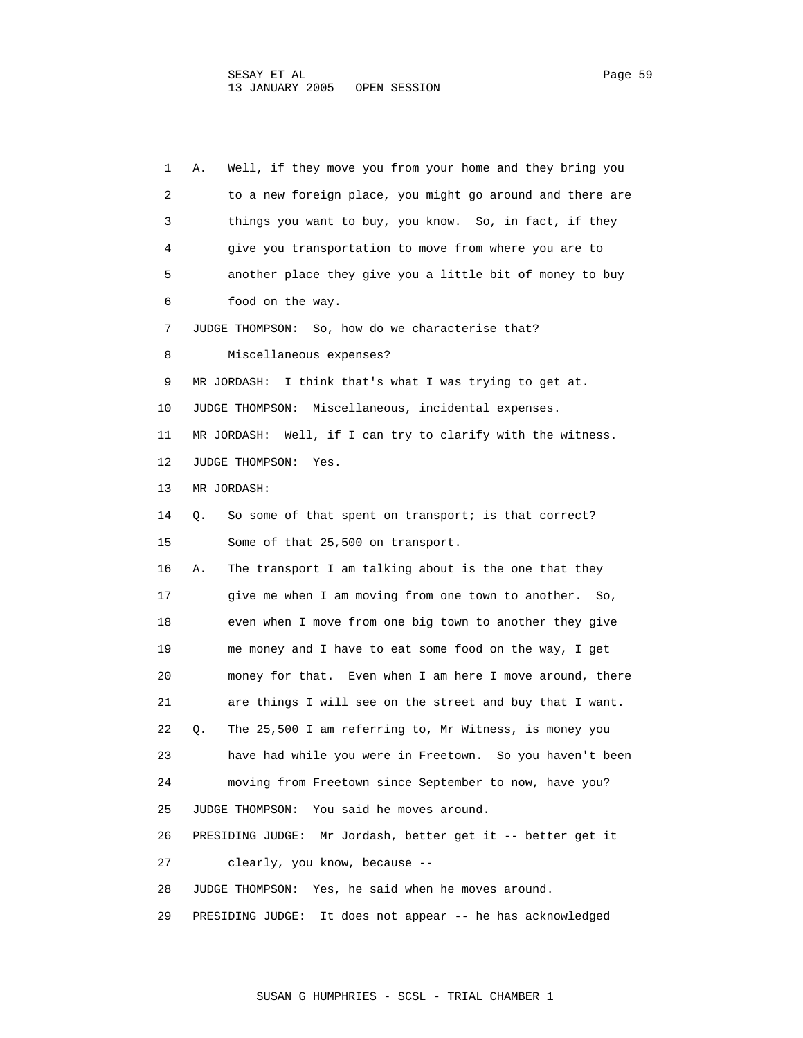1 A. Well, if they move you from your home and they bring you
2 to a new foreign place, you might go around and there are
3 things you want to buy, you know. So, in fact, if they
4 give you transportation to move from where you are to
5 another place they give you a little bit of money to buy
6 food on the way.
7 JUDGE THOMPSON: So, how do we characterise that?
8 Miscellaneous expenses?
9 MR JORDASH: I think that's what I was trying to get at.
10 JUDGE THOMPSON: Miscellaneous, incidental expenses.
11 MR JORDASH: Well, if I can try to clarify with the witness.
12 JUDGE THOMPSON: Yes.
13 MR JORDASH:
14 Q. So some of that spent on transport; is that correct?
15 Some of that 25,500 on transport.
16 A. The transport I am talking about is the one that they
17 give me when I am moving from one town to another. So,
18 even when I move from one big town to another they give
19 me money and I have to eat some food on the way, I get
20 money for that. Even when I am here I move around, there
21 are things I will see on the street and buy that I want.
22 Q. The 25,500 I am referring to, Mr Witness, is money you
23 have had while you were in Freetown. So you haven't been
24 moving from Freetown since September to now, have you?
25 JUDGE THOMPSON: You said he moves around.
26 PRESIDING JUDGE: Mr Jordash, better get it -- better get it
27 clearly, you know, because --
28 JUDGE THOMPSON: Yes, he said when he moves around.
29 PRESIDING JUDGE: It does not appear -- he has acknowledged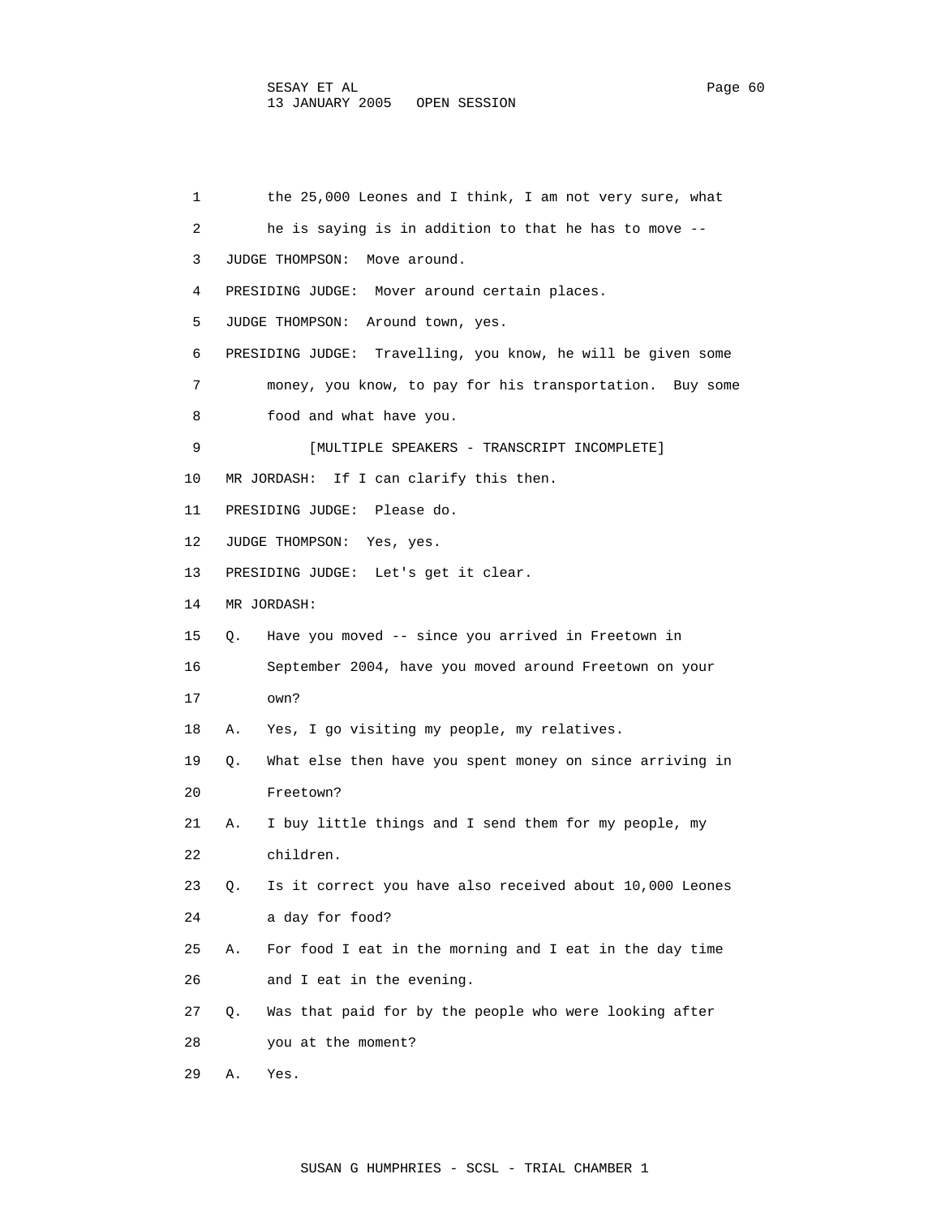1 the 25,000 Leones and I think, I am not very sure, what
2 he is saying is in addition to that he has to move --
3 JUDGE THOMPSON: Move around.
4 PRESIDING JUDGE: Mover around certain places.
5 JUDGE THOMPSON: Around town, yes.
6 PRESIDING JUDGE: Travelling, you know, he will be given some
7 money, you know, to pay for his transportation. Buy some
8 food and what have you.
9 [MULTIPLE SPEAKERS - TRANSCRIPT INCOMPLETE]
10 MR JORDASH: If I can clarify this then.
11 PRESIDING JUDGE: Please do.
12 JUDGE THOMPSON: Yes, yes.
13 PRESIDING JUDGE: Let's get it clear.
14 MR JORDASH:
15 Q. Have you moved -- since you arrived in Freetown in
16 September 2004, have you moved around Freetown on your
17 own?
18 A. Yes, I go visiting my people, my relatives.
19 Q. What else then have you spent money on since arriving in
20 Freetown?
21 A. I buy little things and I send them for my people, my
22 children.
23 Q. Is it correct you have also received about 10,000 Leones
24 a day for food?
25 A. For food I eat in the morning and I eat in the day time
26 and I eat in the evening.
27 Q. Was that paid for by the people who were looking after
28 you at the moment?
29 A. Yes.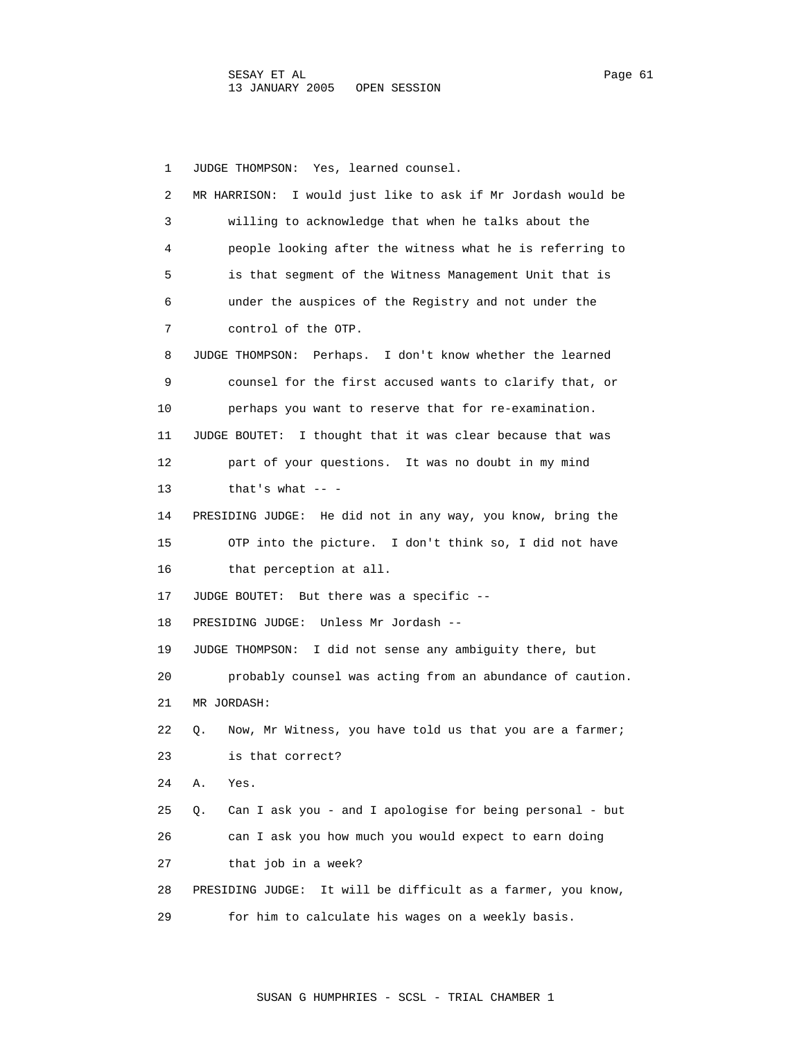1 JUDGE THOMPSON: Yes, learned counsel.

2 MR HARRISON: I would just like to ask if Mr Jordash would be

3 willing to acknowledge that when he talks about the

4 people looking after the witness what he is referring to

5 is that segment of the Witness Management Unit that is

6 under the auspices of the Registry and not under the

7 control of the OTP.

8 JUDGE THOMPSON: Perhaps. I don't know whether the learned

9 counsel for the first accused wants to clarify that, or

10 perhaps you want to reserve that for re-examination.

11 JUDGE BOUTET: I thought that it was clear because that was

12 part of your questions. It was no doubt in my mind

13 that's what -- -

14 PRESIDING JUDGE: He did not in any way, you know, bring the

15 OTP into the picture. I don't think so, I did not have

16 that perception at all.

17 JUDGE BOUTET: But there was a specific --

18 PRESIDING JUDGE: Unless Mr Jordash --

19 JUDGE THOMPSON: I did not sense any ambiguity there, but

20 probably counsel was acting from an abundance of caution.

21 MR JORDASH:

22 Q. Now, Mr Witness, you have told us that you are a farmer;

23 is that correct?

24 A. Yes.

25 Q. Can I ask you - and I apologise for being personal - but

26 can I ask you how much you would expect to earn doing

27 that job in a week?

28 PRESIDING JUDGE: It will be difficult as a farmer, you know,

29 for him to calculate his wages on a weekly basis.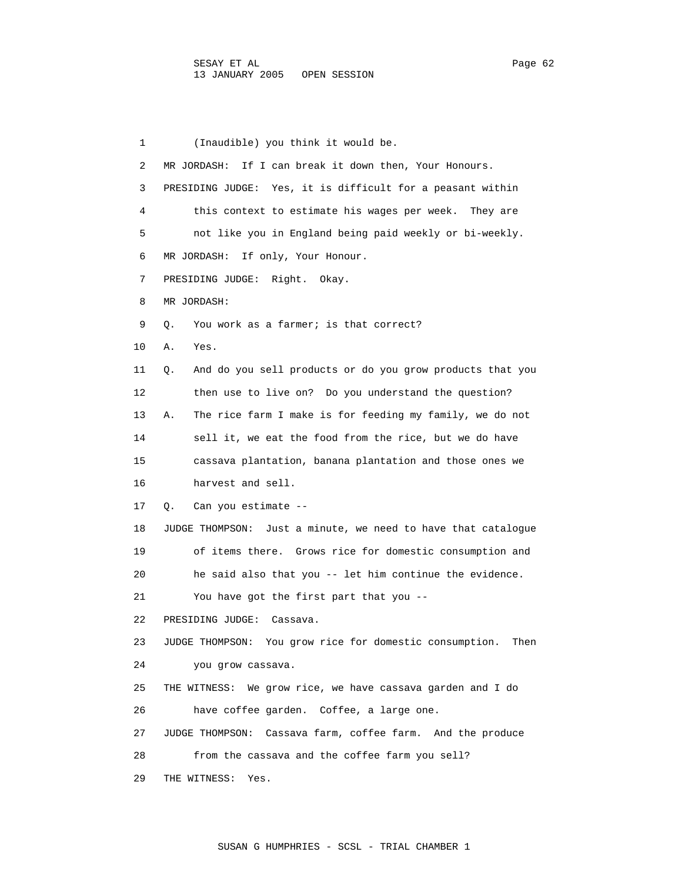1 (Inaudible) you think it would be.

2 MR JORDASH: If I can break it down then, Your Honours.

3 PRESIDING JUDGE: Yes, it is difficult for a peasant within

4 this context to estimate his wages per week. They are

5 not like you in England being paid weekly or bi-weekly.

6 MR JORDASH: If only, Your Honour.

7 PRESIDING JUDGE: Right. Okay.

8 MR JORDASH:

9 Q. You work as a farmer; is that correct?

10 A. Yes.

11 Q. And do you sell products or do you grow products that you

12 then use to live on? Do you understand the question?

13 A. The rice farm I make is for feeding my family, we do not

14 sell it, we eat the food from the rice, but we do have

15 cassava plantation, banana plantation and those ones we

16 harvest and sell.

17 Q. Can you estimate --

18 JUDGE THOMPSON: Just a minute, we need to have that catalogue

19 of items there. Grows rice for domestic consumption and

20 he said also that you -- let him continue the evidence.

21 You have got the first part that you --

22 PRESIDING JUDGE: Cassava.

23 JUDGE THOMPSON: You grow rice for domestic consumption. Then

24 you grow cassava.

25 THE WITNESS: We grow rice, we have cassava garden and I do

26 have coffee garden. Coffee, a large one.

27 JUDGE THOMPSON: Cassava farm, coffee farm. And the produce

28 from the cassava and the coffee farm you sell?

29 THE WITNESS: Yes.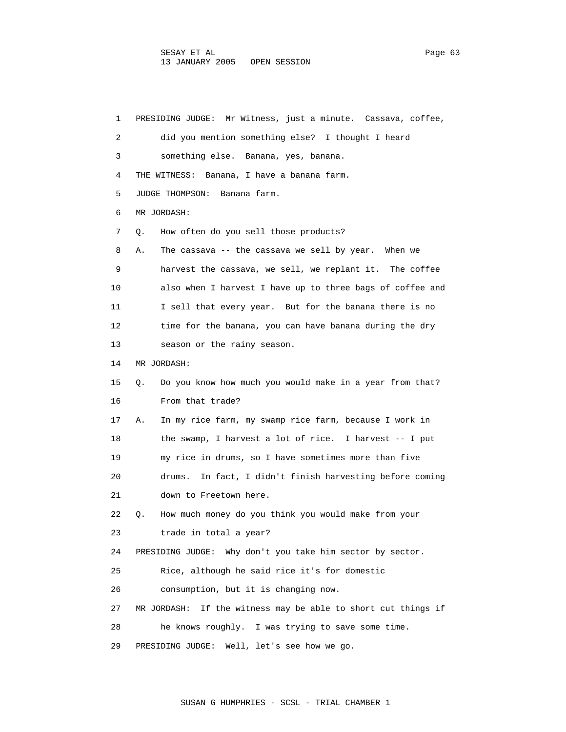PRESIDING JUDGE: Mr Witness, just a minute. Cassava, coffee, did you mention something else? I thought I heard something else. Banana, yes, banana.

THE WITNESS: Banana, I have a banana farm.

JUDGE THOMPSON: Banana farm.

MR JORDASH:

Q. How often do you sell those products?

A. The cassava -- the cassava we sell by year. When we harvest the cassava, we sell, we replant it. The coffee also when I harvest I have up to three bags of coffee and I sell that every year. But for the banana there is no time for the banana, you can have banana during the dry season or the rainy season.

MR JORDASH:

Q. Do you know how much you would make in a year from that? From that trade?

A. In my rice farm, my swamp rice farm, because I work in the swamp, I harvest a lot of rice. I harvest -- I put my rice in drums, so I have sometimes more than five drums. In fact, I didn't finish harvesting before coming down to Freetown here.

Q. How much money do you think you would make from your trade in total a year?

PRESIDING JUDGE: Why don't you take him sector by sector. Rice, although he said rice it's for domestic consumption, but it is changing now.

MR JORDASH: If the witness may be able to short cut things if he knows roughly. I was trying to save some time.

PRESIDING JUDGE: Well, let's see how we go.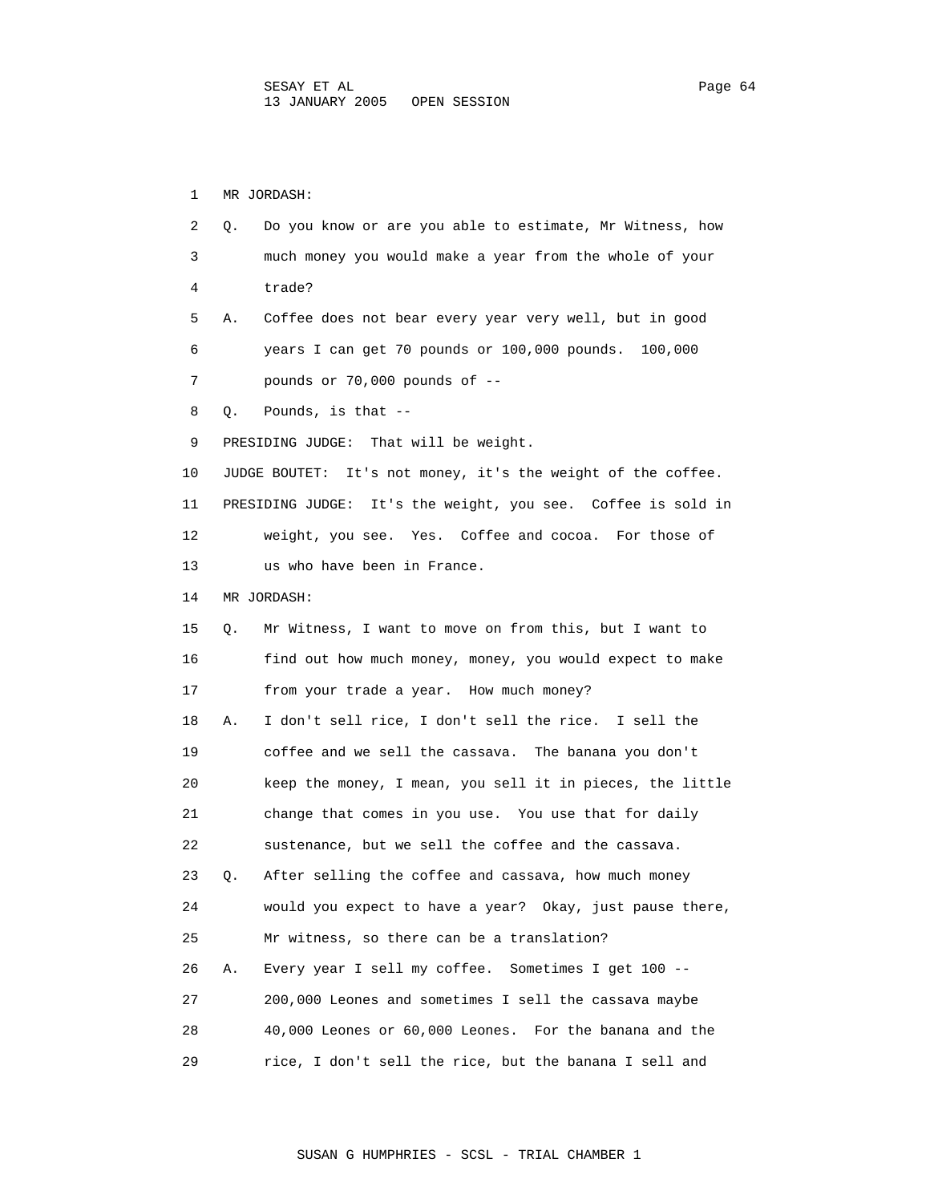1 MR JORDASH:

2 Q. Do you know or are you able to estimate, Mr Witness, how

3 much money you would make a year from the whole of your

4 trade?

5 A. Coffee does not bear every year very well, but in good

6 years I can get 70 pounds or 100,000 pounds. 100,000

7 pounds or 70,000 pounds of --

8 Q. Pounds, is that --

9 PRESIDING JUDGE: That will be weight.

10 JUDGE BOUTET: It's not money, it's the weight of the coffee.

11 PRESIDING JUDGE: It's the weight, you see. Coffee is sold in

12 weight, you see. Yes. Coffee and cocoa. For those of

13 us who have been in France.

14 MR JORDASH:

15 Q. Mr Witness, I want to move on from this, but I want to

16 find out how much money, money, you would expect to make

17 from your trade a year. How much money?

18 A. I don't sell rice, I don't sell the rice. I sell the

19 coffee and we sell the cassava. The banana you don't

20 keep the money, I mean, you sell it in pieces, the little

21 change that comes in you use. You use that for daily

22 sustenance, but we sell the coffee and the cassava.

23 Q. After selling the coffee and cassava, how much money

24 would you expect to have a year? Okay, just pause there,

25 Mr witness, so there can be a translation?

26 A. Every year I sell my coffee. Sometimes I get 100 --

27 200,000 Leones and sometimes I sell the cassava maybe

28 40,000 Leones or 60,000 Leones. For the banana and the

29 rice, I don't sell the rice, but the banana I sell and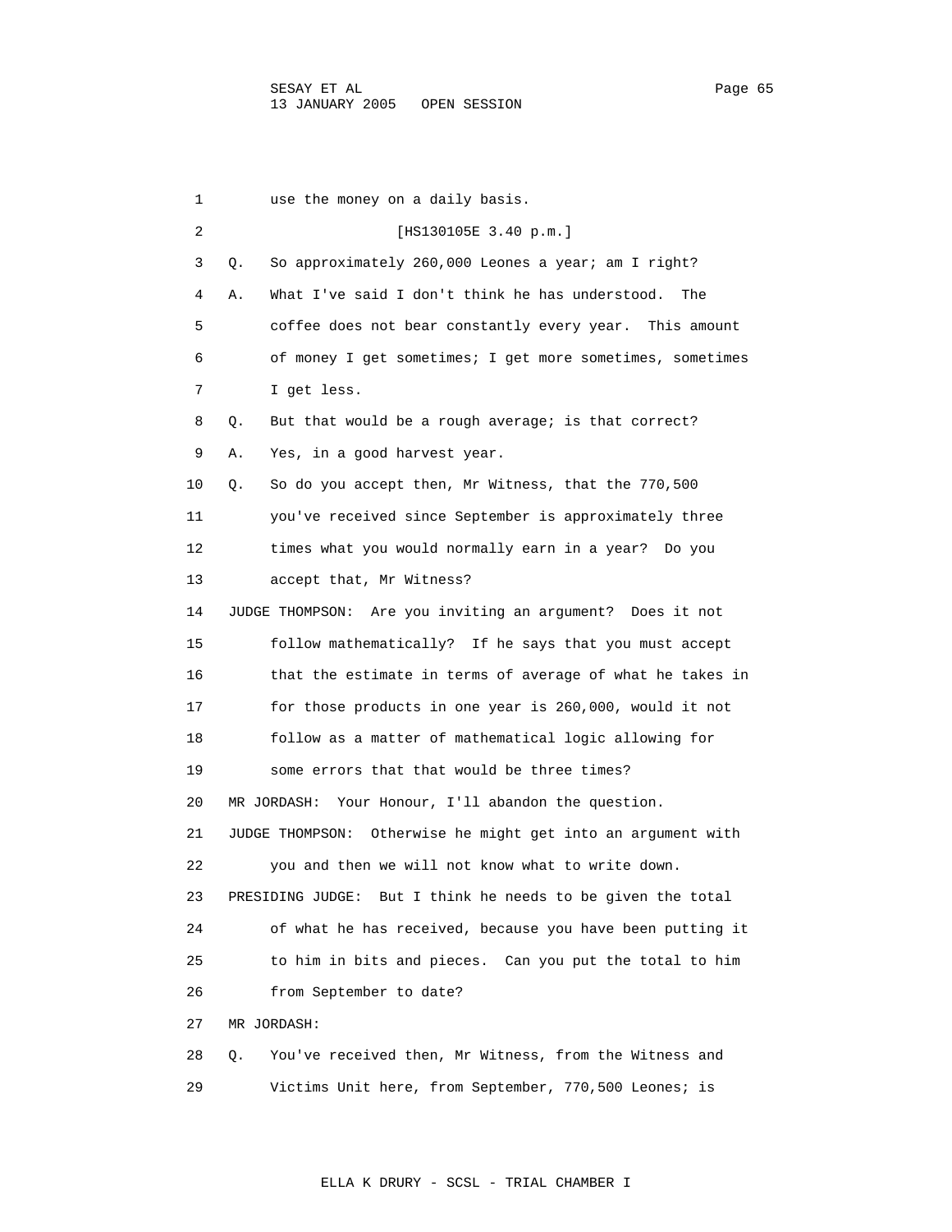1 use the money on a daily basis.

2 [HS130105E 3.40 p.m.]

3 Q. So approximately 260,000 Leones a year; am I right?

4 A. What I've said I don't think he has understood. The

5 coffee does not bear constantly every year. This amount

6 of money I get sometimes; I get more sometimes, sometimes

7 I get less.

8 Q. But that would be a rough average; is that correct?

9 A. Yes, in a good harvest year.

10 Q. So do you accept then, Mr Witness, that the 770,500

11 you've received since September is approximately three

12 times what you would normally earn in a year? Do you

13 accept that, Mr Witness?

14 JUDGE THOMPSON: Are you inviting an argument? Does it not

15 follow mathematically? If he says that you must accept

16 that the estimate in terms of average of what he takes in

17 for those products in one year is 260,000, would it not

18 follow as a matter of mathematical logic allowing for

19 some errors that that would be three times?

20 MR JORDASH: Your Honour, I'll abandon the question.

21 JUDGE THOMPSON: Otherwise he might get into an argument with

22 you and then we will not know what to write down.

23 PRESIDING JUDGE: But I think he needs to be given the total

24 of what he has received, because you have been putting it

25 to him in bits and pieces. Can you put the total to him

26 from September to date?

27 MR JORDASH:

28 Q. You've received then, Mr Witness, from the Witness and

29 Victims Unit here, from September, 770,500 Leones; is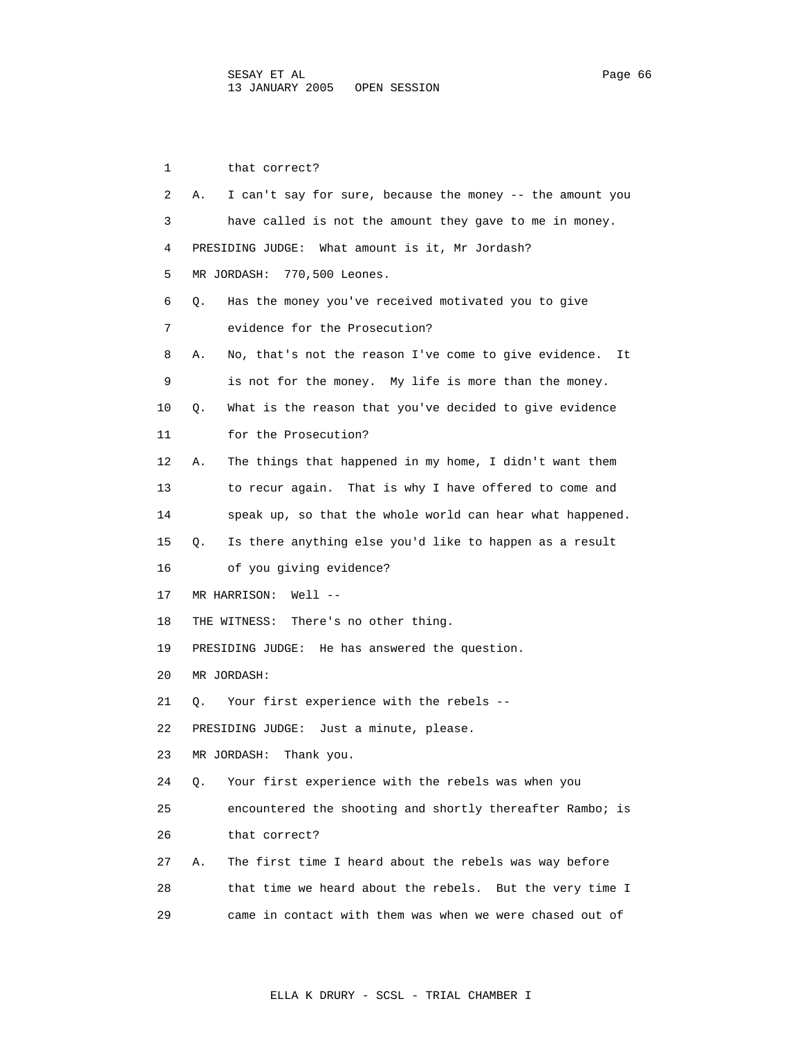1 that correct?

2 A. I can't say for sure, because the money -- the amount you

3 have called is not the amount they gave to me in money.

4 PRESIDING JUDGE: What amount is it, Mr Jordash?

5 MR JORDASH: 770,500 Leones.

6 Q. Has the money you've received motivated you to give

7 evidence for the Prosecution?

8 A. No, that's not the reason I've come to give evidence. It

9 is not for the money. My life is more than the money.

10 Q. What is the reason that you've decided to give evidence

11 for the Prosecution?

12 A. The things that happened in my home, I didn't want them

13 to recur again. That is why I have offered to come and

14 speak up, so that the whole world can hear what happened.

15 Q. Is there anything else you'd like to happen as a result

16 of you giving evidence?

17 MR HARRISON: Well --

18 THE WITNESS: There's no other thing.

19 PRESIDING JUDGE: He has answered the question.

20 MR JORDASH:

21 Q. Your first experience with the rebels --

22 PRESIDING JUDGE: Just a minute, please.

23 MR JORDASH: Thank you.

24 Q. Your first experience with the rebels was when you

25 encountered the shooting and shortly thereafter Rambo; is

26 that correct?

27 A. The first time I heard about the rebels was way before

28 that time we heard about the rebels. But the very time I

29 came in contact with them was when we were chased out of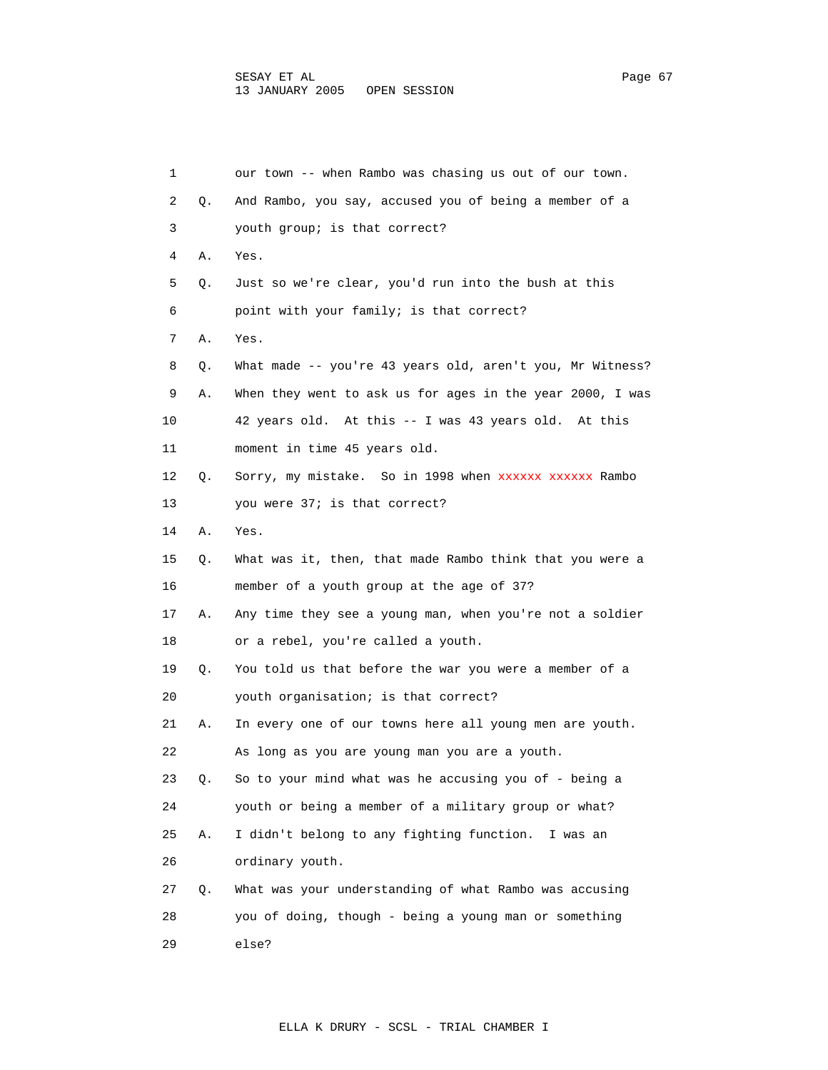1 our town -- when Rambo was chasing us out of our town.

2 Q. And Rambo, you say, accused you of being a member of a

3 youth group; is that correct?

4 A. Yes.

5 Q. Just so we're clear, you'd run into the bush at this

6 point with your family; is that correct?

7 A. Yes.

8 Q. What made -- you're 43 years old, aren't you, Mr Witness?

9 A. When they went to ask us for ages in the year 2000, I was

10 42 years old. At this -- I was 43 years old. At this

11 moment in time 45 years old.

12 Q. Sorry, my mistake. So in 1998 when xxxxxx xxxxxx Rambo

13 you were 37; is that correct?

14 A. Yes.

15 Q. What was it, then, that made Rambo think that you were a

16 member of a youth group at the age of 37?

17 A. Any time they see a young man, when you're not a soldier

18 or a rebel, you're called a youth.

19 Q. You told us that before the war you were a member of a

20 youth organisation; is that correct?

21 A. In every one of our towns here all young men are youth.

22 As long as you are young man you are a youth.

23 Q. So to your mind what was he accusing you of - being a

24 youth or being a member of a military group or what?

25 A. I didn't belong to any fighting function. I was an

26 ordinary youth.

27 Q. What was your understanding of what Rambo was accusing

28 you of doing, though - being a young man or something

29 else?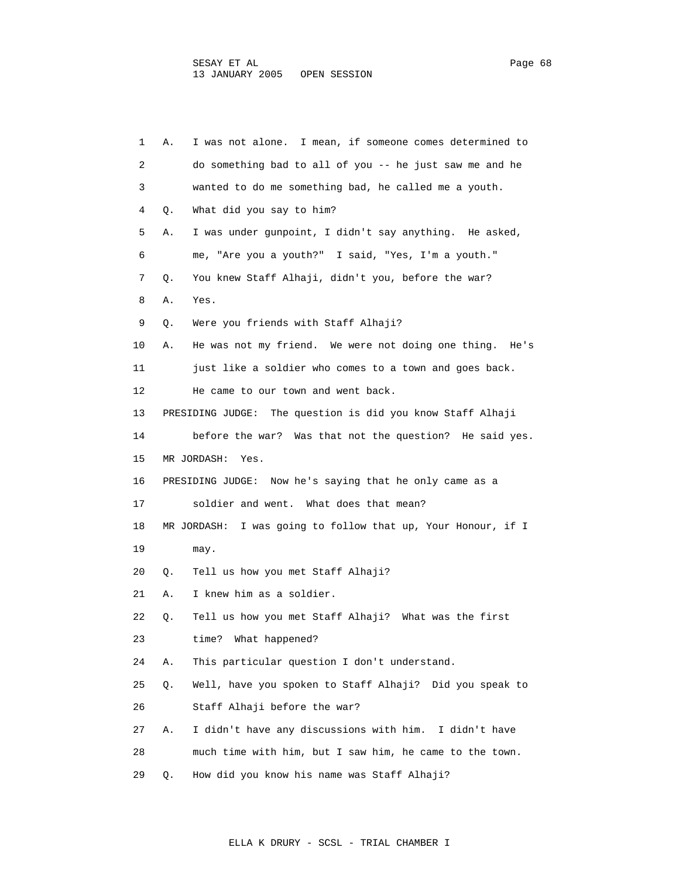1 A. I was not alone. I mean, if someone comes determined to
2 do something bad to all of you -- he just saw me and he
3 wanted to do me something bad, he called me a youth.
4 Q. What did you say to him?
5 A. I was under gunpoint, I didn't say anything. He asked,
6 me, "Are you a youth?" I said, "Yes, I'm a youth."
7 Q. You knew Staff Alhaji, didn't you, before the war?
8 A. Yes.
9 Q. Were you friends with Staff Alhaji?
10 A. He was not my friend. We were not doing one thing. He's
11 just like a soldier who comes to a town and goes back.
12 He came to our town and went back.
13 PRESIDING JUDGE: The question is did you know Staff Alhaji
14 before the war? Was that not the question? He said yes.
15 MR JORDASH: Yes.
16 PRESIDING JUDGE: Now he's saying that he only came as a
17 soldier and went. What does that mean?
18 MR JORDASH: I was going to follow that up, Your Honour, if I
19 may.
20 Q. Tell us how you met Staff Alhaji?
21 A. I knew him as a soldier.
22 Q. Tell us how you met Staff Alhaji? What was the first
23 time? What happened?
24 A. This particular question I don't understand.
25 Q. Well, have you spoken to Staff Alhaji? Did you speak to
26 Staff Alhaji before the war?
27 A. I didn't have any discussions with him. I didn't have
28 much time with him, but I saw him, he came to the town.
29 Q. How did you know his name was Staff Alhaji?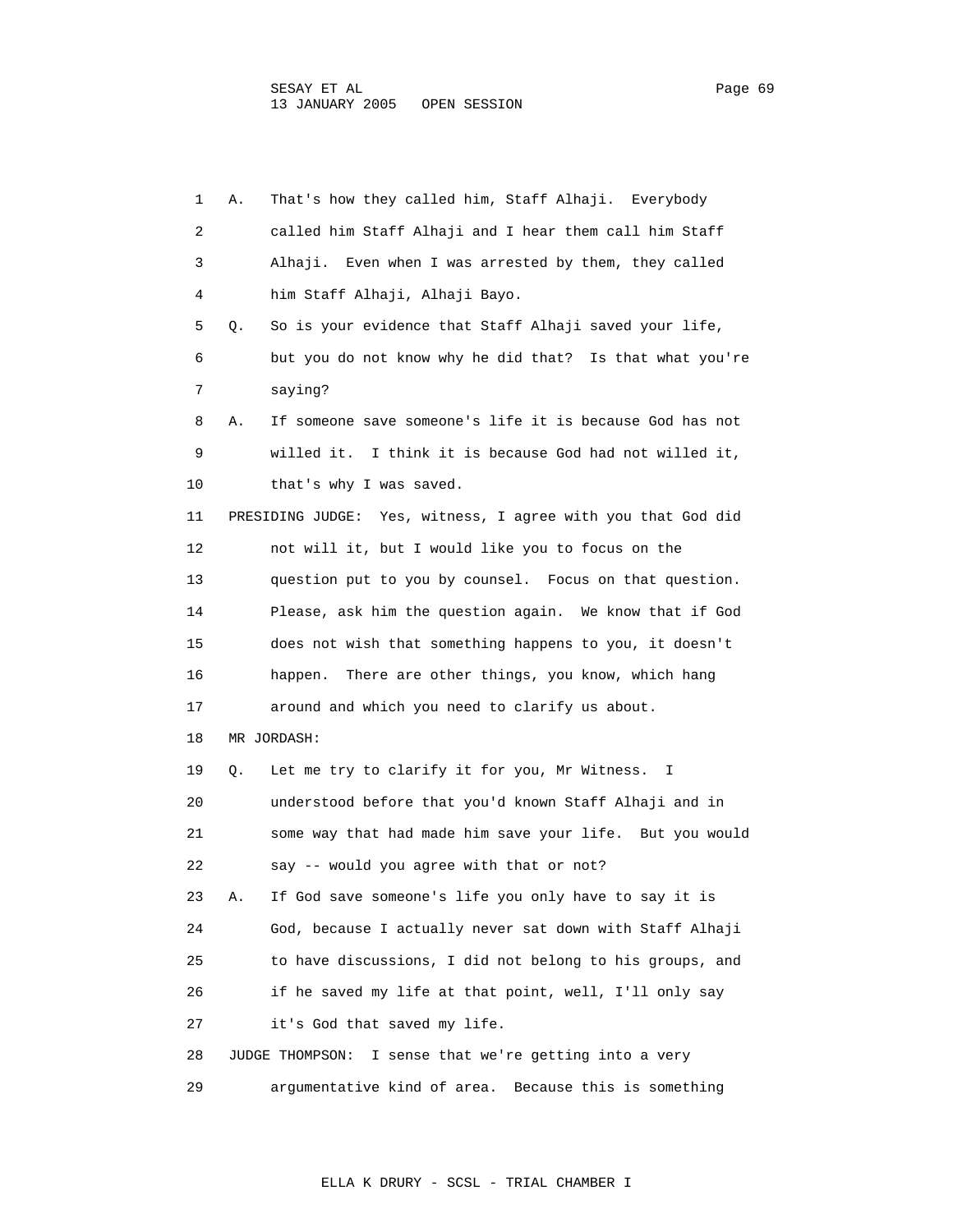1 A. That's how they called him, Staff Alhaji. Everybody
2 called him Staff Alhaji and I hear them call him Staff
3 Alhaji. Even when I was arrested by them, they called
4 him Staff Alhaji, Alhaji Bayo.
5 Q. So is your evidence that Staff Alhaji saved your life,
6 but you do not know why he did that? Is that what you're
7 saying?
8 A. If someone save someone's life it is because God has not
9 willed it. I think it is because God had not willed it,
10 that's why I was saved.
11 PRESIDING JUDGE: Yes, witness, I agree with you that God did
12 not will it, but I would like you to focus on the
13 question put to you by counsel. Focus on that question.
14 Please, ask him the question again. We know that if God
15 does not wish that something happens to you, it doesn't
16 happen. There are other things, you know, which hang
17 around and which you need to clarify us about.
18 MR JORDASH:
19 Q. Let me try to clarify it for you, Mr Witness. I
20 understood before that you'd known Staff Alhaji and in
21 some way that had made him save your life. But you would
22 say -- would you agree with that or not?
23 A. If God save someone's life you only have to say it is
24 God, because I actually never sat down with Staff Alhaji
25 to have discussions, I did not belong to his groups, and
26 if he saved my life at that point, well, I'll only say
27 it's God that saved my life.
28 JUDGE THOMPSON: I sense that we're getting into a very
29 argumentative kind of area. Because this is something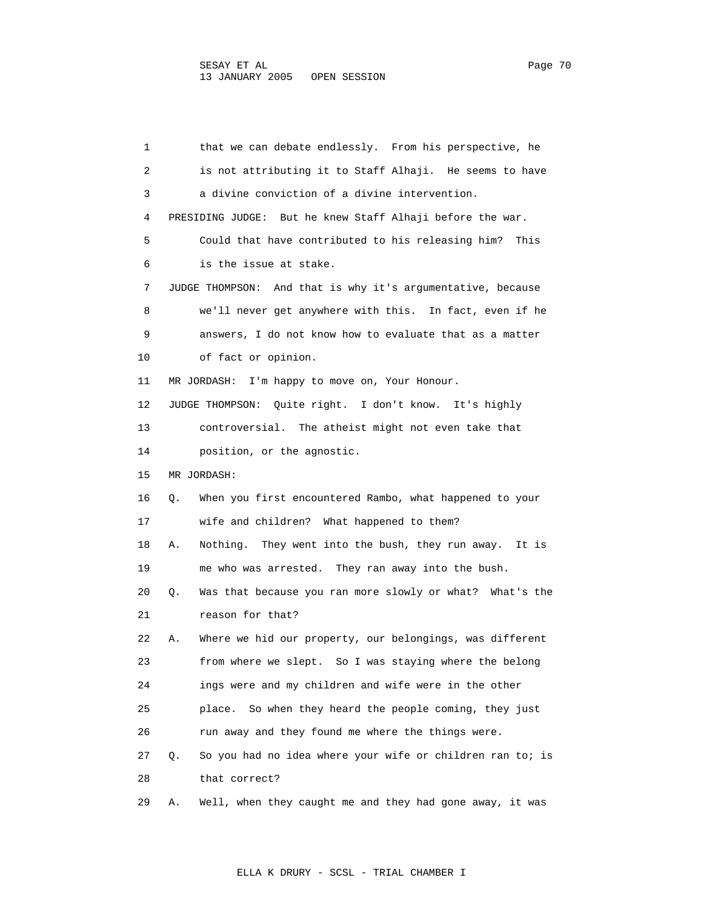1 that we can debate endlessly. From his perspective, he
2 is not attributing it to Staff Alhaji. He seems to have
3 a divine conviction of a divine intervention.
4 PRESIDING JUDGE: But he knew Staff Alhaji before the war.
5 Could that have contributed to his releasing him? This
6 is the issue at stake.
7 JUDGE THOMPSON: And that is why it's argumentative, because
8 we'll never get anywhere with this. In fact, even if he
9 answers, I do not know how to evaluate that as a matter
10 of fact or opinion.
11 MR JORDASH: I'm happy to move on, Your Honour.
12 JUDGE THOMPSON: Quite right. I don't know. It's highly
13 controversial. The atheist might not even take that
14 position, or the agnostic.
15 MR JORDASH:
16 Q. When you first encountered Rambo, what happened to your
17 wife and children? What happened to them?
18 A. Nothing. They went into the bush, they run away. It is
19 me who was arrested. They ran away into the bush.
20 Q. Was that because you ran more slowly or what? What's the
21 reason for that?
22 A. Where we hid our property, our belongings, was different
23 from where we slept. So I was staying where the belong
24 ings were and my children and wife were in the other
25 place. So when they heard the people coming, they just
26 run away and they found me where the things were.
27 Q. So you had no idea where your wife or children ran to; is
28 that correct?
29 A. Well, when they caught me and they had gone away, it was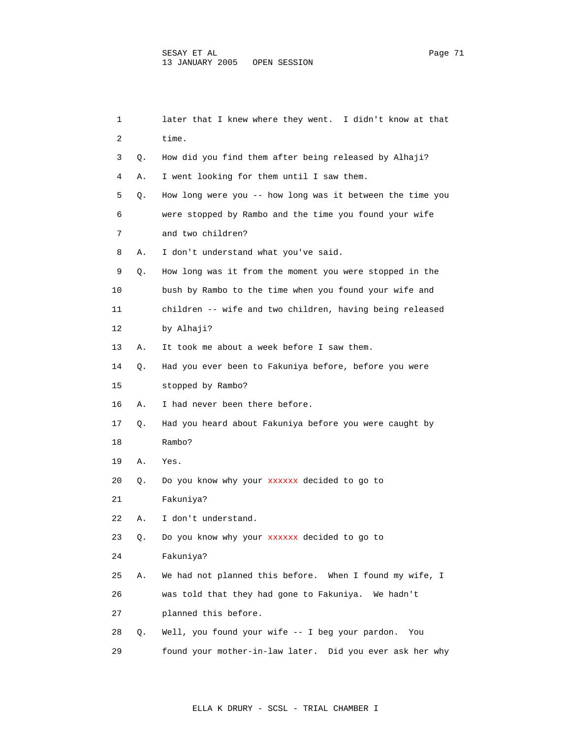1 later that I knew where they went. I didn't know at that
2 time.
3 Q. How did you find them after being released by Alhaji?
4 A. I went looking for them until I saw them.
5 Q. How long were you -- how long was it between the time you
6 were stopped by Rambo and the time you found your wife
7 and two children?
8 A. I don't understand what you've said.
9 Q. How long was it from the moment you were stopped in the
10 bush by Rambo to the time when you found your wife and
11 children -- wife and two children, having being released
12 by Alhaji?
13 A. It took me about a week before I saw them.
14 Q. Had you ever been to Fakuniya before, before you were
15 stopped by Rambo?
16 A. I had never been there before.
17 Q. Had you heard about Fakuniya before you were caught by
18 Rambo?
19 A. Yes.
20 Q. Do you know why your xxxxxx decided to go to
21 Fakuniya?
22 A. I don't understand.
23 Q. Do you know why your xxxxxx decided to go to
24 Fakuniya?
25 A. We had not planned this before. When I found my wife, I
26 was told that they had gone to Fakuniya. We hadn't
27 planned this before.
28 Q. Well, you found your wife -- I beg your pardon. You
29 found your mother-in-law later. Did you ever ask her why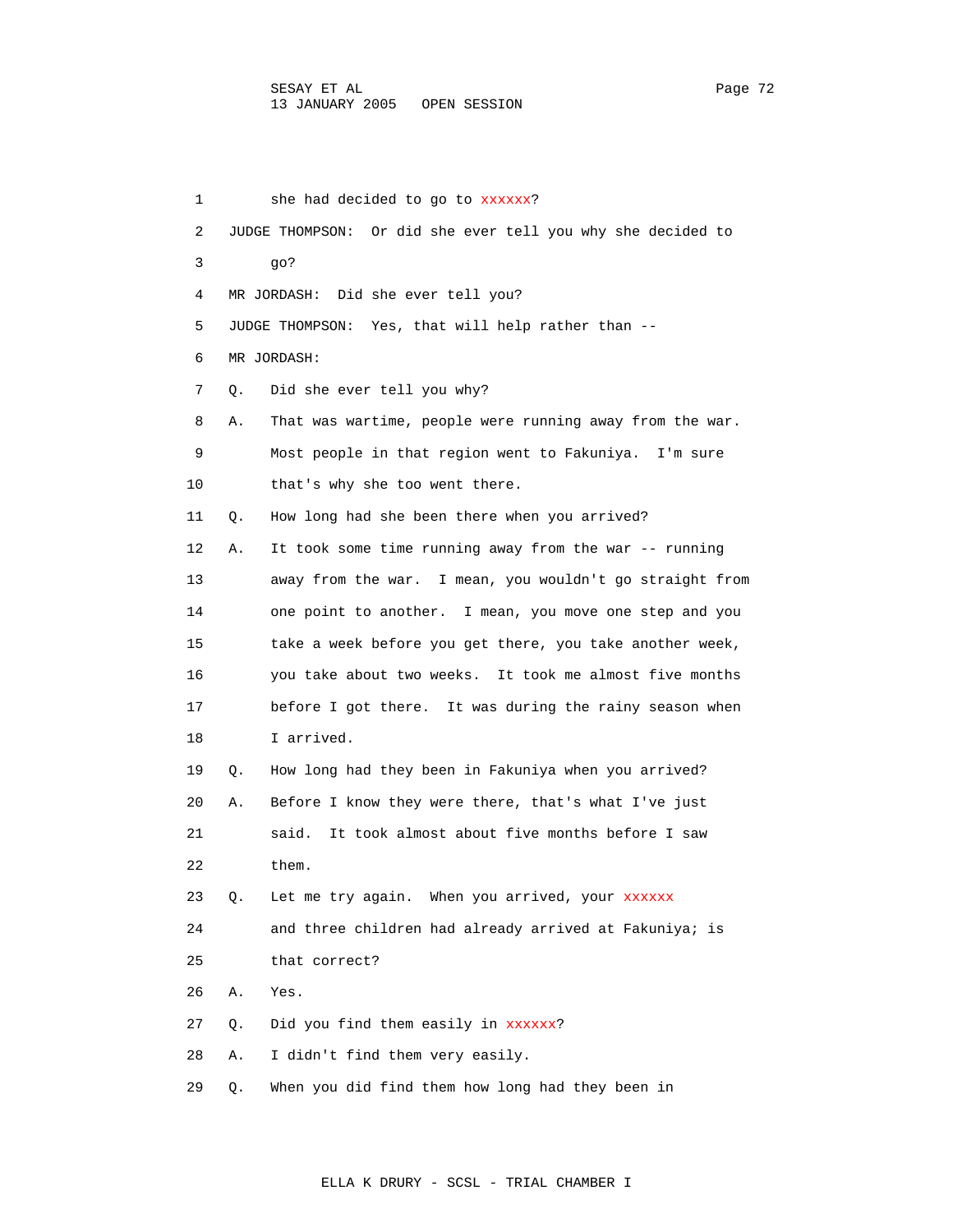1 she had decided to go to xxxxxx?

2 JUDGE THOMPSON: Or did she ever tell you why she decided to

3 go?

4 MR JORDASH: Did she ever tell you?

5 JUDGE THOMPSON: Yes, that will help rather than --

6 MR JORDASH:

7 Q. Did she ever tell you why?

8 A. That was wartime, people were running away from the war.

9 Most people in that region went to Fakuniya. I'm sure

10 that's why she too went there.

11 Q. How long had she been there when you arrived?

12 A. It took some time running away from the war -- running

13 away from the war. I mean, you wouldn't go straight from

14 one point to another. I mean, you move one step and you

15 take a week before you get there, you take another week,

16 you take about two weeks. It took me almost five months

17 before I got there. It was during the rainy season when

18 I arrived.

19 Q. How long had they been in Fakuniya when you arrived?

20 A. Before I know they were there, that's what I've just

21 said. It took almost about five months before I saw

22 them.

23 Q. Let me try again. When you arrived, your xxxxxx

24 and three children had already arrived at Fakuniya; is

25 that correct?

26 A. Yes.

27 Q. Did you find them easily in xxxxxx?

28 A. I didn't find them very easily.

29 Q. When you did find them how long had they been in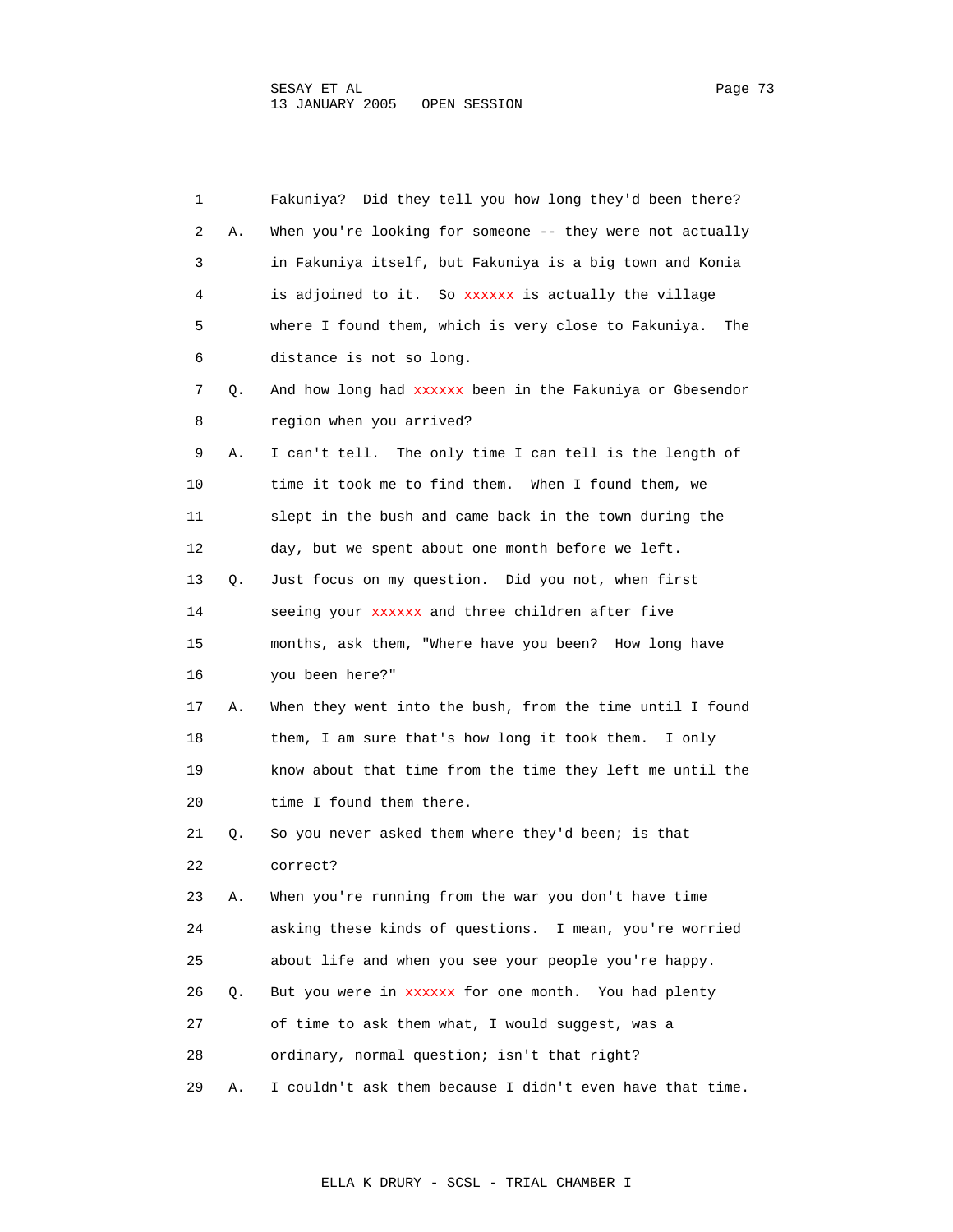1        Fakuniya?  Did they tell you how long they'd been there?
2   A.   When you're looking for someone -- they were not actually
3        in Fakuniya itself, but Fakuniya is a big town and Konia
4        is adjoined to it.  So xxxxxx is actually the village
5        where I found them, which is very close to Fakuniya.  The
6        distance is not so long.
7   Q.   And how long had xxxxxx been in the Fakuniya or Gbesendor
8        region when you arrived?
9   A.   I can't tell.  The only time I can tell is the length of
10       time it took me to find them.  When I found them, we
11       slept in the bush and came back in the town during the
12       day, but we spent about one month before we left.
13  Q.   Just focus on my question.  Did you not, when first
14       seeing your xxxxxx and three children after five
15       months, ask them, "Where have you been?  How long have
16       you been here?"
17  A.   When they went into the bush, from the time until I found
18       them, I am sure that's how long it took them.  I only
19       know about that time from the time they left me until the
20       time I found them there.
21  Q.   So you never asked them where they'd been; is that
22       correct?
23  A.   When you're running from the war you don't have time
24       asking these kinds of questions.  I mean, you're worried
25       about life and when you see your people you're happy.
26  Q.   But you were in xxxxxx for one month.  You had plenty
27       of time to ask them what, I would suggest, was a
28       ordinary, normal question; isn't that right?
29  A.   I couldn't ask them because I didn't even have that time.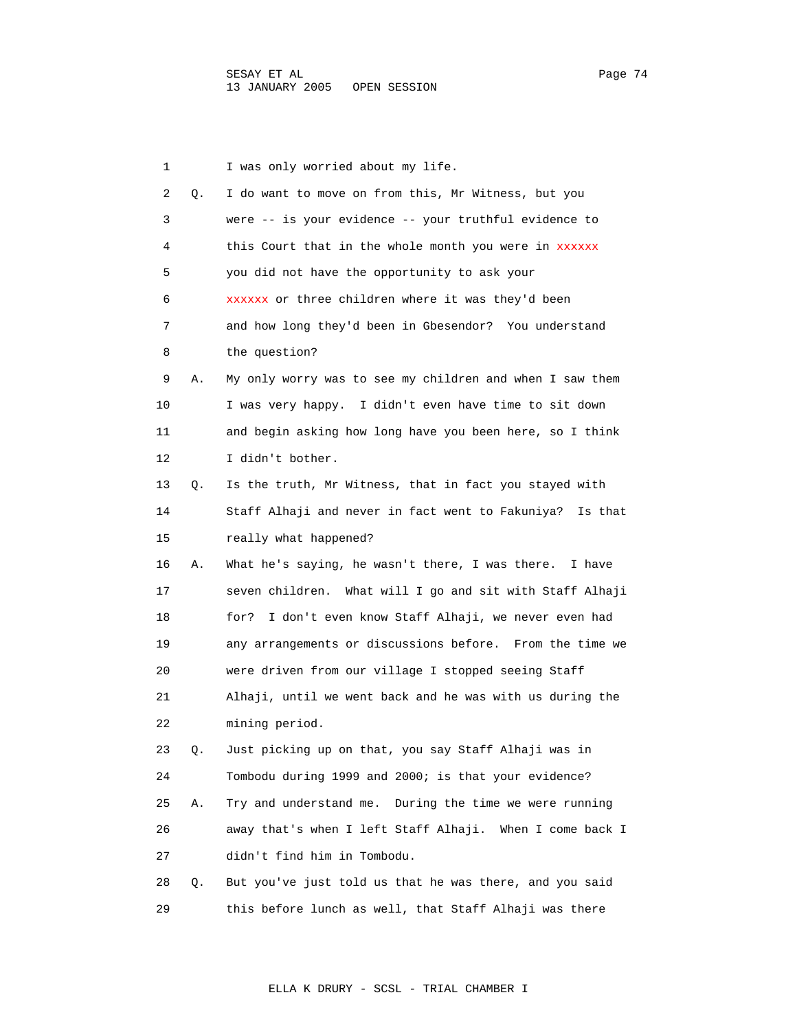1 I was only worried about my life.

2 Q. I do want to move on from this, Mr Witness, but you

3 were -- is your evidence -- your truthful evidence to

4 this Court that in the whole month you were in xxxxxx

5 you did not have the opportunity to ask your

6 xxxxxx or three children where it was they'd been

7 and how long they'd been in Gbesendor? You understand

8 the question?

9 A. My only worry was to see my children and when I saw them

10 I was very happy. I didn't even have time to sit down

11 and begin asking how long have you been here, so I think

12 I didn't bother.

13 Q. Is the truth, Mr Witness, that in fact you stayed with

14 Staff Alhaji and never in fact went to Fakuniya? Is that

15 really what happened?

16 A. What he's saying, he wasn't there, I was there. I have

17 seven children. What will I go and sit with Staff Alhaji

18 for? I don't even know Staff Alhaji, we never even had

19 any arrangements or discussions before. From the time we

20 were driven from our village I stopped seeing Staff

21 Alhaji, until we went back and he was with us during the

22 mining period.

23 Q. Just picking up on that, you say Staff Alhaji was in

24 Tombodu during 1999 and 2000; is that your evidence?

25 A. Try and understand me. During the time we were running

26 away that's when I left Staff Alhaji. When I come back I

27 didn't find him in Tombodu.

28 Q. But you've just told us that he was there, and you said

29 this before lunch as well, that Staff Alhaji was there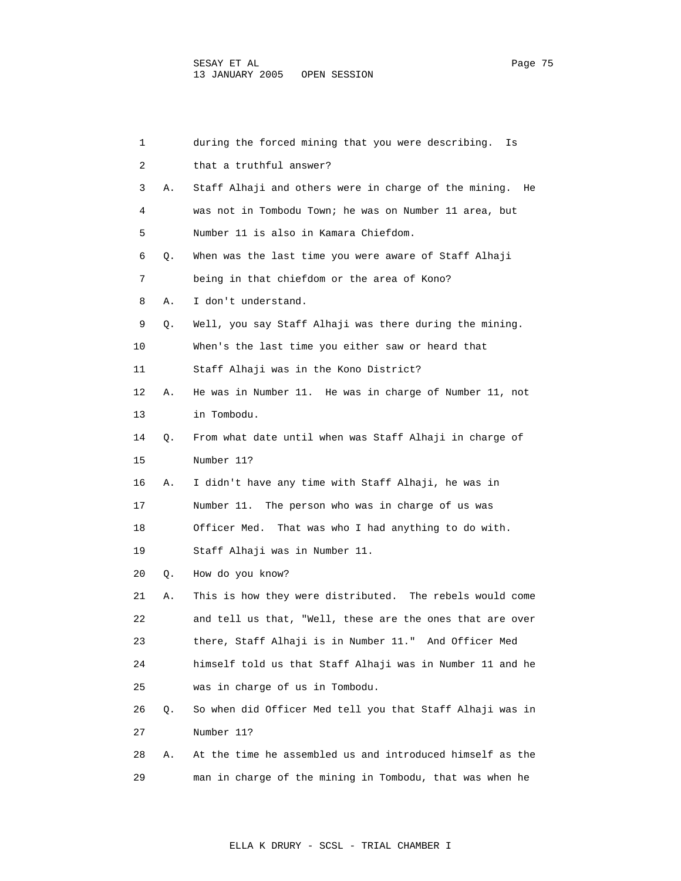1 during the forced mining that you were describing. Is
2 that a truthful answer?
3 A. Staff Alhaji and others were in charge of the mining. He
4 was not in Tombodu Town; he was on Number 11 area, but
5 Number 11 is also in Kamara Chiefdom.
6 Q. When was the last time you were aware of Staff Alhaji
7 being in that chiefdom or the area of Kono?
8 A. I don't understand.
9 Q. Well, you say Staff Alhaji was there during the mining.
10 When's the last time you either saw or heard that
11 Staff Alhaji was in the Kono District?
12 A. He was in Number 11. He was in charge of Number 11, not
13 in Tombodu.
14 Q. From what date until when was Staff Alhaji in charge of
15 Number 11?
16 A. I didn't have any time with Staff Alhaji, he was in
17 Number 11. The person who was in charge of us was
18 Officer Med. That was who I had anything to do with.
19 Staff Alhaji was in Number 11.
20 Q. How do you know?
21 A. This is how they were distributed. The rebels would come
22 and tell us that, "Well, these are the ones that are over
23 there, Staff Alhaji is in Number 11." And Officer Med
24 himself told us that Staff Alhaji was in Number 11 and he
25 was in charge of us in Tombodu.
26 Q. So when did Officer Med tell you that Staff Alhaji was in
27 Number 11?
28 A. At the time he assembled us and introduced himself as the
29 man in charge of the mining in Tombodu, that was when he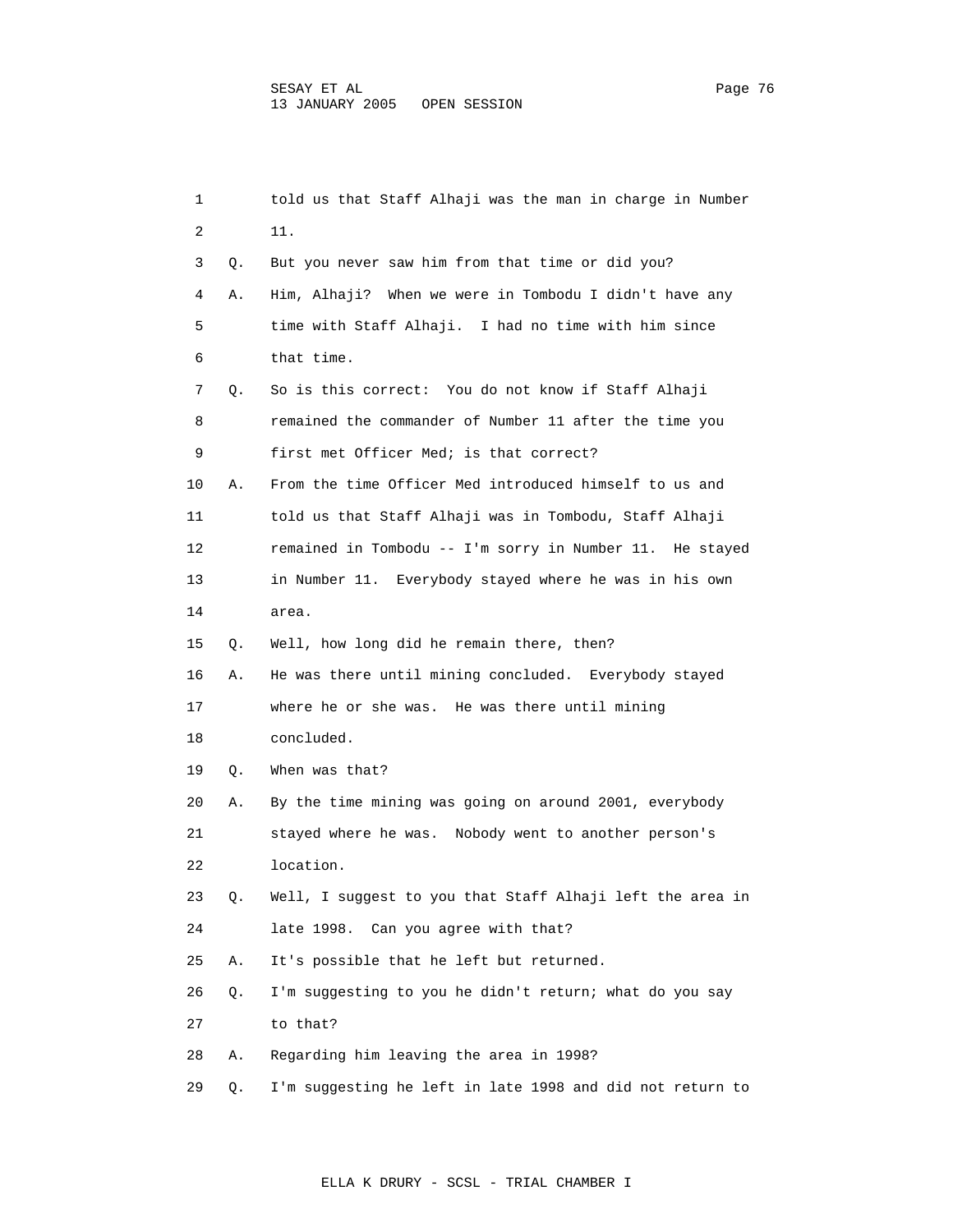1 told us that Staff Alhaji was the man in charge in Number
2 11.
3 Q. But you never saw him from that time or did you?
4 A. Him, Alhaji? When we were in Tombodu I didn't have any
5 time with Staff Alhaji. I had no time with him since
6 that time.
7 Q. So is this correct: You do not know if Staff Alhaji
8 remained the commander of Number 11 after the time you
9 first met Officer Med; is that correct?
10 A. From the time Officer Med introduced himself to us and
11 told us that Staff Alhaji was in Tombodu, Staff Alhaji
12 remained in Tombodu -- I'm sorry in Number 11. He stayed
13 in Number 11. Everybody stayed where he was in his own
14 area.
15 Q. Well, how long did he remain there, then?
16 A. He was there until mining concluded. Everybody stayed
17 where he or she was. He was there until mining
18 concluded.
19 Q. When was that?
20 A. By the time mining was going on around 2001, everybody
21 stayed where he was. Nobody went to another person's
22 location.
23 Q. Well, I suggest to you that Staff Alhaji left the area in
24 late 1998. Can you agree with that?
25 A. It's possible that he left but returned.
26 Q. I'm suggesting to you he didn't return; what do you say
27 to that?
28 A. Regarding him leaving the area in 1998?
29 Q. I'm suggesting he left in late 1998 and did not return to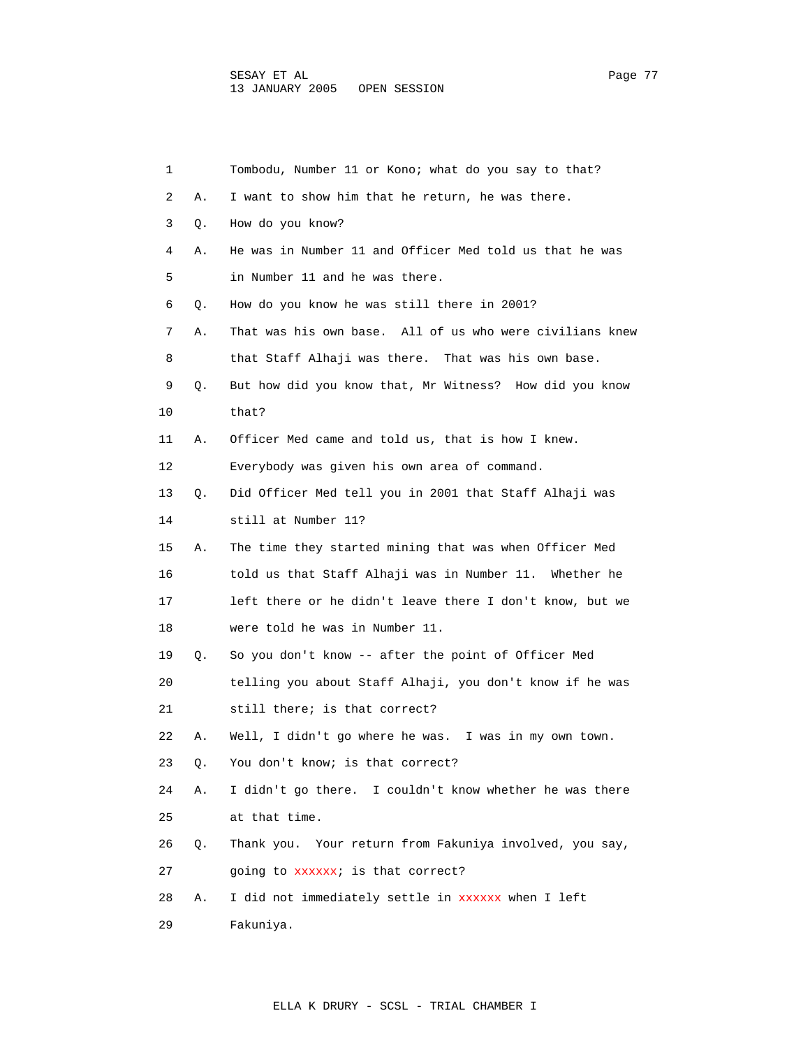1 Tombodu, Number 11 or Kono; what do you say to that?

2 A. I want to show him that he return, he was there.

3 Q. How do you know?

4 A. He was in Number 11 and Officer Med told us that he was

5 in Number 11 and he was there.

6 Q. How do you know he was still there in 2001?

7 A. That was his own base. All of us who were civilians knew

8 that Staff Alhaji was there. That was his own base.

9 Q. But how did you know that, Mr Witness? How did you know

10 that?

11 A. Officer Med came and told us, that is how I knew.

12 Everybody was given his own area of command.

13 Q. Did Officer Med tell you in 2001 that Staff Alhaji was

14 still at Number 11?

15 A. The time they started mining that was when Officer Med

16 told us that Staff Alhaji was in Number 11. Whether he

17 left there or he didn't leave there I don't know, but we

18 were told he was in Number 11.

19 Q. So you don't know -- after the point of Officer Med

20 telling you about Staff Alhaji, you don't know if he was

21 still there; is that correct?

22 A. Well, I didn't go where he was. I was in my own town.

23 Q. You don't know; is that correct?

24 A. I didn't go there. I couldn't know whether he was there

25 at that time.

26 Q. Thank you. Your return from Fakuniya involved, you say,

27 going to xxxxxx; is that correct?

28 A. I did not immediately settle in xxxxxx when I left

29 Fakuniya.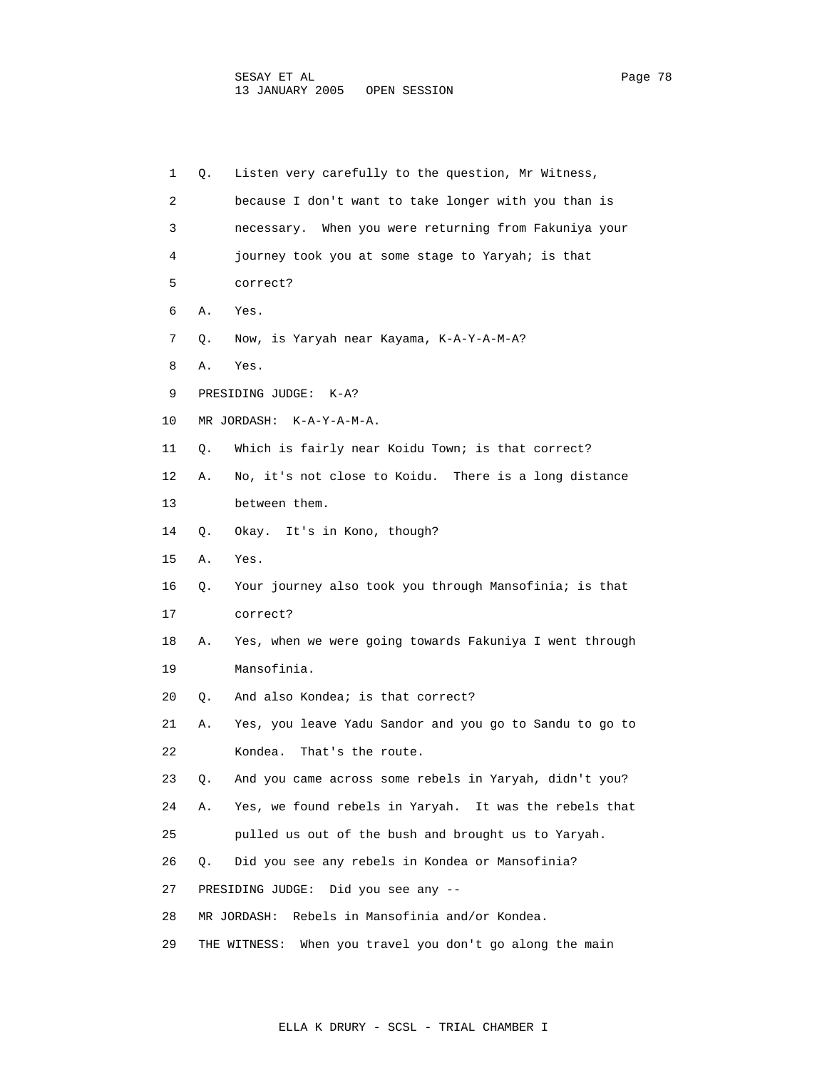1 Q. Listen very carefully to the question, Mr Witness,

2 because I don't want to take longer with you than is

3 necessary. When you were returning from Fakuniya your

4 journey took you at some stage to Yaryah; is that

5 correct?

6 A. Yes.

7 Q. Now, is Yaryah near Kayama, K-A-Y-A-M-A?

8 A. Yes.

9 PRESIDING JUDGE: K-A?

10 MR JORDASH: K-A-Y-A-M-A.

11 Q. Which is fairly near Koidu Town; is that correct?

12 A. No, it's not close to Koidu. There is a long distance

13 between them.

14 Q. Okay. It's in Kono, though?

15 A. Yes.

16 Q. Your journey also took you through Mansofinia; is that

17 correct?

18 A. Yes, when we were going towards Fakuniya I went through

19 Mansofinia.

20 Q. And also Kondea; is that correct?

21 A. Yes, you leave Yadu Sandor and you go to Sandu to go to

22 Kondea. That's the route.

23 Q. And you came across some rebels in Yaryah, didn't you?

24 A. Yes, we found rebels in Yaryah. It was the rebels that

25 pulled us out of the bush and brought us to Yaryah.

26 Q. Did you see any rebels in Kondea or Mansofinia?

27 PRESIDING JUDGE: Did you see any --

28 MR JORDASH: Rebels in Mansofinia and/or Kondea.

29 THE WITNESS: When you travel you don't go along the main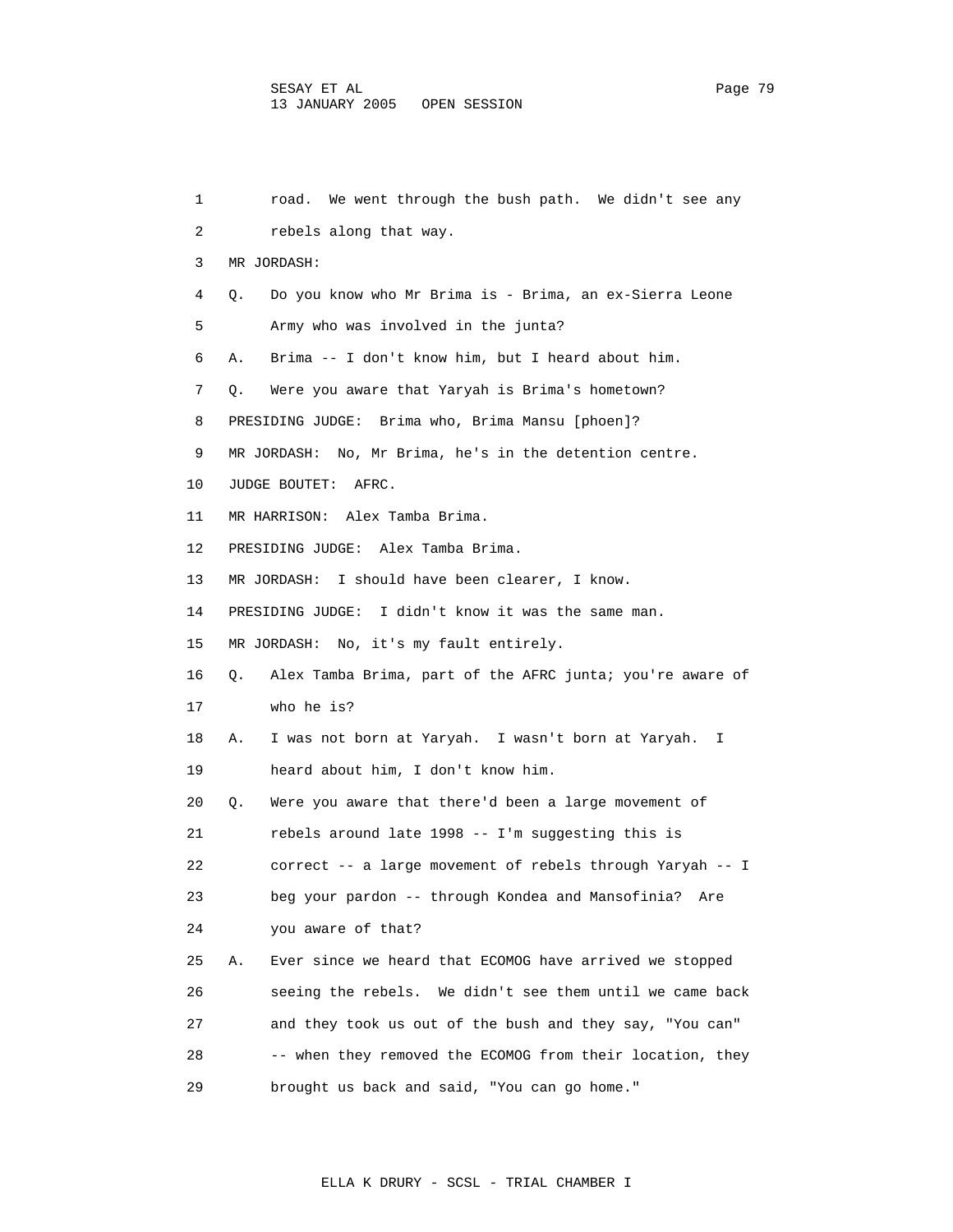road. We went through the bush path. We didn't see any rebels along that way.

MR JORDASH:

Q. Do you know who Mr Brima is - Brima, an ex-Sierra Leone Army who was involved in the junta?

A. Brima -- I don't know him, but I heard about him.

Q. Were you aware that Yaryah is Brima's hometown?

PRESIDING JUDGE: Brima who, Brima Mansu [phoen]?

MR JORDASH: No, Mr Brima, he's in the detention centre.

JUDGE BOUTET: AFRC.

MR HARRISON: Alex Tamba Brima.

PRESIDING JUDGE: Alex Tamba Brima.

MR JORDASH: I should have been clearer, I know.

PRESIDING JUDGE: I didn't know it was the same man.

MR JORDASH: No, it's my fault entirely.

Q. Alex Tamba Brima, part of the AFRC junta; you're aware of who he is?

A. I was not born at Yaryah. I wasn't born at Yaryah. I heard about him, I don't know him.

Q. Were you aware that there'd been a large movement of rebels around late 1998 -- I'm suggesting this is correct -- a large movement of rebels through Yaryah -- I beg your pardon -- through Kondea and Mansofinia? Are you aware of that?

A. Ever since we heard that ECOMOG have arrived we stopped seeing the rebels. We didn't see them until we came back and they took us out of the bush and they say, "You can" -- when they removed the ECOMOG from their location, they brought us back and said, "You can go home."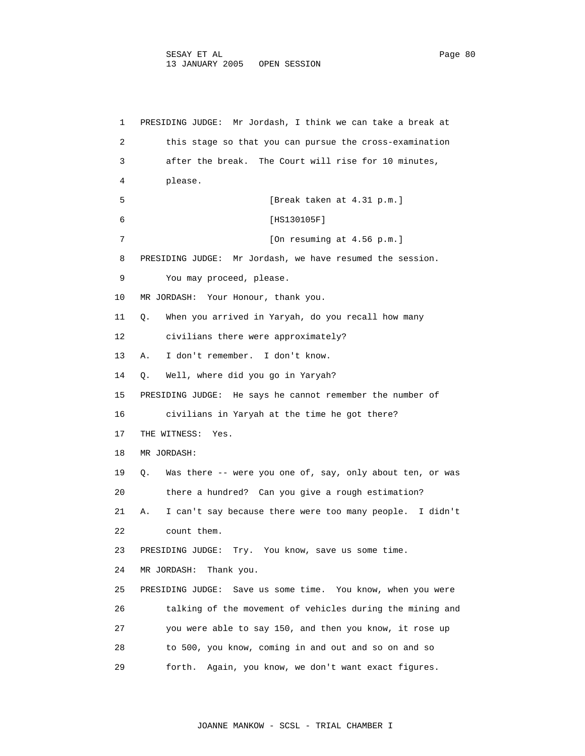1 PRESIDING JUDGE: Mr Jordash, I think we can take a break at
2 this stage so that you can pursue the cross-examination
3 after the break. The Court will rise for 10 minutes,
4 please.
5 [Break taken at 4.31 p.m.]
6 [HS130105F]
7 [On resuming at 4.56 p.m.]
8 PRESIDING JUDGE: Mr Jordash, we have resumed the session.
9 You may proceed, please.
10 MR JORDASH: Your Honour, thank you.
11 Q. When you arrived in Yaryah, do you recall how many
12 civilians there were approximately?
13 A. I don't remember. I don't know.
14 Q. Well, where did you go in Yaryah?
15 PRESIDING JUDGE: He says he cannot remember the number of
16 civilians in Yaryah at the time he got there?
17 THE WITNESS: Yes.
18 MR JORDASH:
19 Q. Was there -- were you one of, say, only about ten, or was
20 there a hundred? Can you give a rough estimation?
21 A. I can't say because there were too many people. I didn't
22 count them.
23 PRESIDING JUDGE: Try. You know, save us some time.
24 MR JORDASH: Thank you.
25 PRESIDING JUDGE: Save us some time. You know, when you were
26 talking of the movement of vehicles during the mining and
27 you were able to say 150, and then you know, it rose up
28 to 500, you know, coming in and out and so on and so
29 forth. Again, you know, we don't want exact figures.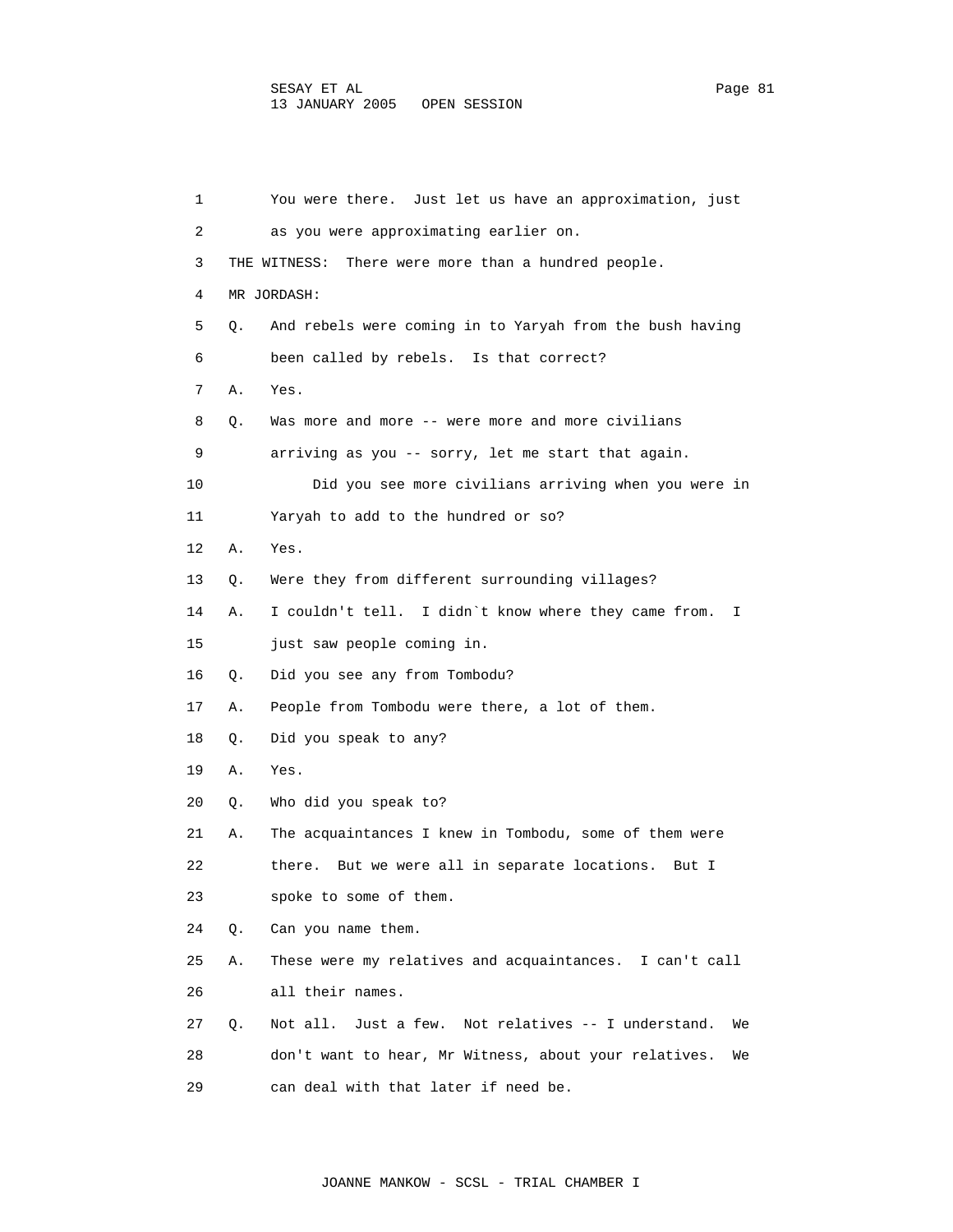1 You were there. Just let us have an approximation, just
2 as you were approximating earlier on.
3 THE WITNESS: There were more than a hundred people.
4 MR JORDASH:
5 Q. And rebels were coming in to Yaryah from the bush having
6 been called by rebels. Is that correct?
7 A. Yes.
8 Q. Was more and more -- were more and more civilians
9 arriving as you -- sorry, let me start that again.
10 Did you see more civilians arriving when you were in
11 Yaryah to add to the hundred or so?
12 A. Yes.
13 Q. Were they from different surrounding villages?
14 A. I couldn't tell. I didn`t know where they came from. I
15 just saw people coming in.
16 Q. Did you see any from Tombodu?
17 A. People from Tombodu were there, a lot of them.
18 Q. Did you speak to any?
19 A. Yes.
20 Q. Who did you speak to?
21 A. The acquaintances I knew in Tombodu, some of them were
22 there. But we were all in separate locations. But I
23 spoke to some of them.
24 Q. Can you name them.
25 A. These were my relatives and acquaintances. I can't call
26 all their names.
27 Q. Not all. Just a few. Not relatives -- I understand. We
28 don't want to hear, Mr Witness, about your relatives. We
29 can deal with that later if need be.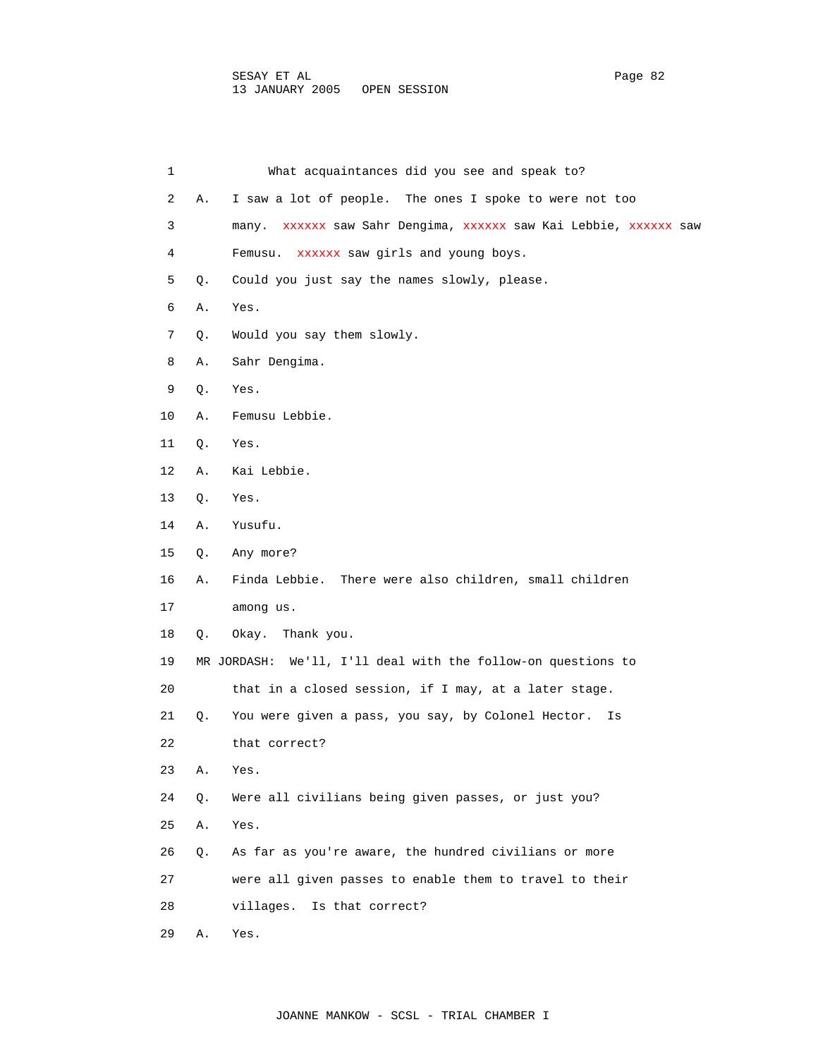1 What acquaintances did you see and speak to?

2 A. I saw a lot of people. The ones I spoke to were not too

3 many. xxxxxx saw Sahr Dengima, xxxxxx saw Kai Lebbie, xxxxxx saw

4 Femusu. xxxxxx saw girls and young boys.

5 Q. Could you just say the names slowly, please.

6 A. Yes.

7 Q. Would you say them slowly.

8 A. Sahr Dengima.

9 Q. Yes.

10 A. Femusu Lebbie.

11 Q. Yes.

12 A. Kai Lebbie.

13 Q. Yes.

14 A. Yusufu.

15 Q. Any more?

16 A. Finda Lebbie. There were also children, small children

17 among us.

18 Q. Okay. Thank you.

19 MR JORDASH: We'll, I'll deal with the follow-on questions to

20 that in a closed session, if I may, at a later stage.

21 Q. You were given a pass, you say, by Colonel Hector. Is

22 that correct?

23 A. Yes.

24 Q. Were all civilians being given passes, or just you?

25 A. Yes.

26 Q. As far as you're aware, the hundred civilians or more

27 were all given passes to enable them to travel to their

28 villages. Is that correct?

29 A. Yes.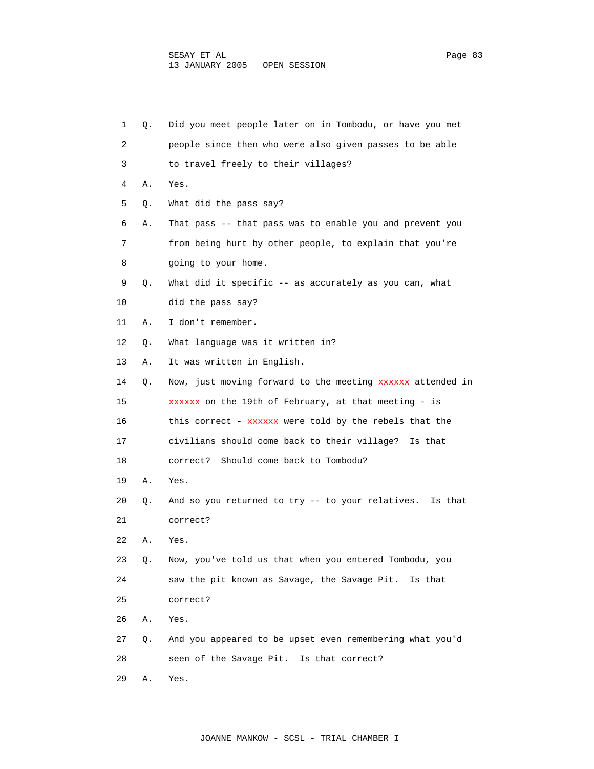1 Q. Did you meet people later on in Tombodu, or have you met
2 people since then who were also given passes to be able
3 to travel freely to their villages?
4 A. Yes.
5 Q. What did the pass say?
6 A. That pass -- that pass was to enable you and prevent you
7 from being hurt by other people, to explain that you're
8 going to your home.
9 Q. What did it specific -- as accurately as you can, what
10 did the pass say?
11 A. I don't remember.
12 Q. What language was it written in?
13 A. It was written in English.
14 Q. Now, just moving forward to the meeting xxxxxx attended in
15 xxxxxx on the 19th of February, at that meeting - is
16 this correct - xxxxxx were told by the rebels that the
17 civilians should come back to their village? Is that
18 correct? Should come back to Tombodu?
19 A. Yes.
20 Q. And so you returned to try -- to your relatives. Is that
21 correct?
22 A. Yes.
23 Q. Now, you've told us that when you entered Tombodu, you
24 saw the pit known as Savage, the Savage Pit. Is that
25 correct?
26 A. Yes.
27 Q. And you appeared to be upset even remembering what you'd
28 seen of the Savage Pit. Is that correct?
29 A. Yes.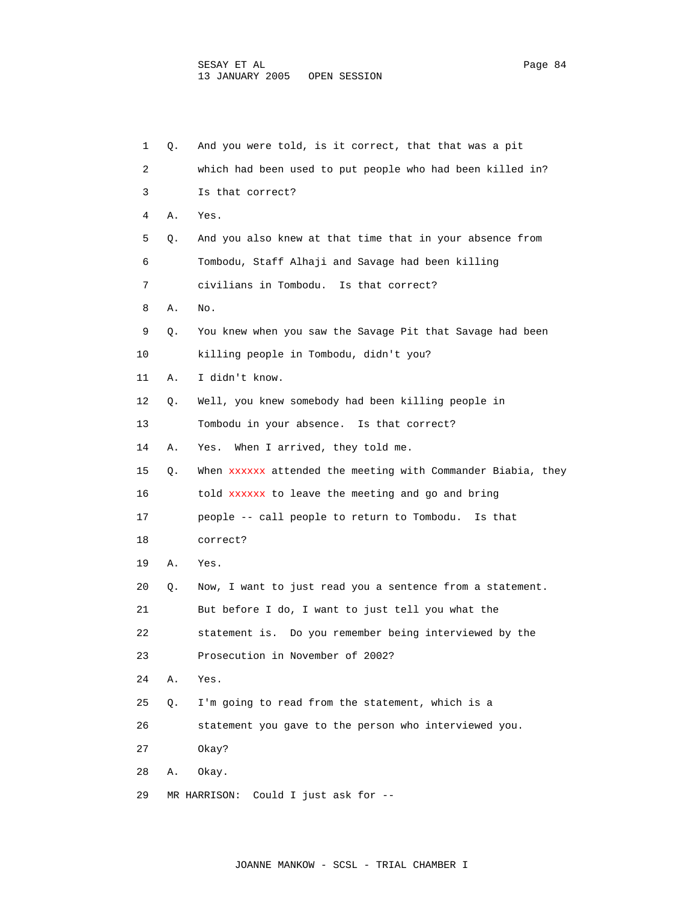1 Q. And you were told, is it correct, that that was a pit

2 which had been used to put people who had been killed in?

3 Is that correct?

4 A. Yes.

5 Q. And you also knew at that time that in your absence from

6 Tombodu, Staff Alhaji and Savage had been killing

7 civilians in Tombodu. Is that correct?

8 A. No.

9 Q. You knew when you saw the Savage Pit that Savage had been

10 killing people in Tombodu, didn't you?

11 A. I didn't know.

12 Q. Well, you knew somebody had been killing people in

13 Tombodu in your absence. Is that correct?

14 A. Yes. When I arrived, they told me.

15 Q. When xxxxxx attended the meeting with Commander Biabia, they

16 told xxxxxx to leave the meeting and go and bring

17 people -- call people to return to Tombodu. Is that

18 correct?

19 A. Yes.

20 Q. Now, I want to just read you a sentence from a statement.

21 But before I do, I want to just tell you what the

22 statement is. Do you remember being interviewed by the

23 Prosecution in November of 2002?

24 A. Yes.

25 Q. I'm going to read from the statement, which is a

26 statement you gave to the person who interviewed you.

27 Okay?

28 A. Okay.

29 MR HARRISON: Could I just ask for --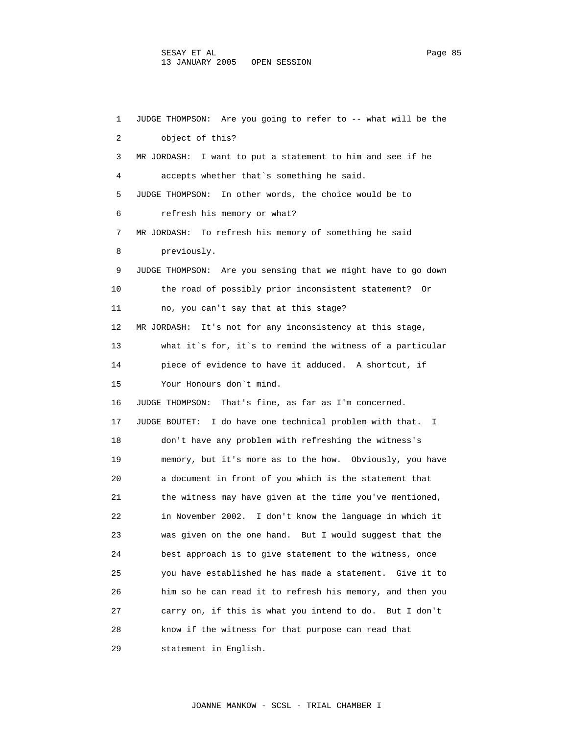1 JUDGE THOMPSON: Are you going to refer to -- what will be the
2 object of this?
3 MR JORDASH: I want to put a statement to him and see if he
4 accepts whether that`s something he said.
5 JUDGE THOMPSON: In other words, the choice would be to
6 refresh his memory or what?
7 MR JORDASH: To refresh his memory of something he said
8 previously.
9 JUDGE THOMPSON: Are you sensing that we might have to go down
10 the road of possibly prior inconsistent statement? Or
11 no, you can't say that at this stage?
12 MR JORDASH: It's not for any inconsistency at this stage,
13 what it`s for, it`s to remind the witness of a particular
14 piece of evidence to have it adduced. A shortcut, if
15 Your Honours don`t mind.
16 JUDGE THOMPSON: That's fine, as far as I'm concerned.
17 JUDGE BOUTET: I do have one technical problem with that. I
18 don't have any problem with refreshing the witness's
19 memory, but it's more as to the how. Obviously, you have
20 a document in front of you which is the statement that
21 the witness may have given at the time you've mentioned,
22 in November 2002. I don't know the language in which it
23 was given on the one hand. But I would suggest that the
24 best approach is to give statement to the witness, once
25 you have established he has made a statement. Give it to
26 him so he can read it to refresh his memory, and then you
27 carry on, if this is what you intend to do. But I don't
28 know if the witness for that purpose can read that
29 statement in English.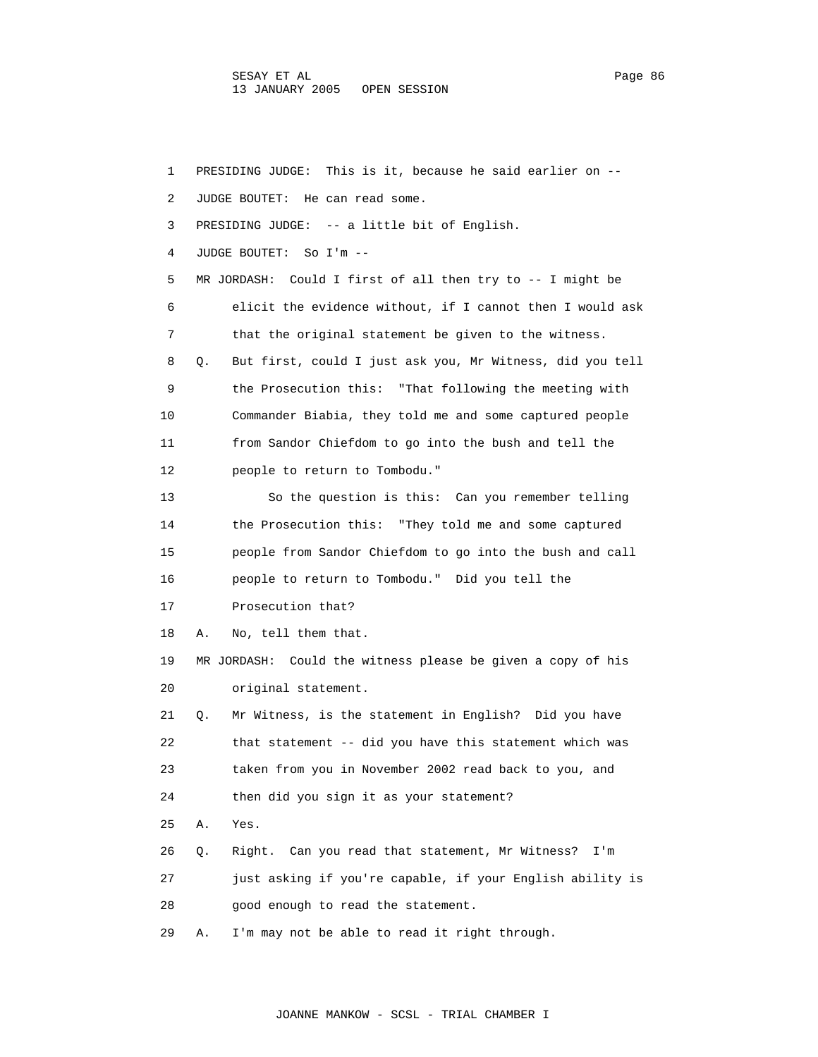1 PRESIDING JUDGE: This is it, because he said earlier on --

2 JUDGE BOUTET: He can read some.

3 PRESIDING JUDGE: -- a little bit of English.

4 JUDGE BOUTET: So I'm --

5 MR JORDASH: Could I first of all then try to -- I might be

6 elicit the evidence without, if I cannot then I would ask

7 that the original statement be given to the witness.

8 Q. But first, could I just ask you, Mr Witness, did you tell

9 the Prosecution this: "That following the meeting with

10 Commander Biabia, they told me and some captured people

11 from Sandor Chiefdom to go into the bush and tell the

12 people to return to Tombodu."

13 So the question is this: Can you remember telling

14 the Prosecution this: "They told me and some captured

15 people from Sandor Chiefdom to go into the bush and call

16 people to return to Tombodu." Did you tell the

17 Prosecution that?

18 A. No, tell them that.

19 MR JORDASH: Could the witness please be given a copy of his

20 original statement.

21 Q. Mr Witness, is the statement in English? Did you have

22 that statement -- did you have this statement which was

23 taken from you in November 2002 read back to you, and

24 then did you sign it as your statement?

25 A. Yes.

26 Q. Right. Can you read that statement, Mr Witness? I'm

27 just asking if you're capable, if your English ability is

28 good enough to read the statement.

29 A. I'm may not be able to read it right through.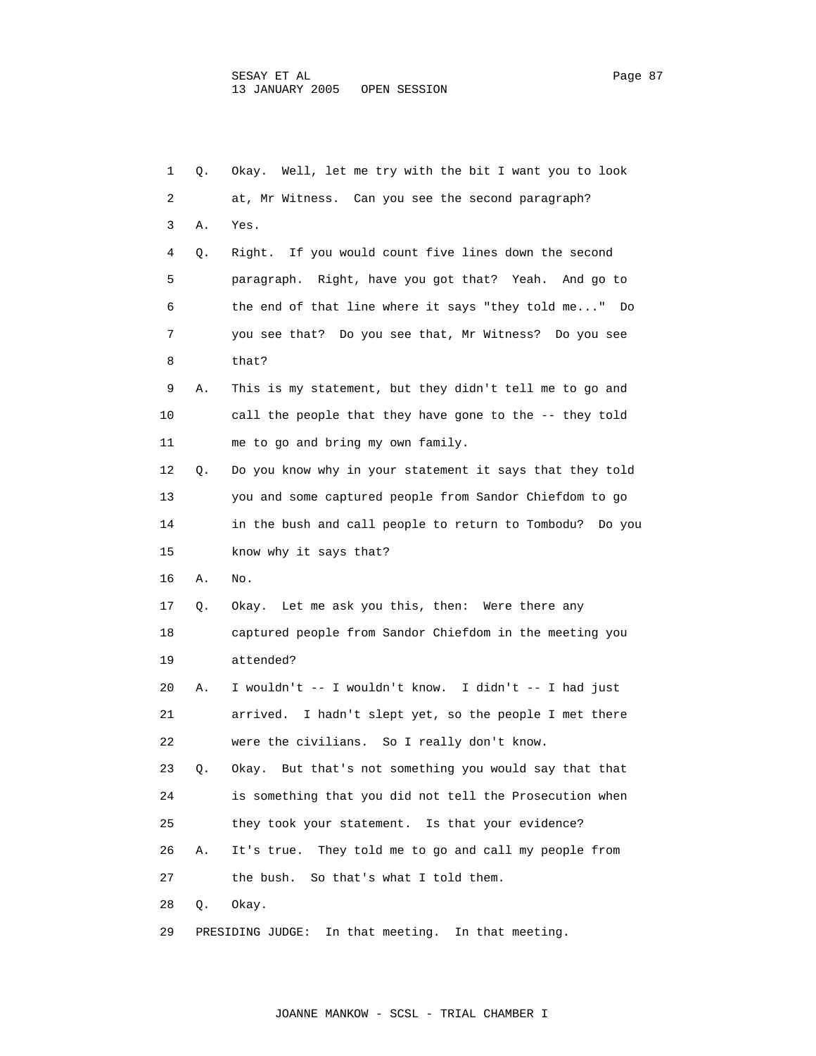1 Q. Okay. Well, let me try with the bit I want you to look
2 at, Mr Witness. Can you see the second paragraph?
3 A. Yes.
4 Q. Right. If you would count five lines down the second
5 paragraph. Right, have you got that? Yeah. And go to
6 the end of that line where it says "they told me..." Do
7 you see that? Do you see that, Mr Witness? Do you see
8 that?
9 A. This is my statement, but they didn't tell me to go and
10 call the people that they have gone to the -- they told
11 me to go and bring my own family.
12 Q. Do you know why in your statement it says that they told
13 you and some captured people from Sandor Chiefdom to go
14 in the bush and call people to return to Tombodu? Do you
15 know why it says that?
16 A. No.
17 Q. Okay. Let me ask you this, then: Were there any
18 captured people from Sandor Chiefdom in the meeting you
19 attended?
20 A. I wouldn't -- I wouldn't know. I didn't -- I had just
21 arrived. I hadn't slept yet, so the people I met there
22 were the civilians. So I really don't know.
23 Q. Okay. But that's not something you would say that that
24 is something that you did not tell the Prosecution when
25 they took your statement. Is that your evidence?
26 A. It's true. They told me to go and call my people from
27 the bush. So that's what I told them.
28 Q. Okay.
29 PRESIDING JUDGE: In that meeting. In that meeting.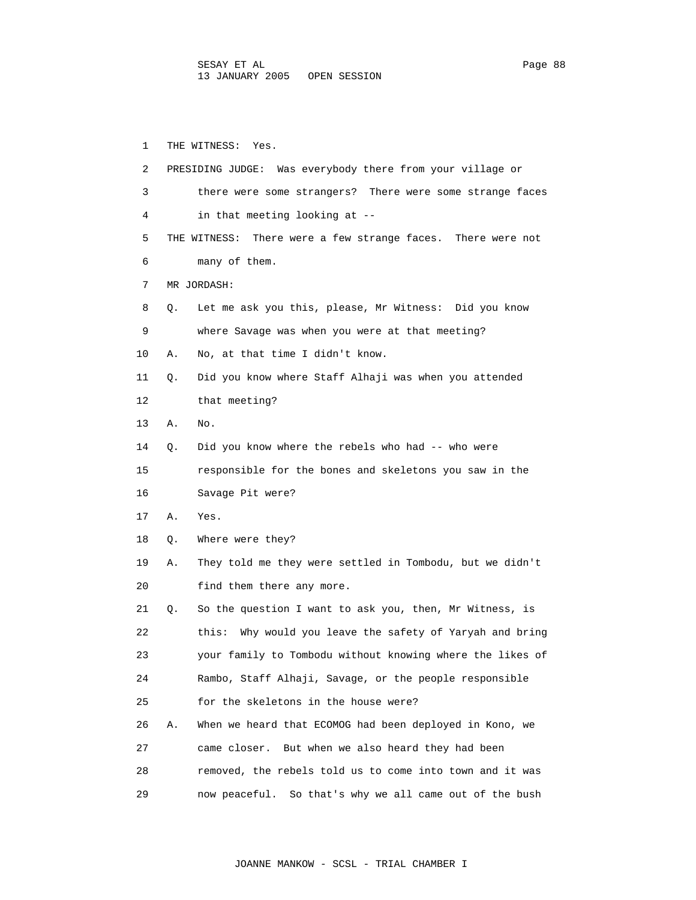1 THE WITNESS: Yes.

2 PRESIDING JUDGE: Was everybody there from your village or

3 there were some strangers? There were some strange faces

4 in that meeting looking at --

5 THE WITNESS: There were a few strange faces. There were not

6 many of them.

7 MR JORDASH:

8 Q. Let me ask you this, please, Mr Witness: Did you know

9 where Savage was when you were at that meeting?

10 A. No, at that time I didn't know.

11 Q. Did you know where Staff Alhaji was when you attended

12 that meeting?

13 A. No.

14 Q. Did you know where the rebels who had -- who were

15 responsible for the bones and skeletons you saw in the

16 Savage Pit were?

17 A. Yes.

18 Q. Where were they?

19 A. They told me they were settled in Tombodu, but we didn't

20 find them there any more.

21 Q. So the question I want to ask you, then, Mr Witness, is

22 this: Why would you leave the safety of Yaryah and bring

23 your family to Tombodu without knowing where the likes of

24 Rambo, Staff Alhaji, Savage, or the people responsible

25 for the skeletons in the house were?

26 A. When we heard that ECOMOG had been deployed in Kono, we

27 came closer. But when we also heard they had been

28 removed, the rebels told us to come into town and it was

29 now peaceful. So that's why we all came out of the bush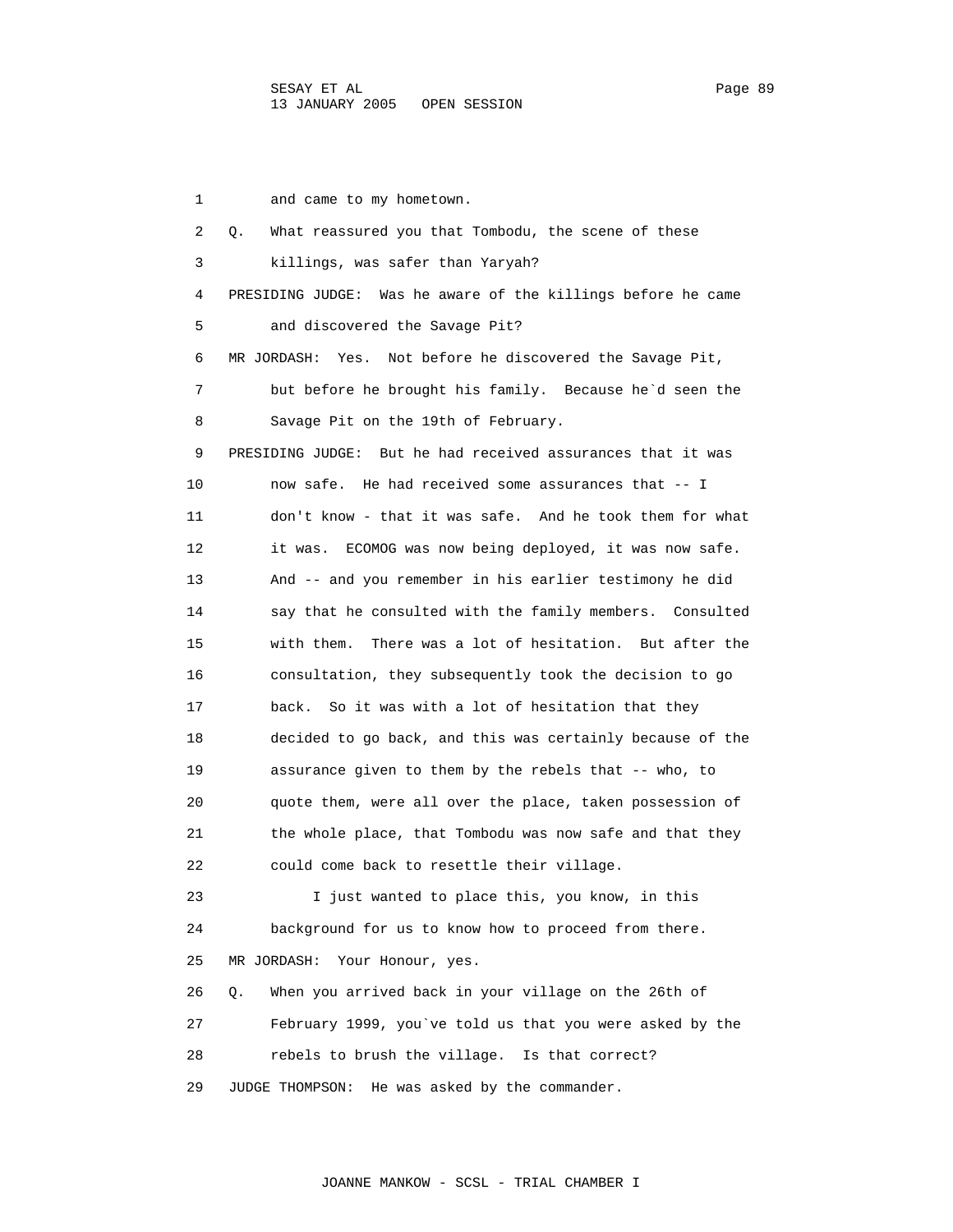1 and came to my hometown.

2 Q. What reassured you that Tombodu, the scene of these

3 killings, was safer than Yaryah?

4 PRESIDING JUDGE: Was he aware of the killings before he came

5 and discovered the Savage Pit?

6 MR JORDASH: Yes. Not before he discovered the Savage Pit,

7 but before he brought his family. Because he`d seen the

8 Savage Pit on the 19th of February.

9 PRESIDING JUDGE: But he had received assurances that it was

10 now safe. He had received some assurances that -- I

11 don't know - that it was safe. And he took them for what

12 it was. ECOMOG was now being deployed, it was now safe.

13 And -- and you remember in his earlier testimony he did

14 say that he consulted with the family members. Consulted

15 with them. There was a lot of hesitation. But after the

16 consultation, they subsequently took the decision to go

17 back. So it was with a lot of hesitation that they

18 decided to go back, and this was certainly because of the

19 assurance given to them by the rebels that -- who, to

20 quote them, were all over the place, taken possession of

21 the whole place, that Tombodu was now safe and that they

22 could come back to resettle their village.

23 I just wanted to place this, you know, in this

24 background for us to know how to proceed from there.

25 MR JORDASH: Your Honour, yes.

26 Q. When you arrived back in your village on the 26th of

27 February 1999, you`ve told us that you were asked by the

28 rebels to brush the village. Is that correct?

29 JUDGE THOMPSON: He was asked by the commander.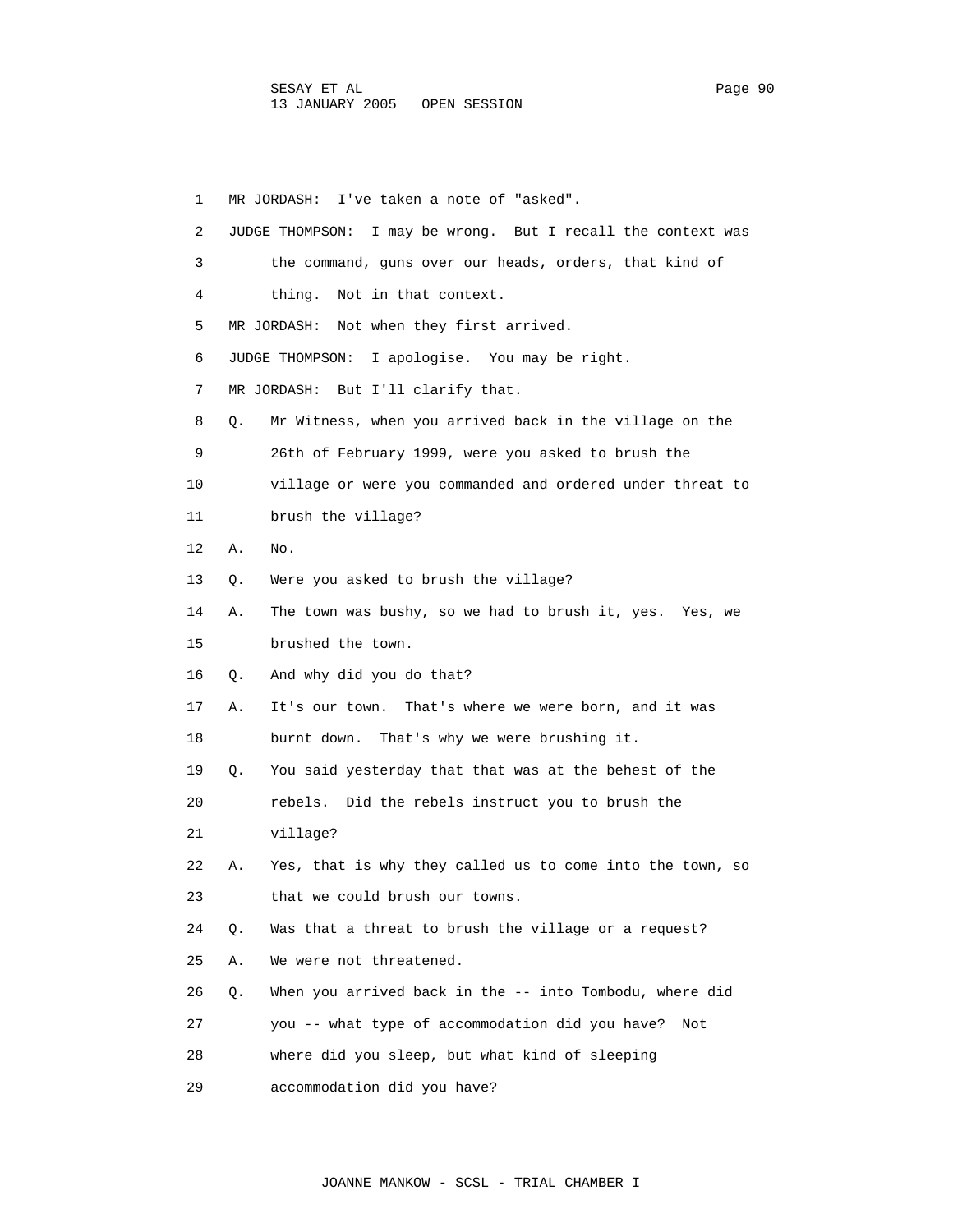MR JORDASH: I've taken a note of "asked".

JUDGE THOMPSON: I may be wrong. But I recall the context was the command, guns over our heads, orders, that kind of thing. Not in that context.

MR JORDASH: Not when they first arrived.

JUDGE THOMPSON: I apologise. You may be right.

MR JORDASH: But I'll clarify that.

Q. Mr Witness, when you arrived back in the village on the 26th of February 1999, were you asked to brush the village or were you commanded and ordered under threat to brush the village?

A. No.

Q. Were you asked to brush the village?

A. The town was bushy, so we had to brush it, yes. Yes, we brushed the town.

Q. And why did you do that?

A. It's our town. That's where we were born, and it was burnt down. That's why we were brushing it.

Q. You said yesterday that that was at the behest of the rebels. Did the rebels instruct you to brush the village?

A. Yes, that is why they called us to come into the town, so that we could brush our towns.

Q. Was that a threat to brush the village or a request?

A. We were not threatened.

Q. When you arrived back in the -- into Tombodu, where did you -- what type of accommodation did you have? Not where did you sleep, but what kind of sleeping accommodation did you have?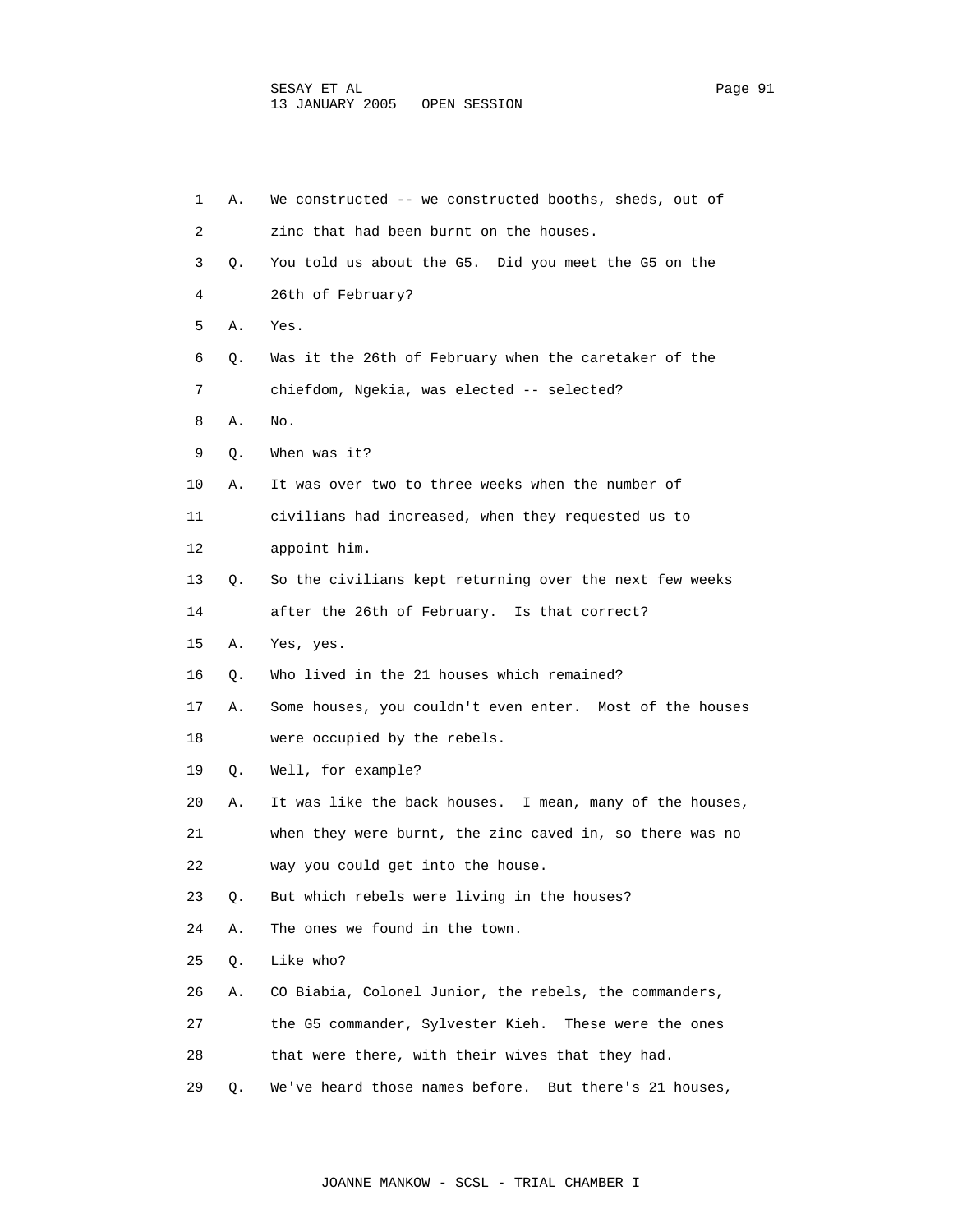1 A. We constructed -- we constructed booths, sheds, out of
2 zinc that had been burnt on the houses.
3 Q. You told us about the G5. Did you meet the G5 on the
4 26th of February?
5 A. Yes.
6 Q. Was it the 26th of February when the caretaker of the
7 chiefdom, Ngekia, was elected -- selected?
8 A. No.
9 Q. When was it?
10 A. It was over two to three weeks when the number of
11 civilians had increased, when they requested us to
12 appoint him.
13 Q. So the civilians kept returning over the next few weeks
14 after the 26th of February. Is that correct?
15 A. Yes, yes.
16 Q. Who lived in the 21 houses which remained?
17 A. Some houses, you couldn't even enter. Most of the houses
18 were occupied by the rebels.
19 Q. Well, for example?
20 A. It was like the back houses. I mean, many of the houses,
21 when they were burnt, the zinc caved in, so there was no
22 way you could get into the house.
23 Q. But which rebels were living in the houses?
24 A. The ones we found in the town.
25 Q. Like who?
26 A. CO Biabia, Colonel Junior, the rebels, the commanders,
27 the G5 commander, Sylvester Kieh. These were the ones
28 that were there, with their wives that they had.
29 Q. We've heard those names before. But there's 21 houses,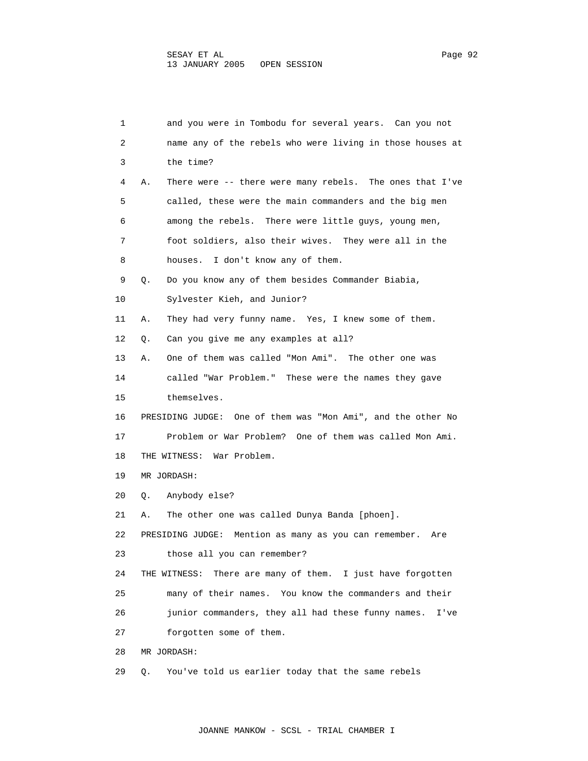and you were in Tombodu for several years. Can you not name any of the rebels who were living in those houses at the time?

A. There were -- there were many rebels. The ones that I've called, these were the main commanders and the big men among the rebels. There were little guys, young men, foot soldiers, also their wives. They were all in the houses. I don't know any of them.

Q. Do you know any of them besides Commander Biabia, Sylvester Kieh, and Junior?

A. They had very funny name. Yes, I knew some of them.

Q. Can you give me any examples at all?

A. One of them was called "Mon Ami". The other one was called "War Problem." These were the names they gave themselves.

PRESIDING JUDGE: One of them was "Mon Ami", and the other No Problem or War Problem? One of them was called Mon Ami.

THE WITNESS: War Problem.

MR JORDASH:

Q. Anybody else?

A. The other one was called Dunya Banda [phoen].

PRESIDING JUDGE: Mention as many as you can remember. Are those all you can remember?

THE WITNESS: There are many of them. I just have forgotten many of their names. You know the commanders and their junior commanders, they all had these funny names. I've forgotten some of them.

MR JORDASH:

Q. You've told us earlier today that the same rebels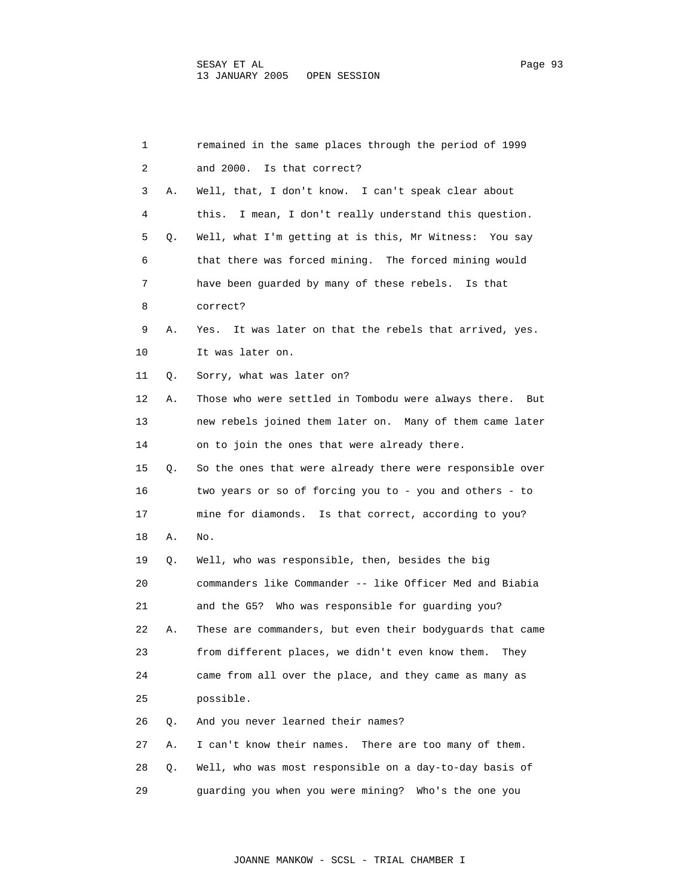1 remained in the same places through the period of 1999
2 and 2000. Is that correct?
3 A. Well, that, I don't know. I can't speak clear about
4 this. I mean, I don't really understand this question.
5 Q. Well, what I'm getting at is this, Mr Witness: You say
6 that there was forced mining. The forced mining would
7 have been guarded by many of these rebels. Is that
8 correct?
9 A. Yes. It was later on that the rebels that arrived, yes.
10 It was later on.
11 Q. Sorry, what was later on?
12 A. Those who were settled in Tombodu were always there. But
13 new rebels joined them later on. Many of them came later
14 on to join the ones that were already there.
15 Q. So the ones that were already there were responsible over
16 two years or so of forcing you to - you and others - to
17 mine for diamonds. Is that correct, according to you?
18 A. No.
19 Q. Well, who was responsible, then, besides the big
20 commanders like Commander -- like Officer Med and Biabia
21 and the G5? Who was responsible for guarding you?
22 A. These are commanders, but even their bodyguards that came
23 from different places, we didn't even know them. They
24 came from all over the place, and they came as many as
25 possible.
26 Q. And you never learned their names?
27 A. I can't know their names. There are too many of them.
28 Q. Well, who was most responsible on a day-to-day basis of
29 guarding you when you were mining? Who's the one you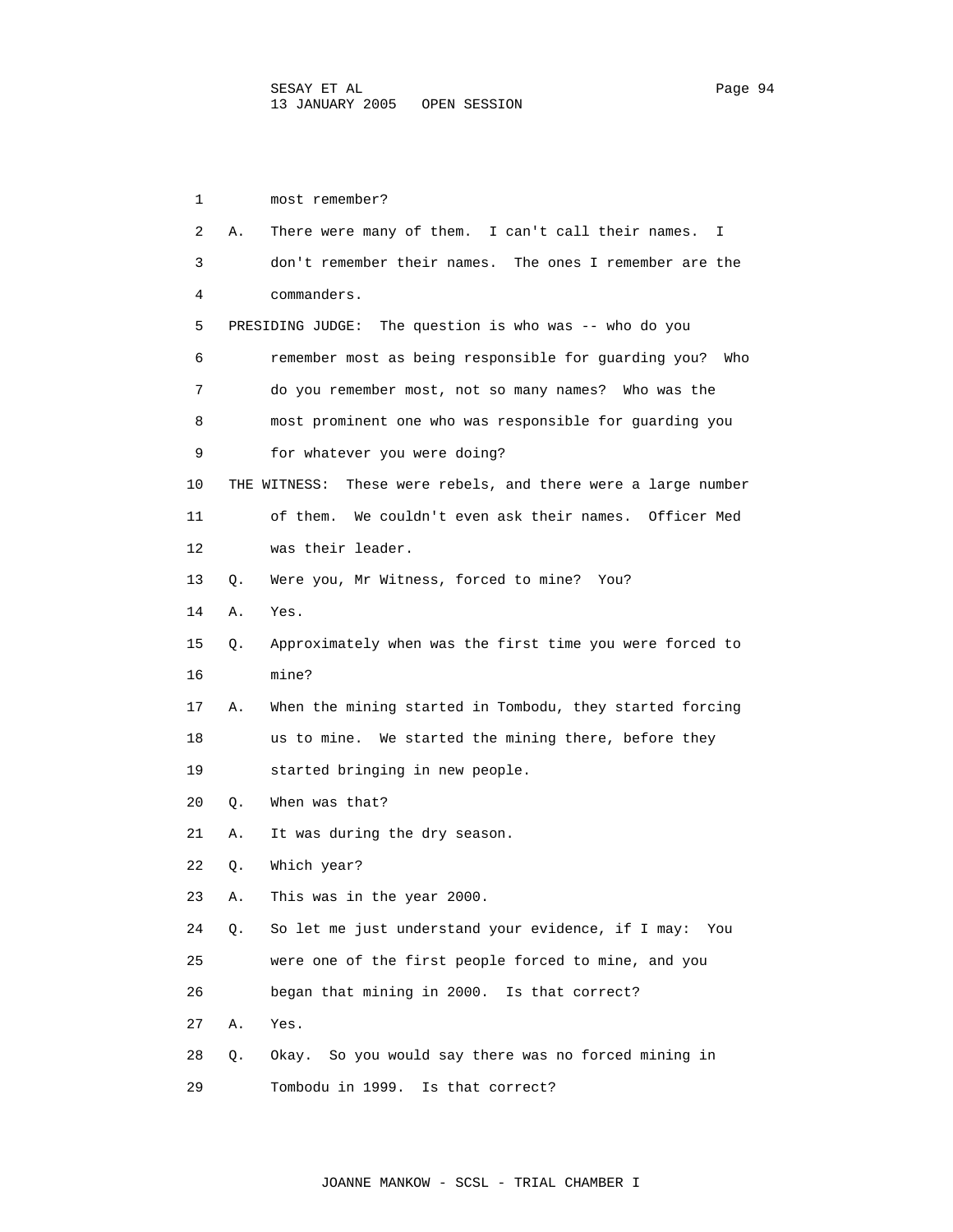1 most remember?

2 A. There were many of them. I can't call their names. I

3 don't remember their names. The ones I remember are the

4 commanders.

5 PRESIDING JUDGE: The question is who was -- who do you

6 remember most as being responsible for guarding you? Who

7 do you remember most, not so many names? Who was the

8 most prominent one who was responsible for guarding you

9 for whatever you were doing?

10 THE WITNESS: These were rebels, and there were a large number

11 of them. We couldn't even ask their names. Officer Med

12 was their leader.

13 Q. Were you, Mr Witness, forced to mine? You?

14 A. Yes.

15 Q. Approximately when was the first time you were forced to

16 mine?

17 A. When the mining started in Tombodu, they started forcing

18 us to mine. We started the mining there, before they

19 started bringing in new people.

20 Q. When was that?

21 A. It was during the dry season.

22 Q. Which year?

23 A. This was in the year 2000.

24 Q. So let me just understand your evidence, if I may: You

25 were one of the first people forced to mine, and you

26 began that mining in 2000. Is that correct?

27 A. Yes.

28 Q. Okay. So you would say there was no forced mining in

29 Tombodu in 1999. Is that correct?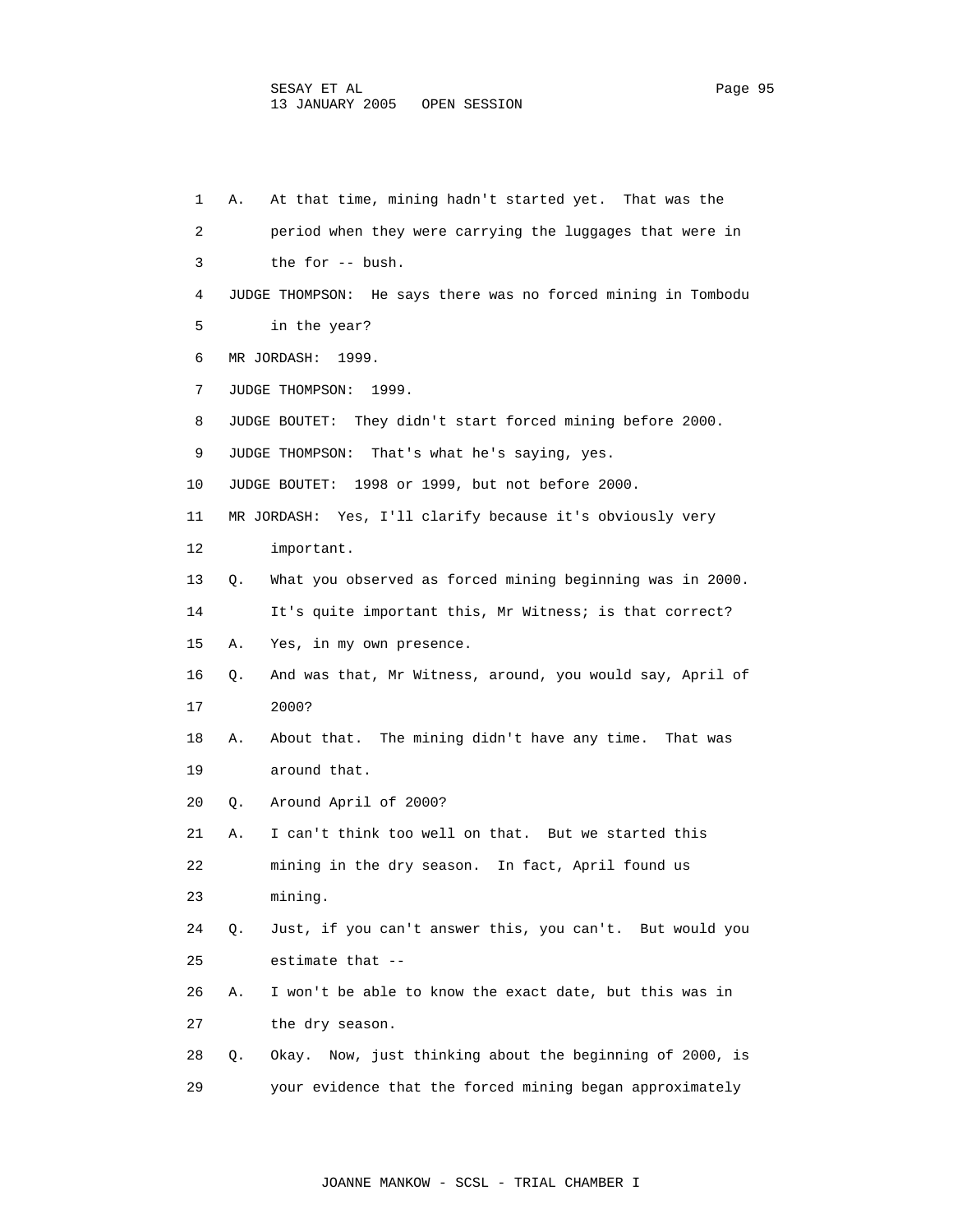1 A. At that time, mining hadn't started yet. That was the
2 period when they were carrying the luggages that were in
3 the for -- bush.
4 JUDGE THOMPSON: He says there was no forced mining in Tombodu
5 in the year?
6 MR JORDASH: 1999.
7 JUDGE THOMPSON: 1999.
8 JUDGE BOUTET: They didn't start forced mining before 2000.
9 JUDGE THOMPSON: That's what he's saying, yes.
10 JUDGE BOUTET: 1998 or 1999, but not before 2000.
11 MR JORDASH: Yes, I'll clarify because it's obviously very
12 important.
13 Q. What you observed as forced mining beginning was in 2000.
14 It's quite important this, Mr Witness; is that correct?
15 A. Yes, in my own presence.
16 Q. And was that, Mr Witness, around, you would say, April of
17 2000?
18 A. About that. The mining didn't have any time. That was
19 around that.
20 Q. Around April of 2000?
21 A. I can't think too well on that. But we started this
22 mining in the dry season. In fact, April found us
23 mining.
24 Q. Just, if you can't answer this, you can't. But would you
25 estimate that --
26 A. I won't be able to know the exact date, but this was in
27 the dry season.
28 Q. Okay. Now, just thinking about the beginning of 2000, is
29 your evidence that the forced mining began approximately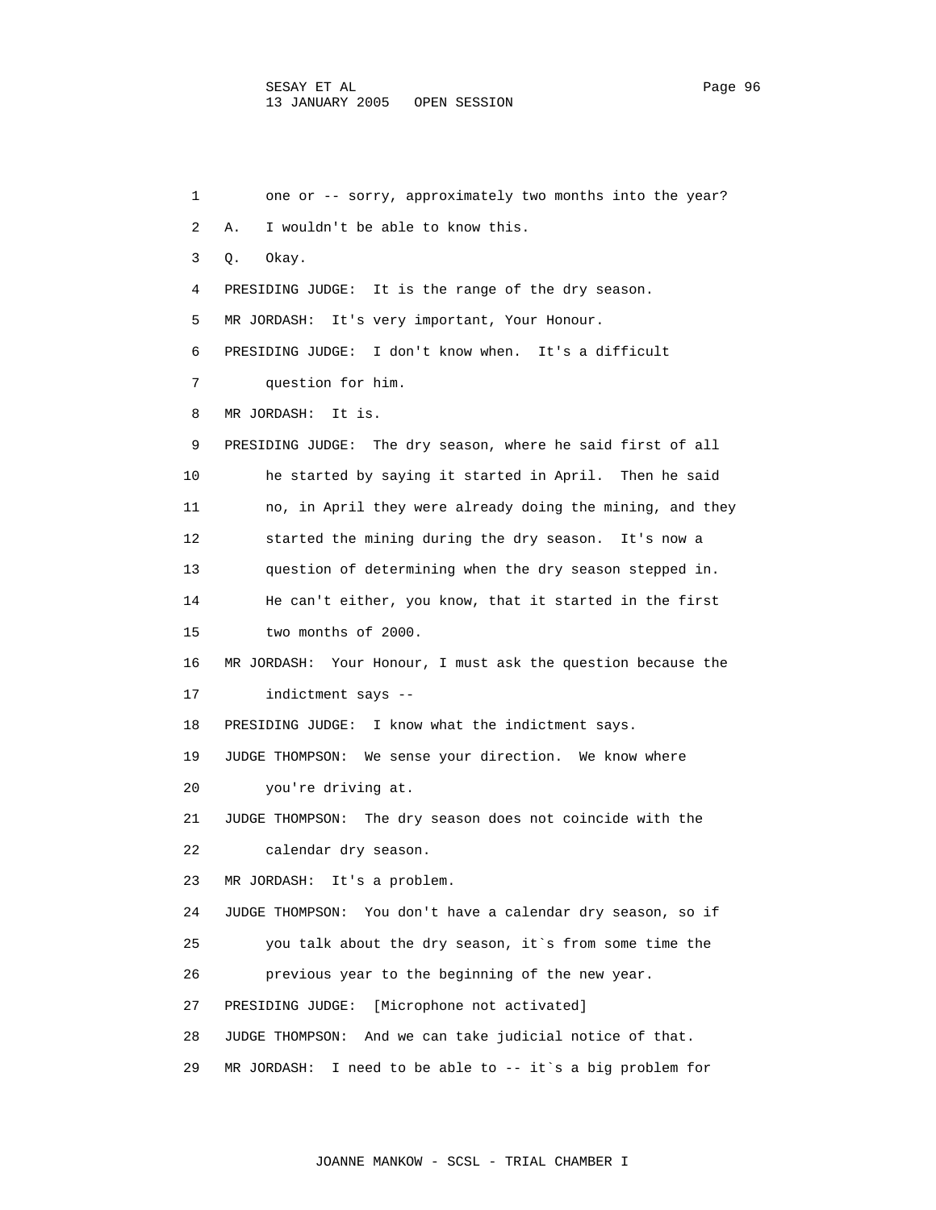1 one or -- sorry, approximately two months into the year?

2 A. I wouldn't be able to know this.

3 Q. Okay.

4 PRESIDING JUDGE: It is the range of the dry season.

5 MR JORDASH: It's very important, Your Honour.

6 PRESIDING JUDGE: I don't know when. It's a difficult

7 question for him.

8 MR JORDASH: It is.

9 PRESIDING JUDGE: The dry season, where he said first of all

10 he started by saying it started in April. Then he said

11 no, in April they were already doing the mining, and they

12 started the mining during the dry season. It's now a

13 question of determining when the dry season stepped in.

14 He can't either, you know, that it started in the first

15 two months of 2000.

16 MR JORDASH: Your Honour, I must ask the question because the

17 indictment says --

18 PRESIDING JUDGE: I know what the indictment says.

19 JUDGE THOMPSON: We sense your direction. We know where

20 you're driving at.

21 JUDGE THOMPSON: The dry season does not coincide with the

22 calendar dry season.

23 MR JORDASH: It's a problem.

24 JUDGE THOMPSON: You don't have a calendar dry season, so if

25 you talk about the dry season, it`s from some time the

26 previous year to the beginning of the new year.

27 PRESIDING JUDGE: [Microphone not activated]

28 JUDGE THOMPSON: And we can take judicial notice of that.

29 MR JORDASH: I need to be able to -- it`s a big problem for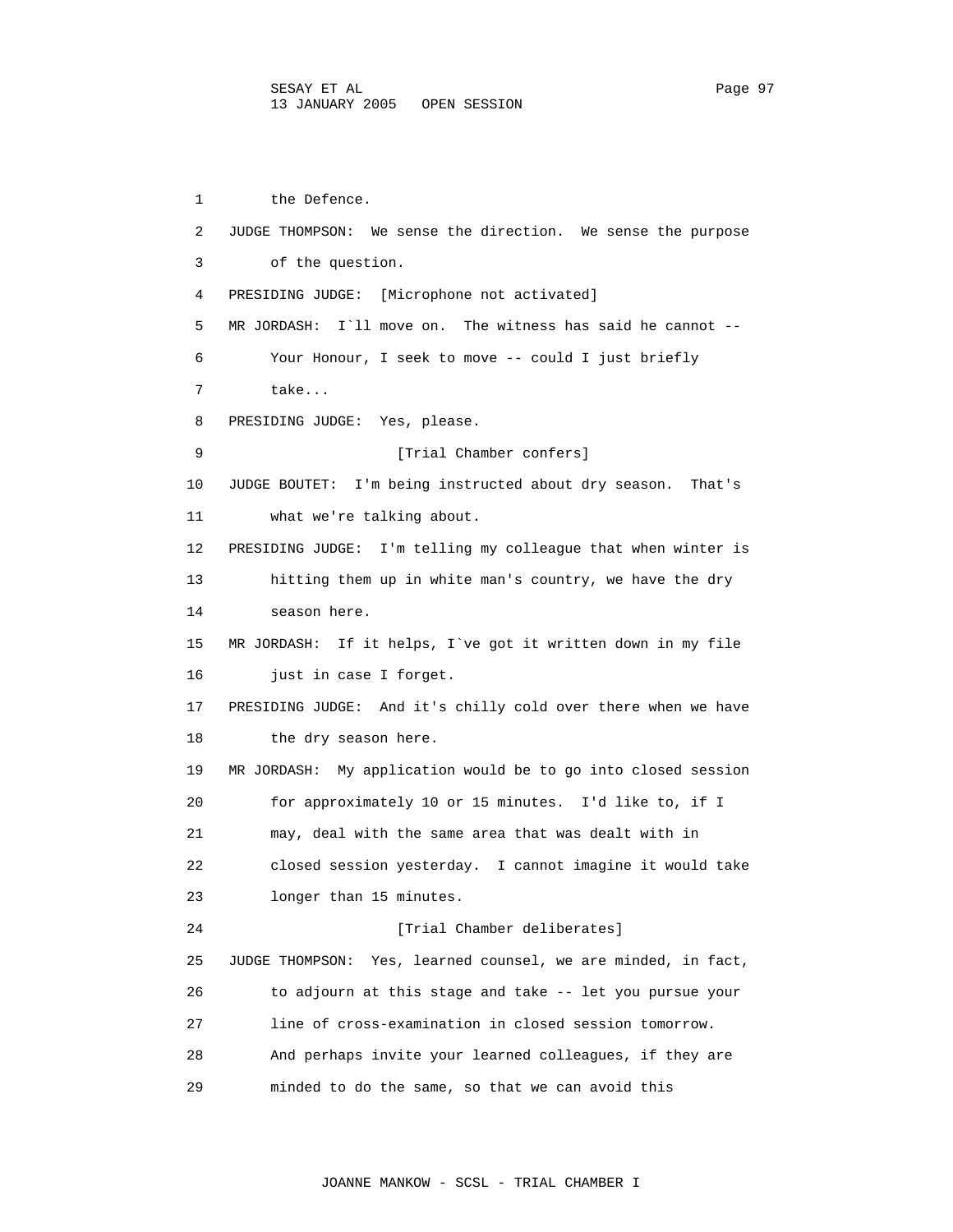1 the Defence.

2 JUDGE THOMPSON: We sense the direction. We sense the purpose

3 of the question.

4 PRESIDING JUDGE: [Microphone not activated]

5 MR JORDASH: I`ll move on. The witness has said he cannot --

6 Your Honour, I seek to move -- could I just briefly

7 take...

8 PRESIDING JUDGE: Yes, please.

9 [Trial Chamber confers]

10 JUDGE BOUTET: I'm being instructed about dry season. That's

11 what we're talking about.

12 PRESIDING JUDGE: I'm telling my colleague that when winter is

13 hitting them up in white man's country, we have the dry

14 season here.

15 MR JORDASH: If it helps, I`ve got it written down in my file

16 just in case I forget.

17 PRESIDING JUDGE: And it's chilly cold over there when we have

18 the dry season here.

19 MR JORDASH: My application would be to go into closed session

20 for approximately 10 or 15 minutes. I'd like to, if I

21 may, deal with the same area that was dealt with in

22 closed session yesterday. I cannot imagine it would take

23 longer than 15 minutes.

24 [Trial Chamber deliberates]

25 JUDGE THOMPSON: Yes, learned counsel, we are minded, in fact,

26 to adjourn at this stage and take -- let you pursue your

27 line of cross-examination in closed session tomorrow.

28 And perhaps invite your learned colleagues, if they are

29 minded to do the same, so that we can avoid this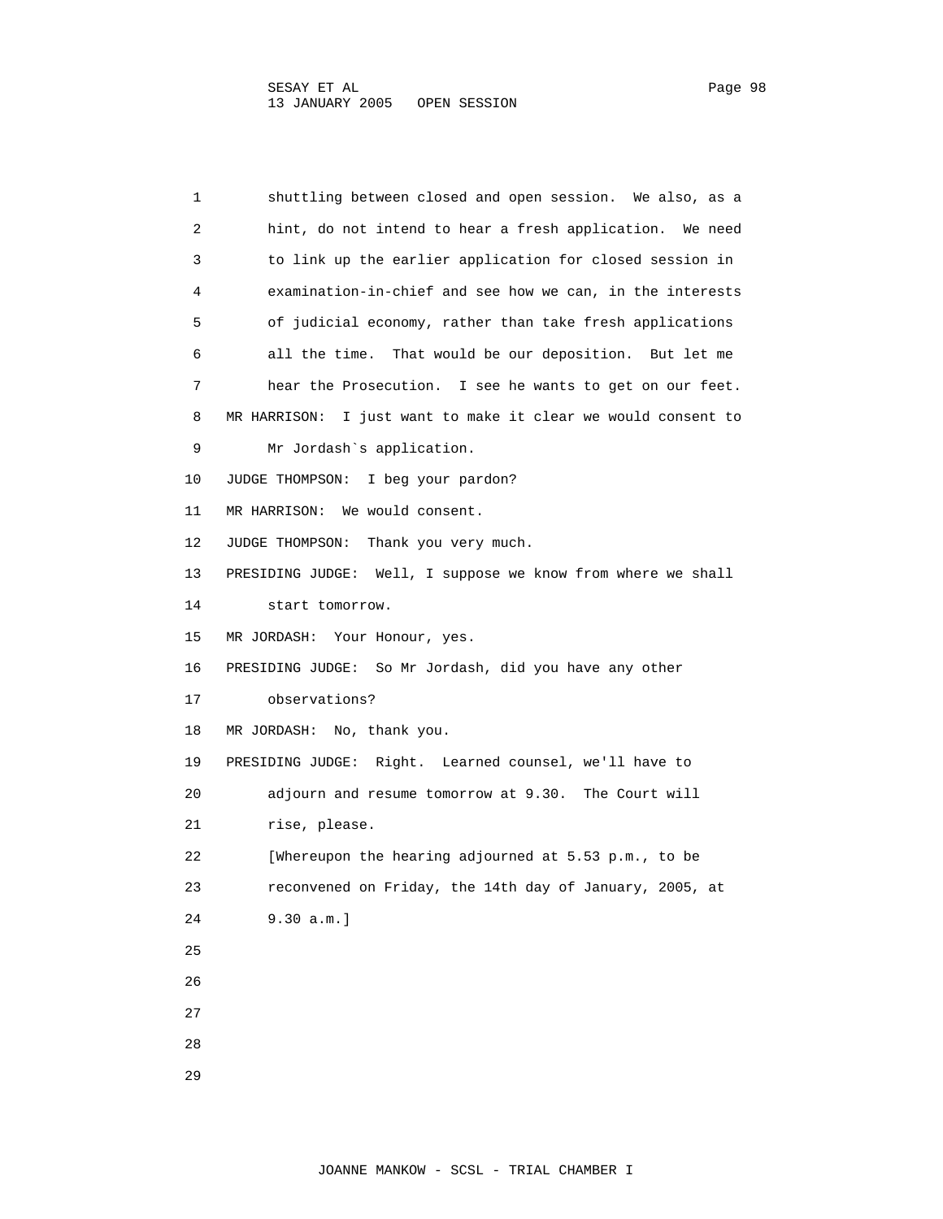shuttling between closed and open session. We also, as a hint, do not intend to hear a fresh application. We need to link up the earlier application for closed session in examination-in-chief and see how we can, in the interests of judicial economy, rather than take fresh applications all the time. That would be our deposition. But let me hear the Prosecution. I see he wants to get on our feet.

MR HARRISON: I just want to make it clear we would consent to Mr Jordash`s application.

JUDGE THOMPSON: I beg your pardon?

MR HARRISON: We would consent.

JUDGE THOMPSON: Thank you very much.

PRESIDING JUDGE: Well, I suppose we know from where we shall start tomorrow.

MR JORDASH: Your Honour, yes.

PRESIDING JUDGE: So Mr Jordash, did you have any other observations?

MR JORDASH: No, thank you.

PRESIDING JUDGE: Right. Learned counsel, we'll have to adjourn and resume tomorrow at 9.30. The Court will rise, please.

[Whereupon the hearing adjourned at 5.53 p.m., to be reconvened on Friday, the 14th day of January, 2005, at 9.30 a.m.]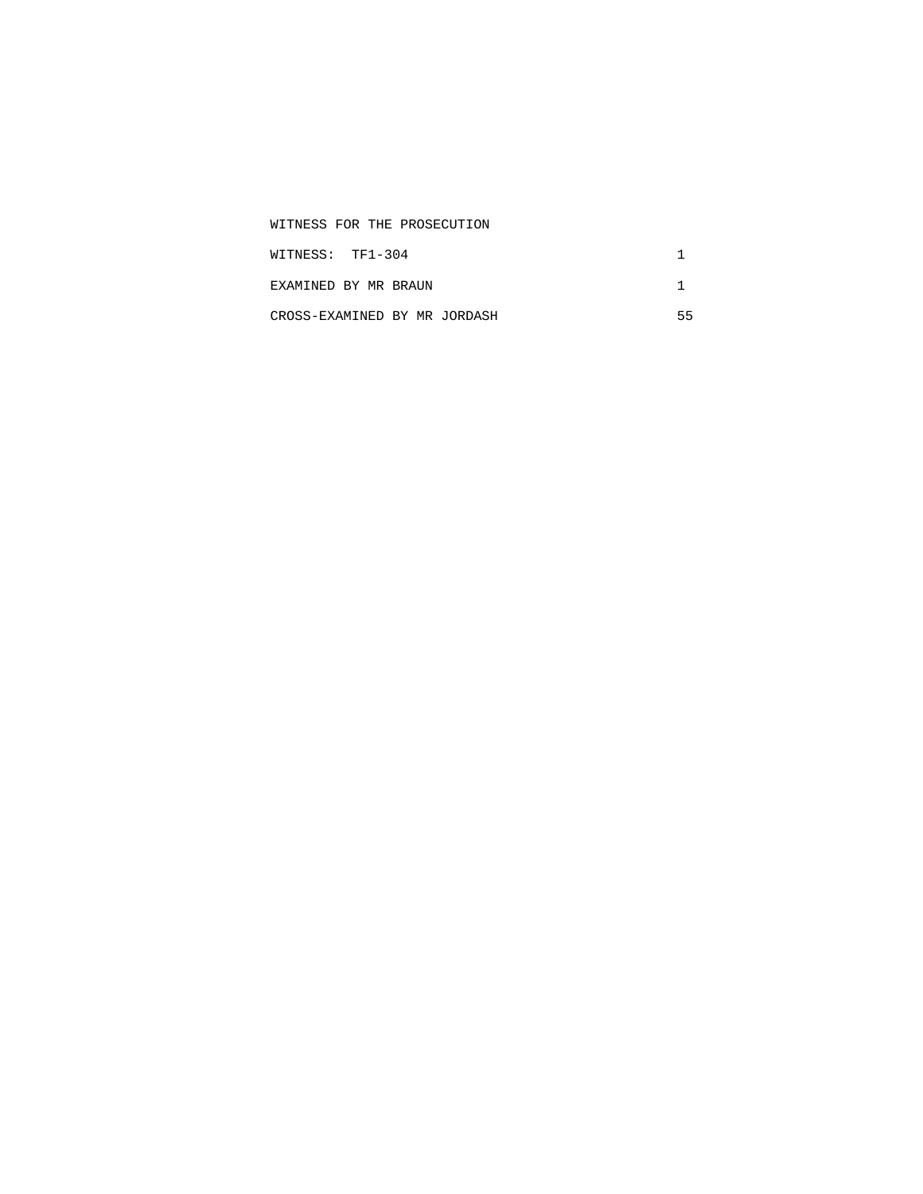WITNESS FOR THE PROSECUTION

| | |
|---|---|
| WITNESS: TF1-304 | 1 |
| EXAMINED BY MR BRAUN | 1 |
| CROSS-EXAMINED BY MR JORDASH | 55 |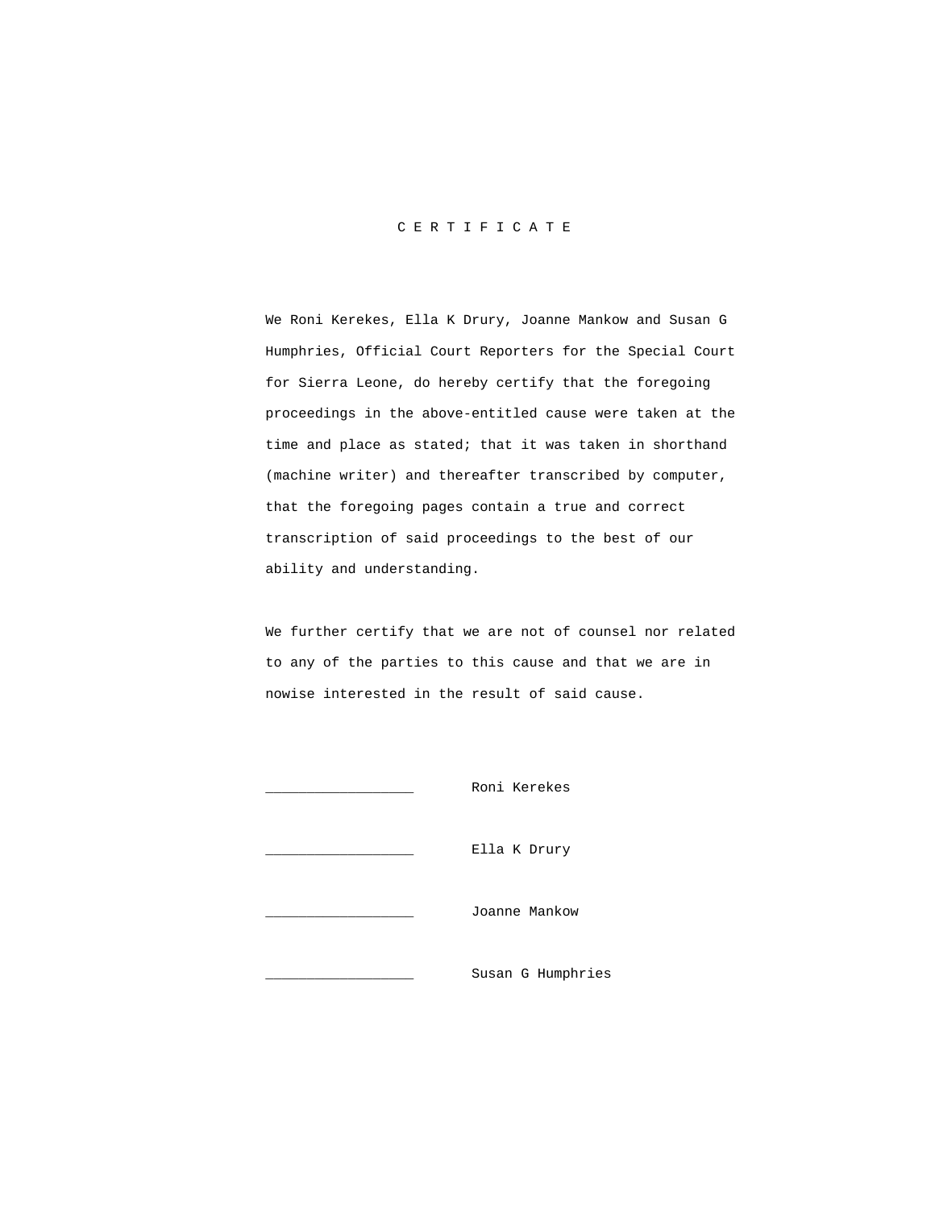# C E R T I F I C A T E

We Roni Kerekes, Ella K Drury, Joanne Mankow and Susan G Humphries, Official Court Reporters for the Special Court for Sierra Leone, do hereby certify that the foregoing proceedings in the above-entitled cause were taken at the time and place as stated; that it was taken in shorthand (machine writer) and thereafter transcribed by computer, that the foregoing pages contain a true and correct transcription of said proceedings to the best of our ability and understanding.

We further certify that we are not of counsel nor related to any of the parties to this cause and that we are in nowise interested in the result of said cause.

__________________ Roni Kerekes

__________________ Ella K Drury

__________________ Joanne Mankow

__________________ Susan G Humphries